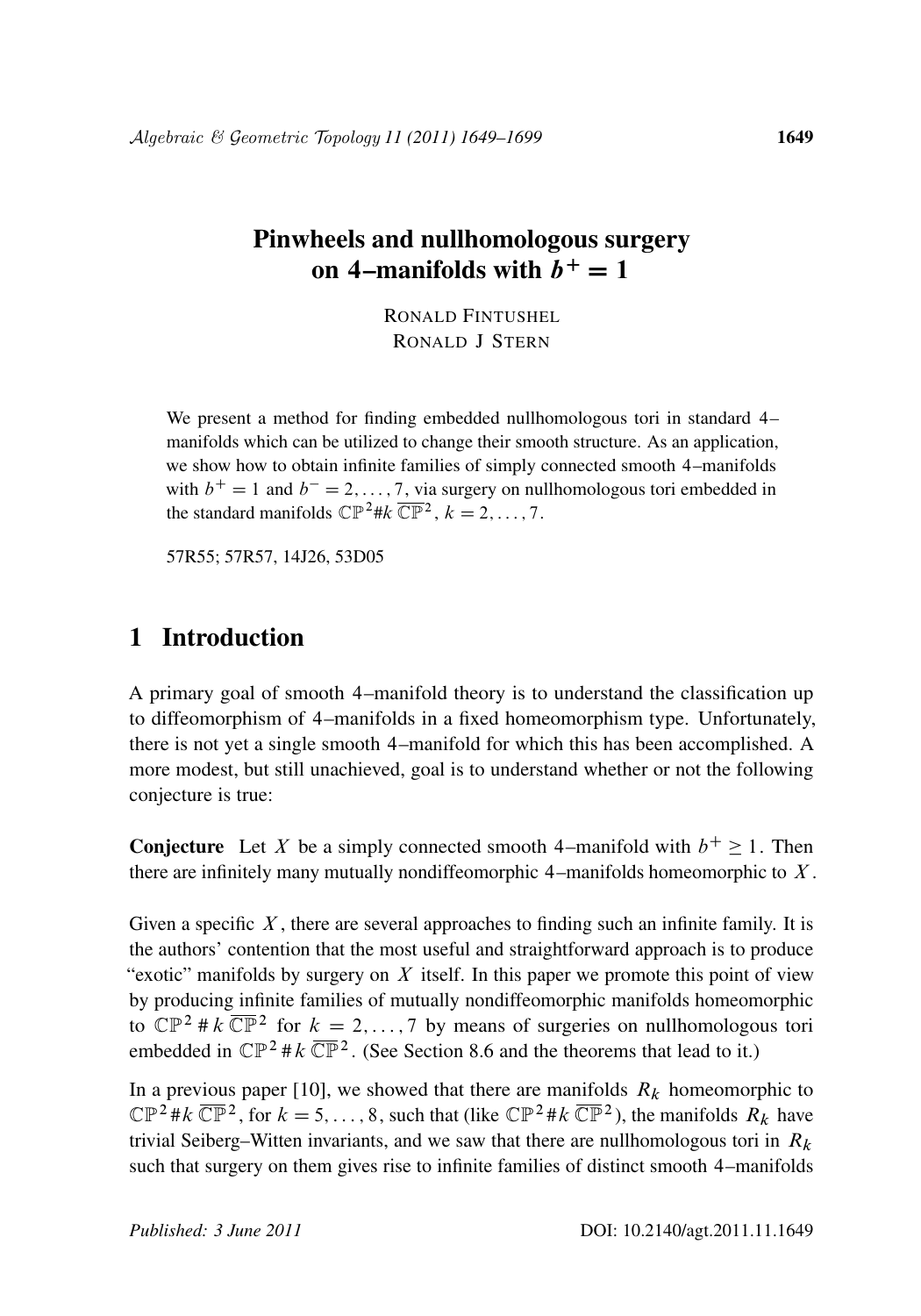# Pinwheels and nullhomologous surgery on 4–manifolds with $b^+ = 1$

RONALD FINTUSHEL
RONALD J STERN

We present a method for finding embedded nullhomologous tori in standard 4–manifolds which can be utilized to change their smooth structure. As an application, we show how to obtain infinite families of simply connected smooth 4–manifolds with $b^+ = 1$ and $b^- = 2, \dots, 7$, via surgery on nullhomologous tori embedded in the standard manifolds $\mathbb{CP}^2 \# k\,\overline{\mathbb{CP}}^2$, $k = 2, \dots, 7$.

57R55; 57R57, 14J26, 53D05

## 1 Introduction

A primary goal of smooth 4–manifold theory is to understand the classification up to diffeomorphism of 4–manifolds in a fixed homeomorphism type. Unfortunately, there is not yet a single smooth 4–manifold for which this has been accomplished. A more modest, but still unachieved, goal is to understand whether or not the following conjecture is true:

**Conjecture** Let $X$ be a simply connected smooth 4–manifold with $b^+ \geq 1$. Then there are infinitely many mutually nondiffeomorphic 4–manifolds homeomorphic to $X$.

Given a specific $X$, there are several approaches to finding such an infinite family. It is the authors' contention that the most useful and straightforward approach is to produce "exotic" manifolds by surgery on $X$ itself. In this paper we promote this point of view by producing infinite families of mutually nondiffeomorphic manifolds homeomorphic to $\mathbb{CP}^2 \# k\,\overline{\mathbb{CP}}^2$ for $k = 2, \dots, 7$ by means of surgeries on nullhomologous tori embedded in $\mathbb{CP}^2 \# k\,\overline{\mathbb{CP}}^2$. (See Section 8.6 and the theorems that lead to it.)

In a previous paper [10], we showed that there are manifolds $R_k$ homeomorphic to $\mathbb{CP}^2 \# k\,\overline{\mathbb{CP}}^2$, for $k = 5, \dots, 8$, such that (like $\mathbb{CP}^2 \# k\,\overline{\mathbb{CP}}^2$), the manifolds $R_k$ have trivial Seiberg–Witten invariants, and we saw that there are nullhomologous tori in $R_k$ such that surgery on them gives rise to infinite families of distinct smooth 4–manifolds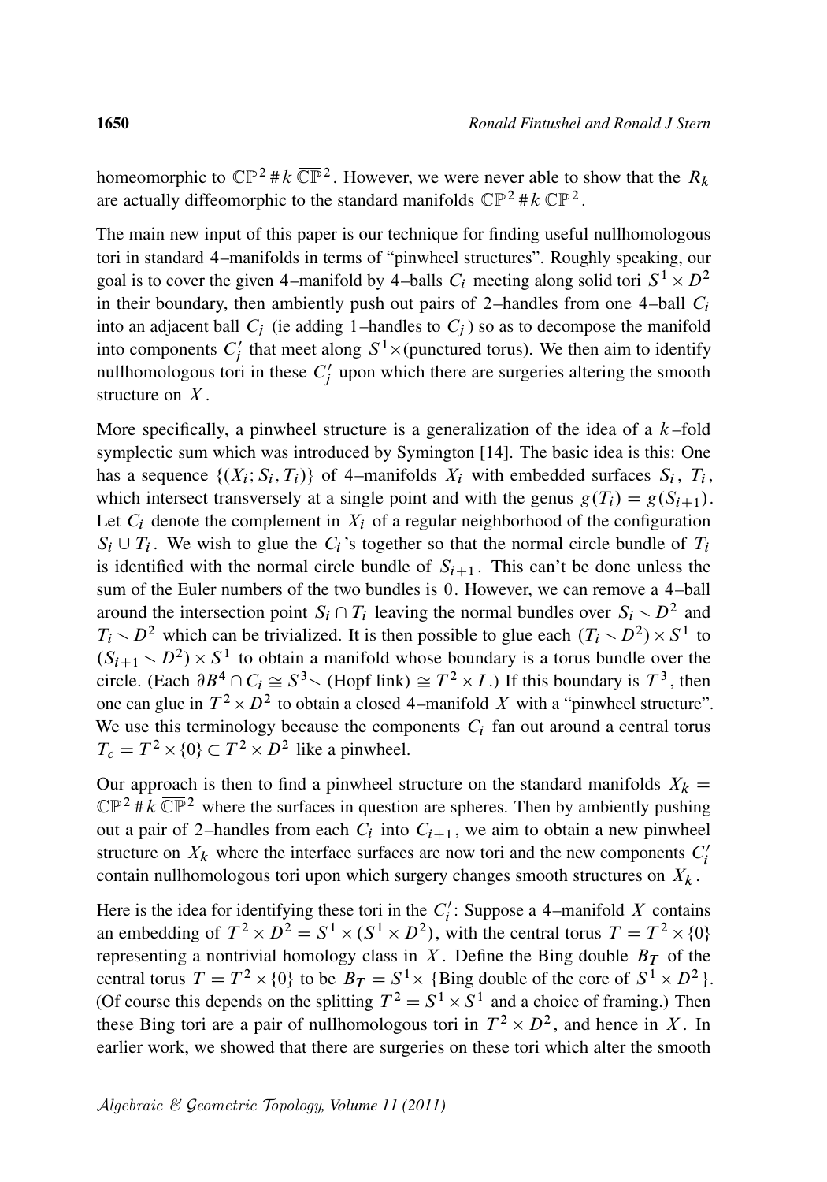homeomorphic to $\mathbb{CP}^2 \# k\, \overline{\mathbb{CP}}^2$. However, we were never able to show that the $R_k$ are actually diffeomorphic to the standard manifolds $\mathbb{CP}^2 \# k\, \overline{\mathbb{CP}}^2$.

The main new input of this paper is our technique for finding useful nullhomologous tori in standard 4–manifolds in terms of "pinwheel structures". Roughly speaking, our goal is to cover the given 4–manifold by 4–balls $C_i$ meeting along solid tori $S^1 \times D^2$ in their boundary, then ambiently push out pairs of 2–handles from one 4–ball $C_i$ into an adjacent ball $C_j$ (ie adding 1–handles to $C_j$) so as to decompose the manifold into components $C_j'$ that meet along $S^1 \times$(punctured torus). We then aim to identify nullhomologous tori in these $C_j'$ upon which there are surgeries altering the smooth structure on $X$.

More specifically, a pinwheel structure is a generalization of the idea of a $k$–fold symplectic sum which was introduced by Symington [14]. The basic idea is this: One has a sequence $\{(X_i; S_i, T_i)\}$ of 4–manifolds $X_i$ with embedded surfaces $S_i$, $T_i$, which intersect transversely at a single point and with the genus $g(T_i) = g(S_{i+1})$. Let $C_i$ denote the complement in $X_i$ of a regular neighborhood of the configuration $S_i \cup T_i$. We wish to glue the $C_i$'s together so that the normal circle bundle of $T_i$ is identified with the normal circle bundle of $S_{i+1}$. This can't be done unless the sum of the Euler numbers of the two bundles is 0. However, we can remove a 4–ball around the intersection point $S_i \cap T_i$ leaving the normal bundles over $S_i \smallsetminus D^2$ and $T_i \smallsetminus D^2$ which can be trivialized. It is then possible to glue each $(T_i \smallsetminus D^2) \times S^1$ to $(S_{i+1} \smallsetminus D^2) \times S^1$ to obtain a manifold whose boundary is a torus bundle over the circle. (Each $\partial B^4 \cap C_i \cong S^3 \smallsetminus$ (Hopf link) $\cong T^2 \times I$.) If this boundary is $T^3$, then one can glue in $T^2 \times D^2$ to obtain a closed 4–manifold $X$ with a "pinwheel structure". We use this terminology because the components $C_i$ fan out around a central torus $T_c = T^2 \times \{0\} \subset T^2 \times D^2$ like a pinwheel.

Our approach is then to find a pinwheel structure on the standard manifolds $X_k = \mathbb{CP}^2 \# k\, \overline{\mathbb{CP}}^2$ where the surfaces in question are spheres. Then by ambiently pushing out a pair of 2–handles from each $C_i$ into $C_{i+1}$, we aim to obtain a new pinwheel structure on $X_k$ where the interface surfaces are now tori and the new components $C_i'$ contain nullhomologous tori upon which surgery changes smooth structures on $X_k$.

Here is the idea for identifying these tori in the $C_i'$: Suppose a 4–manifold $X$ contains an embedding of $T^2 \times D^2 = S^1 \times (S^1 \times D^2)$, with the central torus $T = T^2 \times \{0\}$ representing a nontrivial homology class in $X$. Define the Bing double $B_T$ of the central torus $T = T^2 \times \{0\}$ to be $B_T = S^1 \times$ {Bing double of the core of $S^1 \times D^2$}. (Of course this depends on the splitting $T^2 = S^1 \times S^1$ and a choice of framing.) Then these Bing tori are a pair of nullhomologous tori in $T^2 \times D^2$, and hence in $X$. In earlier work, we showed that there are surgeries on these tori which alter the smooth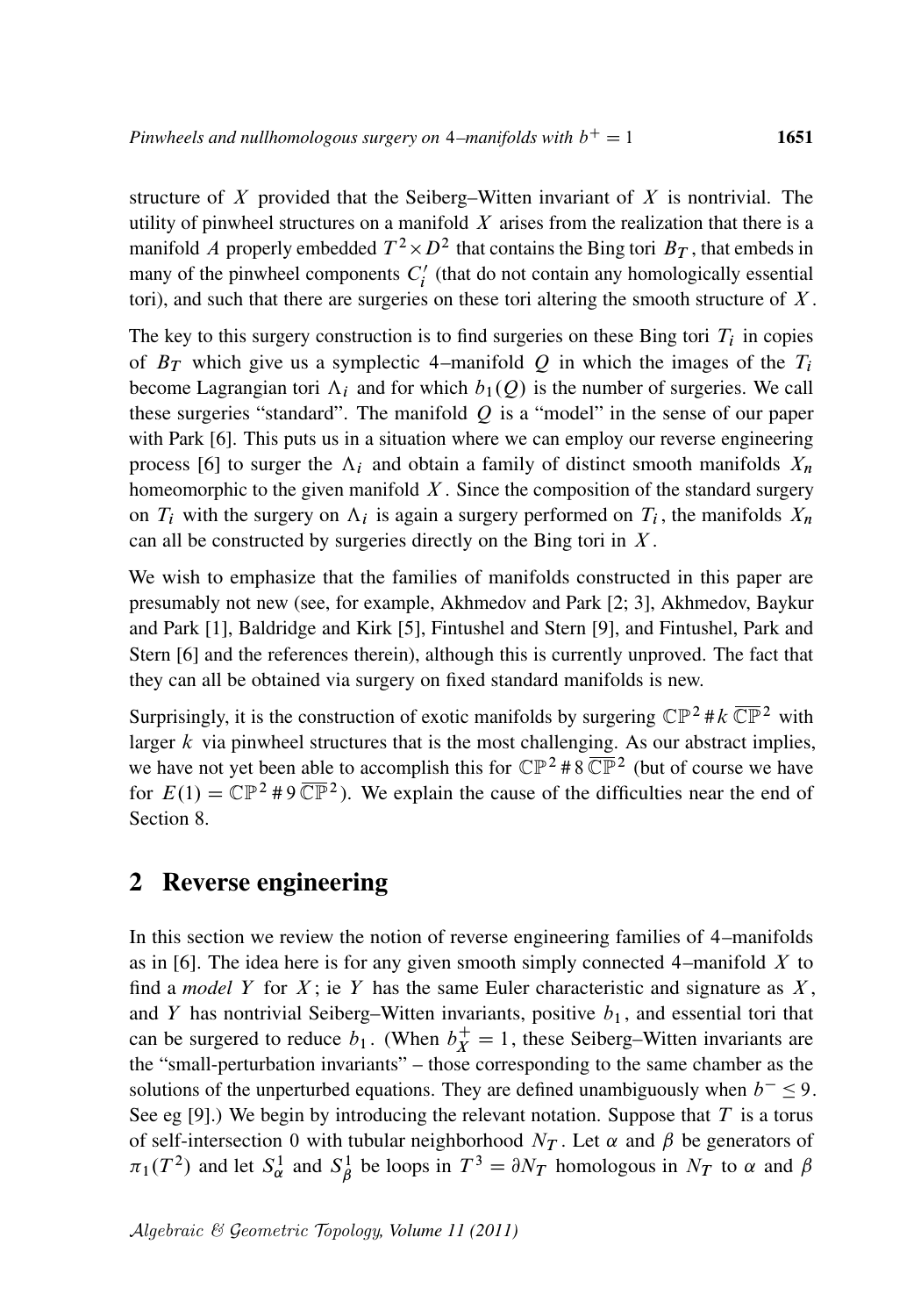structure of $X$ provided that the Seiberg–Witten invariant of $X$ is nontrivial. The utility of pinwheel structures on a manifold $X$ arises from the realization that there is a manifold $A$ properly embedded $T^2 \times D^2$ that contains the Bing tori $B_T$, that embeds in many of the pinwheel components $C_i'$ (that do not contain any homologically essential tori), and such that there are surgeries on these tori altering the smooth structure of $X$.

The key to this surgery construction is to find surgeries on these Bing tori $T_i$ in copies of $B_T$ which give us a symplectic 4–manifold $Q$ in which the images of the $T_i$ become Lagrangian tori $\Lambda_i$ and for which $b_1(Q)$ is the number of surgeries. We call these surgeries "standard". The manifold $Q$ is a "model" in the sense of our paper with Park [6]. This puts us in a situation where we can employ our reverse engineering process [6] to surger the $\Lambda_i$ and obtain a family of distinct smooth manifolds $X_n$ homeomorphic to the given manifold $X$. Since the composition of the standard surgery on $T_i$ with the surgery on $\Lambda_i$ is again a surgery performed on $T_i$, the manifolds $X_n$ can all be constructed by surgeries directly on the Bing tori in $X$.

We wish to emphasize that the families of manifolds constructed in this paper are presumably not new (see, for example, Akhmedov and Park [2; 3], Akhmedov, Baykur and Park [1], Baldridge and Kirk [5], Fintushel and Stern [9], and Fintushel, Park and Stern [6] and the references therein), although this is currently unproved. The fact that they can all be obtained via surgery on fixed standard manifolds is new.

Surprisingly, it is the construction of exotic manifolds by surgering $\mathbb{CP}^2 \# k\, \overline{\mathbb{CP}}^2$ with larger $k$ via pinwheel structures that is the most challenging. As our abstract implies, we have not yet been able to accomplish this for $\mathbb{CP}^2 \# 8\, \overline{\mathbb{CP}}^2$ (but of course we have for $E(1) = \mathbb{CP}^2 \# 9\, \overline{\mathbb{CP}}^2$). We explain the cause of the difficulties near the end of Section 8.

## 2 Reverse engineering

In this section we review the notion of reverse engineering families of 4–manifolds as in [6]. The idea here is for any given smooth simply connected 4–manifold $X$ to find a *model* $Y$ for $X$; ie $Y$ has the same Euler characteristic and signature as $X$, and $Y$ has nontrivial Seiberg–Witten invariants, positive $b_1$, and essential tori that can be surgered to reduce $b_1$. (When $b_X^+ = 1$, these Seiberg–Witten invariants are the "small-perturbation invariants" – those corresponding to the same chamber as the solutions of the unperturbed equations. They are defined unambiguously when $b^- \leq 9$. See eg [9].) We begin by introducing the relevant notation. Suppose that $T$ is a torus of self-intersection 0 with tubular neighborhood $N_T$. Let $\alpha$ and $\beta$ be generators of $\pi_1(T^2)$ and let $S^1_\alpha$ and $S^1_\beta$ be loops in $T^3 = \partial N_T$ homologous in $N_T$ to $\alpha$ and $\beta$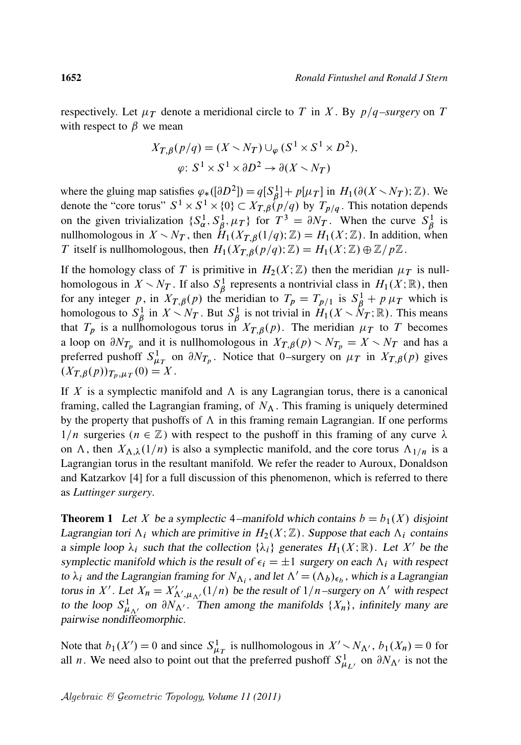respectively. Let $\mu_T$ denote a meridional circle to $T$ in $X$. By *$p/q$–surgery* on $T$ with respect to $\beta$ we mean

$$X_{T,\beta}(p/q) = (X \smallsetminus N_T) \cup_\varphi (S^1 \times S^1 \times D^2),$$
$$\varphi\colon S^1 \times S^1 \times \partial D^2 \to \partial(X \smallsetminus N_T)$$

where the gluing map satisfies $\varphi_*([\partial D^2]) = q[S^1_\beta] + p[\mu_T]$ in $H_1(\partial(X \smallsetminus N_T);\mathbb{Z})$. We denote the "core torus" $S^1 \times S^1 \times \{0\} \subset X_{T,\beta}(p/q)$ by $T_{p/q}$. This notation depends on the given trivialization $\{S^1_\alpha, S^1_\beta, \mu_T\}$ for $T^3 = \partial N_T$. When the curve $S^1_\beta$ is nullhomologous in $X \smallsetminus N_T$, then $H_1(X_{T,\beta}(1/q);\mathbb{Z}) = H_1(X;\mathbb{Z})$. In addition, when $T$ itself is nullhomologous, then $H_1(X_{T,\beta}(p/q);\mathbb{Z}) = H_1(X;\mathbb{Z}) \oplus \mathbb{Z}/p\mathbb{Z}$.

If the homology class of $T$ is primitive in $H_2(X;\mathbb{Z})$ then the meridian $\mu_T$ is nullhomologous in $X \smallsetminus N_T$. If also $S^1_\beta$ represents a nontrivial class in $H_1(X;\mathbb{R})$, then for any integer $p$, in $X_{T,\beta}(p)$ the meridian to $T_p = T_{p/1}$ is $S^1_\beta + p\,\mu_T$ which is homologous to $S^1_\beta$ in $X \smallsetminus N_T$. But $S^1_\beta$ is not trivial in $H_1(X \smallsetminus N_T;\mathbb{R})$. This means that $T_p$ is a nullhomologous torus in $X_{T,\beta}(p)$. The meridian $\mu_T$ to $T$ becomes a loop on $\partial N_{T_p}$ and it is nullhomologous in $X_{T,\beta}(p) \smallsetminus N_{T_p} = X \smallsetminus N_T$ and has a preferred pushoff $S^1_{\mu_T}$ on $\partial N_{T_p}$. Notice that 0–surgery on $\mu_T$ in $X_{T,\beta}(p)$ gives $(X_{T,\beta}(p))_{T_p,\mu_T}(0) = X$.

If $X$ is a symplectic manifold and $\Lambda$ is any Lagrangian torus, there is a canonical framing, called the Lagrangian framing, of $N_\Lambda$. This framing is uniquely determined by the property that pushoffs of $\Lambda$ in this framing remain Lagrangian. If one performs $1/n$ surgeries ($n \in \mathbb{Z}$) with respect to the pushoff in this framing of any curve $\lambda$ on $\Lambda$, then $X_{\Lambda,\lambda}(1/n)$ is also a symplectic manifold, and the core torus $\Lambda_{1/n}$ is a Lagrangian torus in the resultant manifold. We refer the reader to Auroux, Donaldson and Katzarkov [4] for a full discussion of this phenomenon, which is referred to there as *Luttinger surgery*.

**Theorem 1** *Let $X$ be a symplectic 4–manifold which contains $b = b_1(X)$ disjoint Lagrangian tori $\Lambda_i$ which are primitive in $H_2(X;\mathbb{Z})$. Suppose that each $\Lambda_i$ contains a simple loop $\lambda_i$ such that the collection $\{\lambda_i\}$ generates $H_1(X;\mathbb{R})$. Let $X'$ be the symplectic manifold which is the result of $\epsilon_i = \pm 1$ surgery on each $\Lambda_i$ with respect to $\lambda_i$ and the Lagrangian framing for $N_{\Lambda_i}$, and let $\Lambda' = (\Lambda_b)_{\epsilon_b}$, which is a Lagrangian torus in $X'$. Let $X_n = X'_{\Lambda',\mu_{\Lambda'}}(1/n)$ be the result of $1/n$–surgery on $\Lambda'$ with respect to the loop $S^1_{\mu_{\Lambda'}}$ on $\partial N_{\Lambda'}$. Then among the manifolds $\{X_n\}$, infinitely many are pairwise nondiffeomorphic.*

Note that $b_1(X') = 0$ and since $S^1_{\mu_T}$ is nullhomologous in $X' \smallsetminus N_{\Lambda'}$, $b_1(X_n) = 0$ for all $n$. We need also to point out that the preferred pushoff $S^1_{\mu_{L'}}$ on $\partial N_{\Lambda'}$ is not the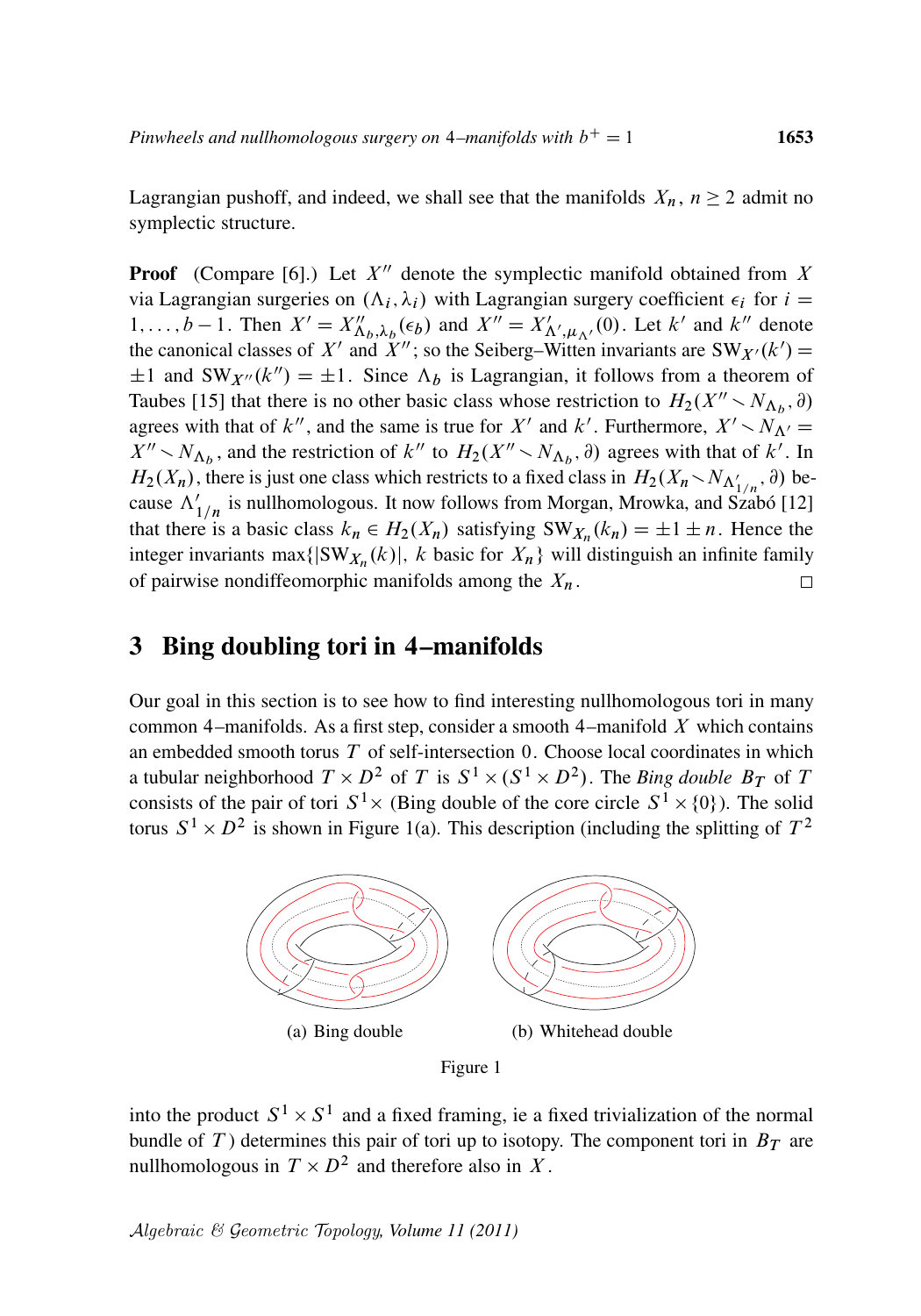Lagrangian pushoff, and indeed, we shall see that the manifolds $X_n$, $n \geq 2$ admit no symplectic structure.

**Proof** (Compare [6].) Let $X''$ denote the symplectic manifold obtained from $X$ via Lagrangian surgeries on $(\Lambda_i, \lambda_i)$ with Lagrangian surgery coefficient $\epsilon_i$ for $i = 1, \ldots, b-1$. Then $X' = X''_{\Lambda_b, \lambda_b}(\epsilon_b)$ and $X'' = X'_{\Lambda', \mu_{\Lambda'}}(0)$. Let $k'$ and $k''$ denote the canonical classes of $X'$ and $X''$; so the Seiberg–Witten invariants are $\mathrm{SW}_{X'}(k') = \pm 1$ and $\mathrm{SW}_{X''}(k'') = \pm 1$. Since $\Lambda_b$ is Lagrangian, it follows from a theorem of Taubes [15] that there is no other basic class whose restriction to $H_2(X'' \smallsetminus N_{\Lambda_b}, \partial)$ agrees with that of $k''$, and the same is true for $X'$ and $k'$. Furthermore, $X' \smallsetminus N_{\Lambda'} = X'' \smallsetminus N_{\Lambda_b}$, and the restriction of $k''$ to $H_2(X'' \smallsetminus N_{\Lambda_b}, \partial)$ agrees with that of $k'$. In $H_2(X_n)$, there is just one class which restricts to a fixed class in $H_2(X_n \smallsetminus N_{\Lambda'_{1/n}}, \partial)$ because $\Lambda'_{1/n}$ is nullhomologous. It now follows from Morgan, Mrowka, and Szabó [12] that there is a basic class $k_n \in H_2(X_n)$ satisfying $\mathrm{SW}_{X_n}(k_n) = \pm 1 \pm n$. Hence the integer invariants $\max\{|\mathrm{SW}_{X_n}(k)|,\ k \text{ basic for } X_n\}$ will distinguish an infinite family of pairwise nondiffeomorphic manifolds among the $X_n$. $\square$

## 3 Bing doubling tori in 4–manifolds

Our goal in this section is to see how to find interesting nullhomologous tori in many common 4–manifolds. As a first step, consider a smooth 4–manifold $X$ which contains an embedded smooth torus $T$ of self-intersection 0. Choose local coordinates in which a tubular neighborhood $T \times D^2$ of $T$ is $S^1 \times (S^1 \times D^2)$. The *Bing double* $B_T$ of $T$ consists of the pair of tori $S^1 \times$ (Bing double of the core circle $S^1 \times \{0\}$). The solid torus $S^1 \times D^2$ is shown in Figure 1(a). This description (including the splitting of $T^2$

(a) Bing double (b) Whitehead double

Figure 1

into the product $S^1 \times S^1$ and a fixed framing, ie a fixed trivialization of the normal bundle of $T$) determines this pair of tori up to isotopy. The component tori in $B_T$ are nullhomologous in $T \times D^2$ and therefore also in $X$.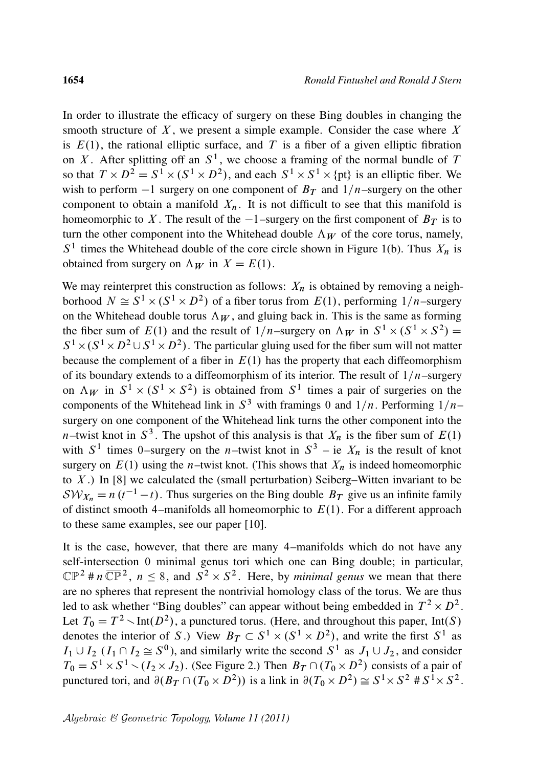In order to illustrate the efficacy of surgery on these Bing doubles in changing the smooth structure of $X$, we present a simple example. Consider the case where $X$ is $E(1)$, the rational elliptic surface, and $T$ is a fiber of a given elliptic fibration on $X$. After splitting off an $S^1$, we choose a framing of the normal bundle of $T$ so that $T \times D^2 = S^1 \times (S^1 \times D^2)$, and each $S^1 \times S^1 \times \{\text{pt}\}$ is an elliptic fiber. We wish to perform $-1$ surgery on one component of $B_T$ and $1/n$–surgery on the other component to obtain a manifold $X_n$. It is not difficult to see that this manifold is homeomorphic to $X$. The result of the $-1$–surgery on the first component of $B_T$ is to turn the other component into the Whitehead double $\Lambda_W$ of the core torus, namely, $S^1$ times the Whitehead double of the core circle shown in Figure 1(b). Thus $X_n$ is obtained from surgery on $\Lambda_W$ in $X = E(1)$.

We may reinterpret this construction as follows: $X_n$ is obtained by removing a neighborhood $N \cong S^1 \times (S^1 \times D^2)$ of a fiber torus from $E(1)$, performing $1/n$–surgery on the Whitehead double torus $\Lambda_W$, and gluing back in. This is the same as forming the fiber sum of $E(1)$ and the result of $1/n$–surgery on $\Lambda_W$ in $S^1 \times (S^1 \times S^2) = S^1 \times (S^1 \times D^2 \cup S^1 \times D^2)$. The particular gluing used for the fiber sum will not matter because the complement of a fiber in $E(1)$ has the property that each diffeomorphism of its boundary extends to a diffeomorphism of its interior. The result of $1/n$–surgery on $\Lambda_W$ in $S^1 \times (S^1 \times S^2)$ is obtained from $S^1$ times a pair of surgeries on the components of the Whitehead link in $S^3$ with framings 0 and $1/n$. Performing $1/n$–surgery on one component of the Whitehead link turns the other component into the $n$–twist knot in $S^3$. The upshot of this analysis is that $X_n$ is the fiber sum of $E(1)$ with $S^1$ times 0–surgery on the $n$–twist knot in $S^3$ – ie $X_n$ is the result of knot surgery on $E(1)$ using the $n$–twist knot. (This shows that $X_n$ is indeed homeomorphic to $X$.) In [8] we calculated the (small perturbation) Seiberg–Witten invariant to be $\mathcal{SW}_{X_n} = n\,(t^{-1} - t)$. Thus surgeries on the Bing double $B_T$ give us an infinite family of distinct smooth 4–manifolds all homeomorphic to $E(1)$. For a different approach to these same examples, see our paper [10].

It is the case, however, that there are many 4–manifolds which do not have any self-intersection 0 minimal genus tori which one can Bing double; in particular, $\mathbb{CP}^2 \# n\,\overline{\mathbb{CP}}^2$, $n \leq 8$, and $S^2 \times S^2$. Here, by *minimal genus* we mean that there are no spheres that represent the nontrivial homology class of the torus. We are thus led to ask whether "Bing doubles" can appear without being embedded in $T^2 \times D^2$. Let $T_0 = T^2 \smallsetminus \text{Int}(D^2)$, a punctured torus. (Here, and throughout this paper, $\text{Int}(S)$ denotes the interior of $S$.) View $B_T \subset S^1 \times (S^1 \times D^2)$, and write the first $S^1$ as $I_1 \cup I_2$ ($I_1 \cap I_2 \cong S^0$), and similarly write the second $S^1$ as $J_1 \cup J_2$, and consider $T_0 = S^1 \times S^1 \smallsetminus (I_2 \times J_2)$. (See Figure 2.) Then $B_T \cap (T_0 \times D^2)$ consists of a pair of punctured tori, and $\partial(B_T \cap (T_0 \times D^2))$ is a link in $\partial(T_0 \times D^2) \cong S^1 \times S^2 \# S^1 \times S^2$.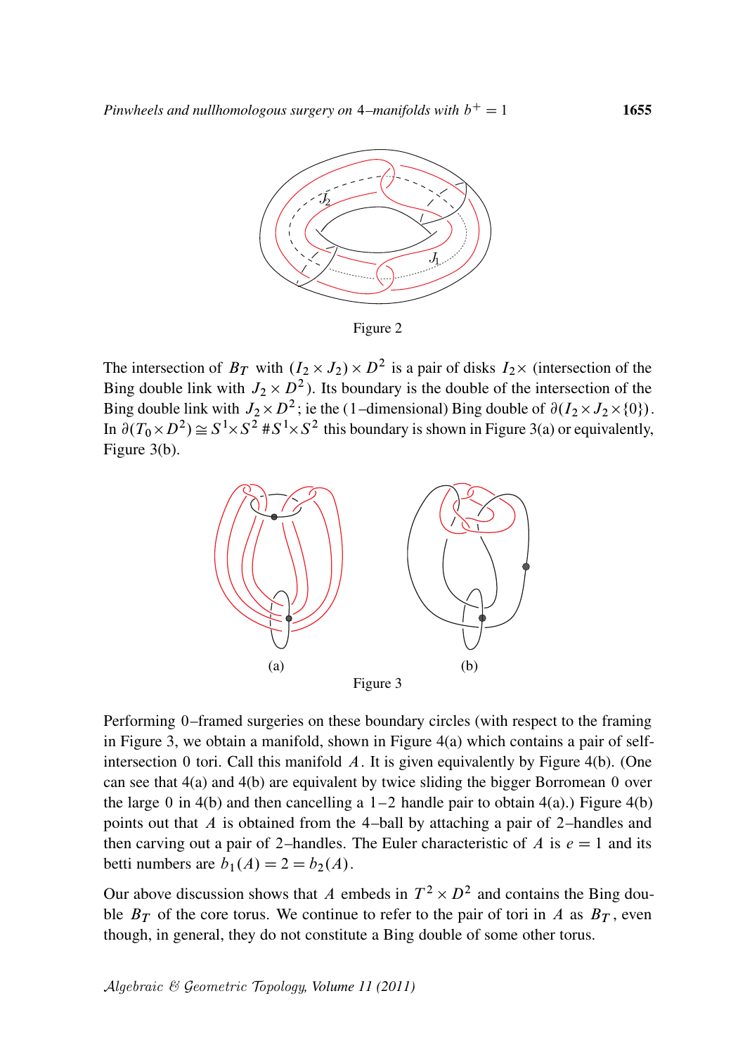Figure 2

The intersection of $B_T$ with $(I_2 \times J_2) \times D^2$ is a pair of disks $I_2 \times$ (intersection of the Bing double link with $J_2 \times D^2$). Its boundary is the double of the intersection of the Bing double link with $J_2 \times D^2$; ie the (1–dimensional) Bing double of $\partial(I_2 \times J_2 \times \{0\})$. In $\partial(T_0 \times D^2) \cong S^1 \times S^2 \# S^1 \times S^2$ this boundary is shown in Figure 3(a) or equivalently, Figure 3(b).

(a) (b)

Figure 3

Performing 0–framed surgeries on these boundary circles (with respect to the framing in Figure 3, we obtain a manifold, shown in Figure 4(a) which contains a pair of self-intersection 0 tori. Call this manifold $A$. It is given equivalently by Figure 4(b). (One can see that 4(a) and 4(b) are equivalent by twice sliding the bigger Borromean 0 over the large 0 in 4(b) and then cancelling a 1–2 handle pair to obtain 4(a).) Figure 4(b) points out that $A$ is obtained from the 4–ball by attaching a pair of 2–handles and then carving out a pair of 2–handles. The Euler characteristic of $A$ is $e = 1$ and its betti numbers are $b_1(A) = 2 = b_2(A)$.

Our above discussion shows that $A$ embeds in $T^2 \times D^2$ and contains the Bing double $B_T$ of the core torus. We continue to refer to the pair of tori in $A$ as $B_T$, even though, in general, they do not constitute a Bing double of some other torus.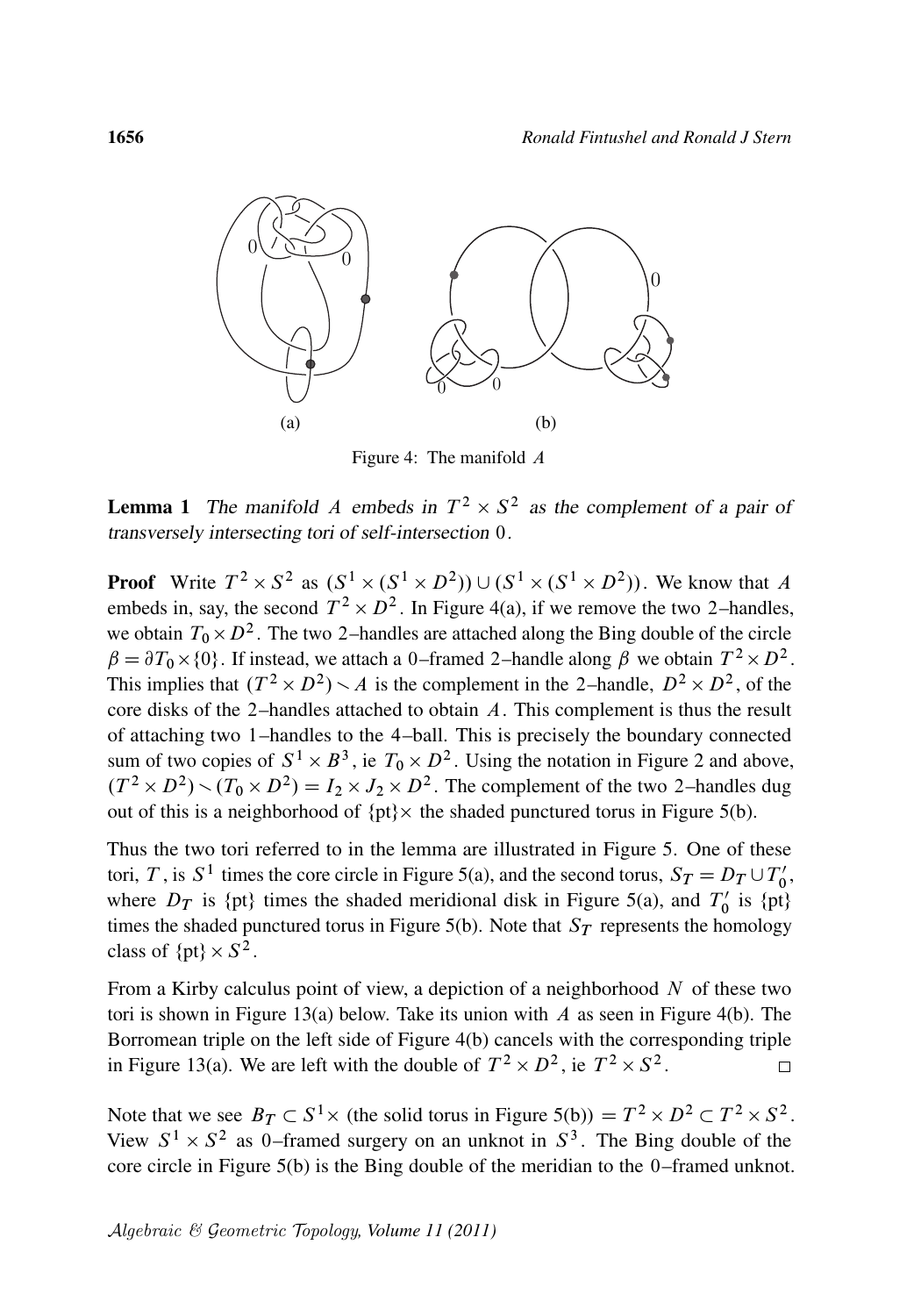(a) (b)

Figure 4: The manifold $A$

**Lemma 1** *The manifold $A$ embeds in $T^2 \times S^2$ as the complement of a pair of transversely intersecting tori of self-intersection 0.*

**Proof** Write $T^2 \times S^2$ as $(S^1 \times (S^1 \times D^2)) \cup (S^1 \times (S^1 \times D^2))$. We know that $A$ embeds in, say, the second $T^2 \times D^2$. In Figure 4(a), if we remove the two 2–handles, we obtain $T_0 \times D^2$. The two 2–handles are attached along the Bing double of the circle $\beta = \partial T_0 \times \{0\}$. If instead, we attach a 0–framed 2–handle along $\beta$ we obtain $T^2 \times D^2$. This implies that $(T^2 \times D^2) \smallsetminus A$ is the complement in the 2–handle, $D^2 \times D^2$, of the core disks of the 2–handles attached to obtain $A$. This complement is thus the result of attaching two 1–handles to the 4–ball. This is precisely the boundary connected sum of two copies of $S^1 \times B^3$, ie $T_0 \times D^2$. Using the notation in Figure 2 and above, $(T^2 \times D^2) \smallsetminus (T_0 \times D^2) = I_2 \times J_2 \times D^2$. The complement of the two 2–handles dug out of this is a neighborhood of $\{\text{pt}\} \times$ the shaded punctured torus in Figure 5(b).

Thus the two tori referred to in the lemma are illustrated in Figure 5. One of these tori, $T$, is $S^1$ times the core circle in Figure 5(a), and the second torus, $S_T = D_T \cup T_0'$, where $D_T$ is $\{\text{pt}\}$ times the shaded meridional disk in Figure 5(a), and $T_0'$ is $\{\text{pt}\}$ times the shaded punctured torus in Figure 5(b). Note that $S_T$ represents the homology class of $\{\text{pt}\} \times S^2$.

From a Kirby calculus point of view, a depiction of a neighborhood $N$ of these two tori is shown in Figure 13(a) below. Take its union with $A$ as seen in Figure 4(b). The Borromean triple on the left side of Figure 4(b) cancels with the corresponding triple in Figure 13(a). We are left with the double of $T^2 \times D^2$, ie $T^2 \times S^2$. □

Note that we see $B_T \subset S^1 \times$ (the solid torus in Figure 5(b)) $= T^2 \times D^2 \subset T^2 \times S^2$. View $S^1 \times S^2$ as 0–framed surgery on an unknot in $S^3$. The Bing double of the core circle in Figure 5(b) is the Bing double of the meridian to the 0–framed unknot.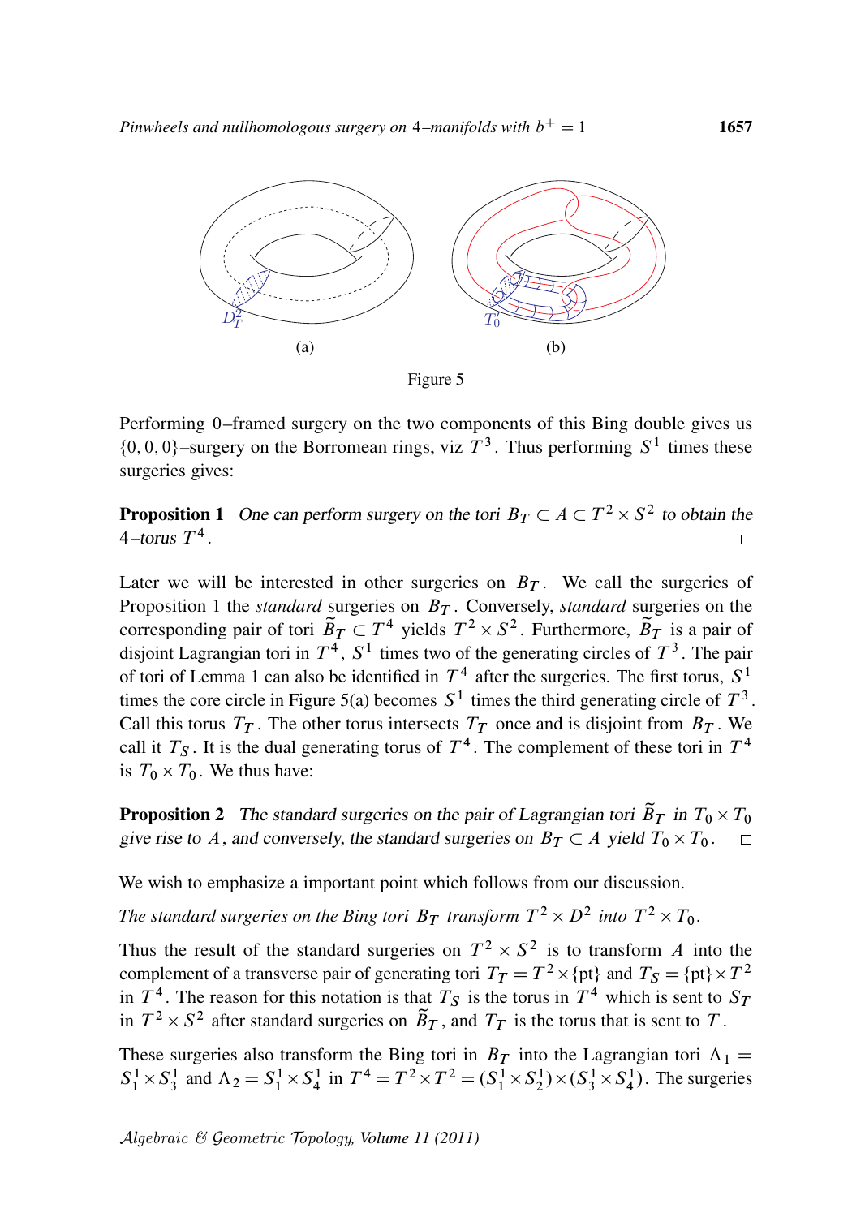(a) (b)

Figure 5

Performing 0–framed surgery on the two components of this Bing double gives us $\{0,0,0\}$–surgery on the Borromean rings, viz $T^3$. Thus performing $S^1$ times these surgeries gives:

**Proposition 1** *One can perform surgery on the tori $B_T \subset A \subset T^2 \times S^2$ to obtain the 4–torus $T^4$.* □

Later we will be interested in other surgeries on $B_T$. We call the surgeries of Proposition 1 the *standard* surgeries on $B_T$. Conversely, *standard* surgeries on the corresponding pair of tori $\widetilde{B}_T \subset T^4$ yields $T^2 \times S^2$. Furthermore, $\widetilde{B}_T$ is a pair of disjoint Lagrangian tori in $T^4$, $S^1$ times two of the generating circles of $T^3$. The pair of tori of Lemma 1 can also be identified in $T^4$ after the surgeries. The first torus, $S^1$ times the core circle in Figure 5(a) becomes $S^1$ times the third generating circle of $T^3$. Call this torus $T_T$. The other torus intersects $T_T$ once and is disjoint from $B_T$. We call it $T_S$. It is the dual generating torus of $T^4$. The complement of these tori in $T^4$ is $T_0 \times T_0$. We thus have:

**Proposition 2** *The standard surgeries on the pair of Lagrangian tori $\widetilde{B}_T$ in $T_0 \times T_0$ give rise to $A$, and conversely, the standard surgeries on $B_T \subset A$ yield $T_0 \times T_0$.* □

We wish to emphasize a important point which follows from our discussion.

*The standard surgeries on the Bing tori $B_T$ transform $T^2 \times D^2$ into $T^2 \times T_0$.*

Thus the result of the standard surgeries on $T^2 \times S^2$ is to transform $A$ into the complement of a transverse pair of generating tori $T_T = T^2 \times \{\text{pt}\}$ and $T_S = \{\text{pt}\} \times T^2$ in $T^4$. The reason for this notation is that $T_S$ is the torus in $T^4$ which is sent to $S_T$ in $T^2 \times S^2$ after standard surgeries on $\widetilde{B}_T$, and $T_T$ is the torus that is sent to $T$.

These surgeries also transform the Bing tori in $B_T$ into the Lagrangian tori $\Lambda_1 = S^1_1 \times S^1_3$ and $\Lambda_2 = S^1_1 \times S^1_4$ in $T^4 = T^2 \times T^2 = (S^1_1 \times S^1_2) \times (S^1_3 \times S^1_4)$. The surgeries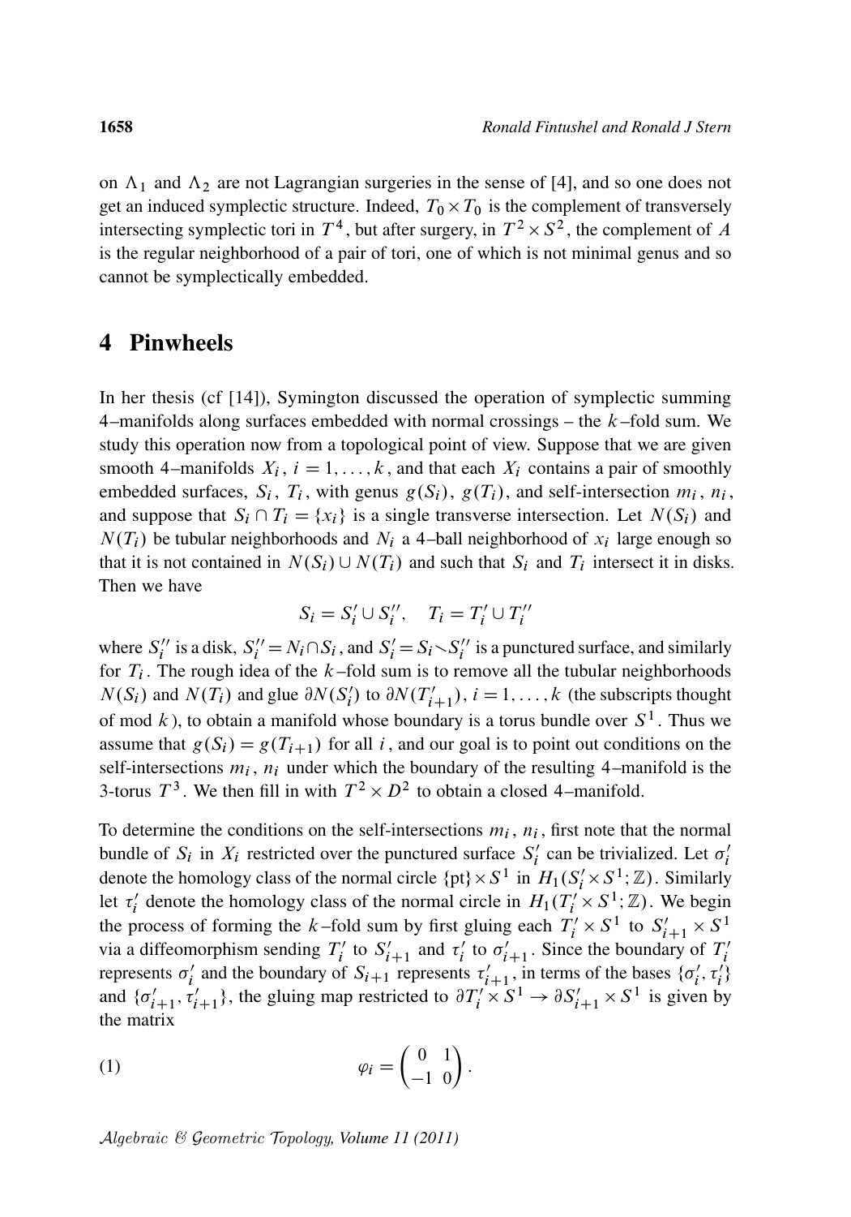on $\Lambda_1$ and $\Lambda_2$ are not Lagrangian surgeries in the sense of [4], and so one does not get an induced symplectic structure. Indeed, $T_0 \times T_0$ is the complement of transversely intersecting symplectic tori in $T^4$, but after surgery, in $T^2 \times S^2$, the complement of $A$ is the regular neighborhood of a pair of tori, one of which is not minimal genus and so cannot be symplectically embedded.

## 4 Pinwheels

In her thesis (cf [14]), Symington discussed the operation of symplectic summing 4–manifolds along surfaces embedded with normal crossings – the $k$–fold sum. We study this operation now from a topological point of view. Suppose that we are given smooth 4–manifolds $X_i$, $i = 1, \ldots, k$, and that each $X_i$ contains a pair of smoothly embedded surfaces, $S_i$, $T_i$, with genus $g(S_i)$, $g(T_i)$, and self-intersection $m_i$, $n_i$, and suppose that $S_i \cap T_i = \{x_i\}$ is a single transverse intersection. Let $N(S_i)$ and $N(T_i)$ be tubular neighborhoods and $N_i$ a 4–ball neighborhood of $x_i$ large enough so that it is not contained in $N(S_i) \cup N(T_i)$ and such that $S_i$ and $T_i$ intersect it in disks. Then we have

$$S_i = S_i' \cup S_i'', \quad T_i = T_i' \cup T_i''$$

where $S_i''$ is a disk, $S_i'' = N_i \cap S_i$, and $S_i' = S_i \setminus S_i''$ is a punctured surface, and similarly for $T_i$. The rough idea of the $k$–fold sum is to remove all the tubular neighborhoods $N(S_i)$ and $N(T_i)$ and glue $\partial N(S_i')$ to $\partial N(T_{i+1}')$, $i = 1, \ldots, k$ (the subscripts thought of mod $k$), to obtain a manifold whose boundary is a torus bundle over $S^1$. Thus we assume that $g(S_i) = g(T_{i+1})$ for all $i$, and our goal is to point out conditions on the self-intersections $m_i$, $n_i$ under which the boundary of the resulting 4–manifold is the 3-torus $T^3$. We then fill in with $T^2 \times D^2$ to obtain a closed 4–manifold.

To determine the conditions on the self-intersections $m_i$, $n_i$, first note that the normal bundle of $S_i$ in $X_i$ restricted over the punctured surface $S_i'$ can be trivialized. Let $\sigma_i'$ denote the homology class of the normal circle $\{\text{pt}\} \times S^1$ in $H_1(S_i' \times S^1; \mathbb{Z})$. Similarly let $\tau_i'$ denote the homology class of the normal circle in $H_1(T_i' \times S^1; \mathbb{Z})$. We begin the process of forming the $k$–fold sum by first gluing each $T_i' \times S^1$ to $S_{i+1}' \times S^1$ via a diffeomorphism sending $T_i'$ to $S_{i+1}'$ and $\tau_i'$ to $\sigma_{i+1}'$. Since the boundary of $T_i'$ represents $\sigma_i'$ and the boundary of $S_{i+1}$ represents $\tau_{i+1}'$, in terms of the bases $\{\sigma_i', \tau_i'\}$ and $\{\sigma_{i+1}', \tau_{i+1}'\}$, the gluing map restricted to $\partial T_i' \times S^1 \to \partial S_{i+1}' \times S^1$ is given by the matrix

$$\varphi_i = \begin{pmatrix} 0 & 1 \\ -1 & 0 \end{pmatrix}. \tag{1}$$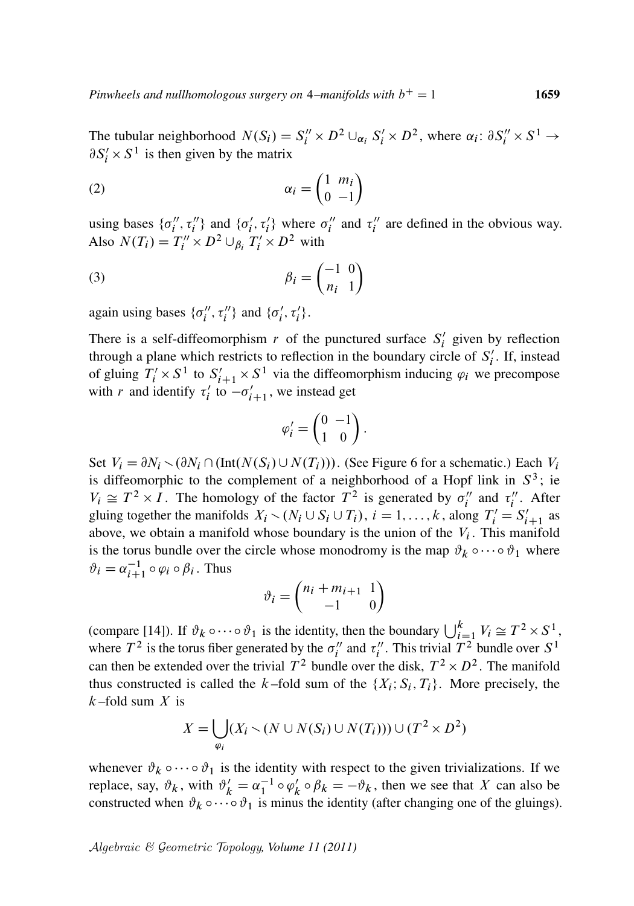The tubular neighborhood $N(S_i) = S_i'' \times D^2 \cup_{\alpha_i} S_i' \times D^2$, where $\alpha_i\colon \partial S_i'' \times S^1 \to \partial S_i' \times S^1$ is then given by the matrix

$$\alpha_i = \begin{pmatrix} 1 & m_i \\ 0 & -1 \end{pmatrix} \tag{2}$$

using bases $\{\sigma_i'', \tau_i''\}$ and $\{\sigma_i', \tau_i'\}$ where $\sigma_i''$ and $\tau_i''$ are defined in the obvious way. Also $N(T_i) = T_i'' \times D^2 \cup_{\beta_i} T_i' \times D^2$ with

$$\beta_i = \begin{pmatrix} -1 & 0 \\ n_i & 1 \end{pmatrix} \tag{3}$$

again using bases $\{\sigma_i'', \tau_i''\}$ and $\{\sigma_i', \tau_i'\}$.

There is a self-diffeomorphism $r$ of the punctured surface $S_i'$ given by reflection through a plane which restricts to reflection in the boundary circle of $S_i'$. If, instead of gluing $T_i' \times S^1$ to $S_{i+1}' \times S^1$ via the diffeomorphism inducing $\varphi_i$ we precompose with $r$ and identify $\tau_i'$ to $-\sigma_{i+1}'$, we instead get

$$\varphi_i' = \begin{pmatrix} 0 & -1 \\ 1 & 0 \end{pmatrix}.$$

Set $V_i = \partial N_i \smallsetminus (\partial N_i \cap (\mathrm{Int}(N(S_i) \cup N(T_i))))$. (See Figure 6 for a schematic.) Each $V_i$ is diffeomorphic to the complement of a neighborhood of a Hopf link in $S^3$; ie $V_i \cong T^2 \times I$. The homology of the factor $T^2$ is generated by $\sigma_i''$ and $\tau_i''$. After gluing together the manifolds $X_i \smallsetminus (N_i \cup S_i \cup T_i)$, $i = 1, \ldots, k$, along $T_i' = S_{i+1}'$ as above, we obtain a manifold whose boundary is the union of the $V_i$. This manifold is the torus bundle over the circle whose monodromy is the map $\vartheta_k \circ \cdots \circ \vartheta_1$ where $\vartheta_i = \alpha_{i+1}^{-1} \circ \varphi_i \circ \beta_i$. Thus

$$\vartheta_i = \begin{pmatrix} n_i + m_{i+1} & 1 \\ -1 & 0 \end{pmatrix}$$

(compare [14]). If $\vartheta_k \circ \cdots \circ \vartheta_1$ is the identity, then the boundary $\bigcup_{i=1}^k V_i \cong T^2 \times S^1$, where $T^2$ is the torus fiber generated by the $\sigma_i''$ and $\tau_i''$. This trivial $T^2$ bundle over $S^1$ can then be extended over the trivial $T^2$ bundle over the disk, $T^2 \times D^2$. The manifold thus constructed is called the $k$–fold sum of the $\{X_i; S_i, T_i\}$. More precisely, the $k$–fold sum $X$ is

$$X = \bigcup_{\varphi_i} (X_i \smallsetminus (N \cup N(S_i) \cup N(T_i))) \cup (T^2 \times D^2)$$

whenever $\vartheta_k \circ \cdots \circ \vartheta_1$ is the identity with respect to the given trivializations. If we replace, say, $\vartheta_k$, with $\vartheta_k' = \alpha_1^{-1} \circ \varphi_k' \circ \beta_k = -\vartheta_k$, then we see that $X$ can also be constructed when $\vartheta_k \circ \cdots \circ \vartheta_1$ is minus the identity (after changing one of the gluings).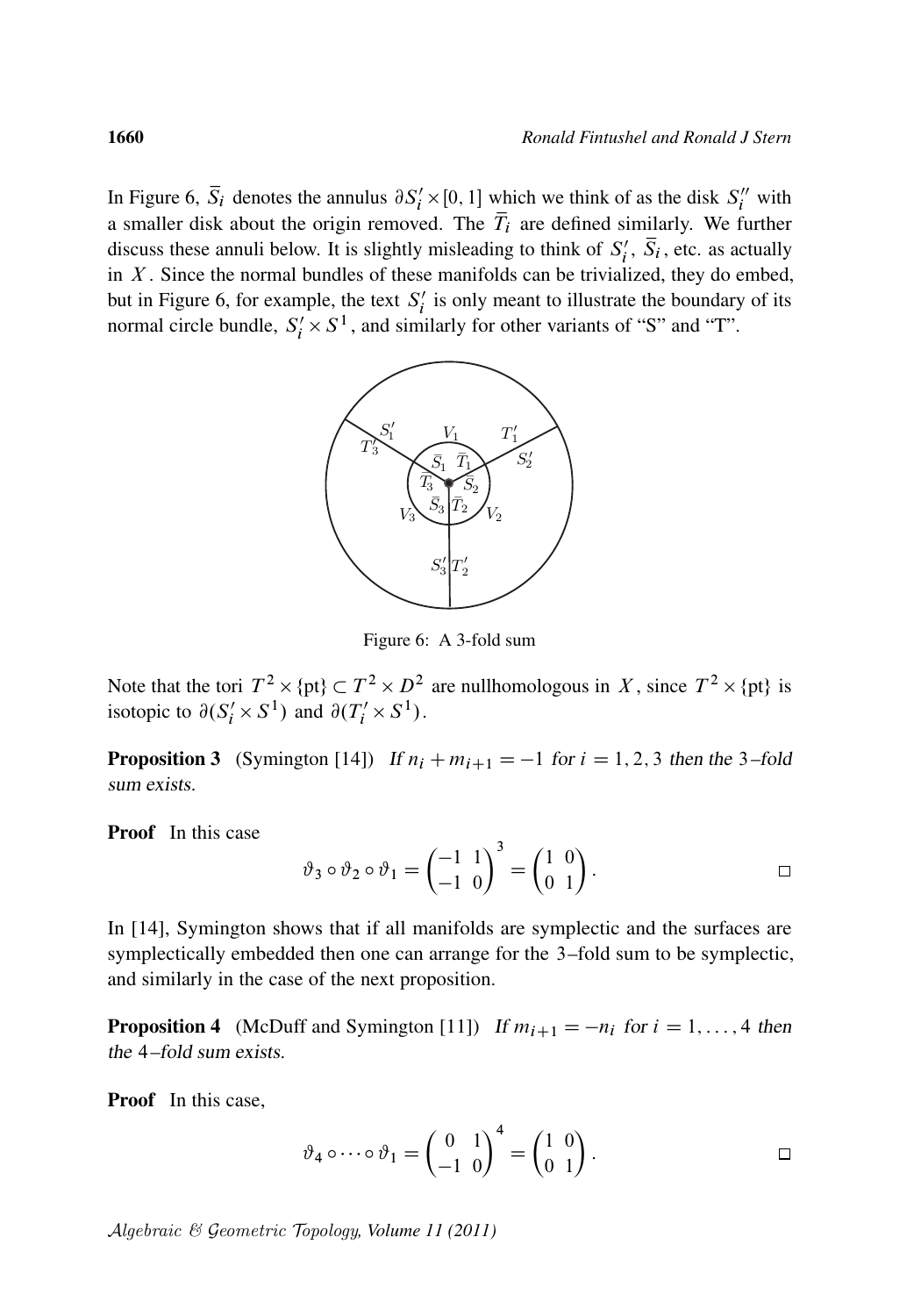In Figure 6, $\bar{S}_i$ denotes the annulus $\partial S_i' \times [0,1]$ which we think of as the disk $S_i''$ with a smaller disk about the origin removed. The $\bar{T}_i$ are defined similarly. We further discuss these annuli below. It is slightly misleading to think of $S_i'$, $\bar{S}_i$, etc. as actually in $X$. Since the normal bundles of these manifolds can be trivialized, they do embed, but in Figure 6, for example, the text $S_i'$ is only meant to illustrate the boundary of its normal circle bundle, $S_i' \times S^1$, and similarly for other variants of "S" and "T".

Figure 6: A 3-fold sum

Note that the tori $T^2 \times \{\text{pt}\} \subset T^2 \times D^2$ are nullhomologous in $X$, since $T^2 \times \{\text{pt}\}$ is isotopic to $\partial(S_i' \times S^1)$ and $\partial(T_i' \times S^1)$.

**Proposition 3** (Symington [14]) *If $n_i + m_{i+1} = -1$ for $i = 1, 2, 3$ then the 3–fold sum exists.*

**Proof** In this case

$$\vartheta_3 \circ \vartheta_2 \circ \vartheta_1 = \begin{pmatrix} -1 & 1 \\ -1 & 0 \end{pmatrix}^3 = \begin{pmatrix} 1 & 0 \\ 0 & 1 \end{pmatrix}. \qquad \square$$

In [14], Symington shows that if all manifolds are symplectic and the surfaces are symplectically embedded then one can arrange for the 3–fold sum to be symplectic, and similarly in the case of the next proposition.

**Proposition 4** (McDuff and Symington [11]) *If $m_{i+1} = -n_i$ for $i = 1, \ldots, 4$ then the 4–fold sum exists.*

**Proof** In this case,

$$\vartheta_4 \circ \cdots \circ \vartheta_1 = \begin{pmatrix} 0 & 1 \\ -1 & 0 \end{pmatrix}^4 = \begin{pmatrix} 1 & 0 \\ 0 & 1 \end{pmatrix}. \qquad \square$$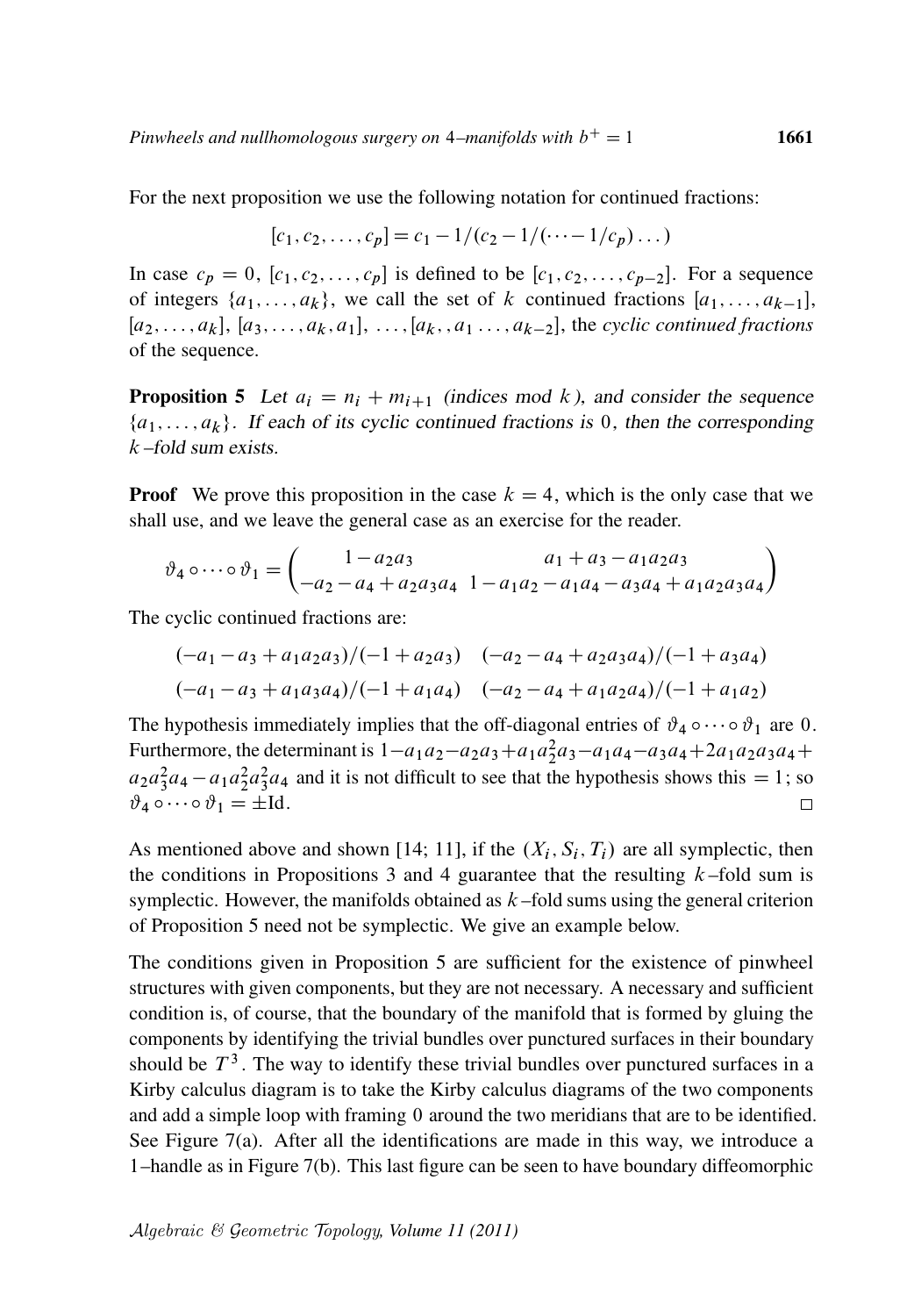For the next proposition we use the following notation for continued fractions:

$$[c_1, c_2, \dots, c_p] = c_1 - 1/(c_2 - 1/(\cdots - 1/c_p) \dots)$$

In case $c_p = 0$, $[c_1, c_2, \dots, c_p]$ is defined to be $[c_1, c_2, \dots, c_{p-2}]$. For a sequence of integers $\{a_1, \dots, a_k\}$, we call the set of $k$ continued fractions $[a_1, \dots, a_{k-1}]$, $[a_2, \dots, a_k]$, $[a_3, \dots, a_k, a_1]$, $\dots, [a_k, , a_1 \dots, a_{k-2}]$, the *cyclic continued fractions* of the sequence.

**Proposition 5** *Let $a_i = n_i + m_{i+1}$ (indices mod $k$), and consider the sequence $\{a_1, \dots, a_k\}$. If each of its cyclic continued fractions is $0$, then the corresponding $k$–fold sum exists.*

**Proof** We prove this proposition in the case $k = 4$, which is the only case that we shall use, and we leave the general case as an exercise for the reader.

$$\vartheta_4 \circ \cdots \circ \vartheta_1 = \begin{pmatrix} 1 - a_2 a_3 & a_1 + a_3 - a_1 a_2 a_3 \\ -a_2 - a_4 + a_2 a_3 a_4 & 1 - a_1 a_2 - a_1 a_4 - a_3 a_4 + a_1 a_2 a_3 a_4 \end{pmatrix}$$

The cyclic continued fractions are:

$$(-a_1 - a_3 + a_1 a_2 a_3)/(-1 + a_2 a_3) \quad (-a_2 - a_4 + a_2 a_3 a_4)/(-1 + a_3 a_4)$$
$$(-a_1 - a_3 + a_1 a_3 a_4)/(-1 + a_1 a_4) \quad (-a_2 - a_4 + a_1 a_2 a_4)/(-1 + a_1 a_2)$$

The hypothesis immediately implies that the off-diagonal entries of $\vartheta_4 \circ \cdots \circ \vartheta_1$ are $0$. Furthermore, the determinant is $1 - a_1 a_2 - a_2 a_3 + a_1 a_2^2 a_3 - a_1 a_4 - a_3 a_4 + 2 a_1 a_2 a_3 a_4 + a_2 a_3^2 a_4 - a_1 a_2^2 a_3^2 a_4$ and it is not difficult to see that the hypothesis shows this $= 1$; so $\vartheta_4 \circ \cdots \circ \vartheta_1 = \pm \mathrm{Id}$. □

As mentioned above and shown [14; 11], if the $(X_i, S_i, T_i)$ are all symplectic, then the conditions in Propositions 3 and 4 guarantee that the resulting $k$–fold sum is symplectic. However, the manifolds obtained as $k$–fold sums using the general criterion of Proposition 5 need not be symplectic. We give an example below.

The conditions given in Proposition 5 are sufficient for the existence of pinwheel structures with given components, but they are not necessary. A necessary and sufficient condition is, of course, that the boundary of the manifold that is formed by gluing the components by identifying the trivial bundles over punctured surfaces in their boundary should be $T^3$. The way to identify these trivial bundles over punctured surfaces in a Kirby calculus diagram is to take the Kirby calculus diagrams of the two components and add a simple loop with framing $0$ around the two meridians that are to be identified. See Figure 7(a). After all the identifications are made in this way, we introduce a 1–handle as in Figure 7(b). This last figure can be seen to have boundary diffeomorphic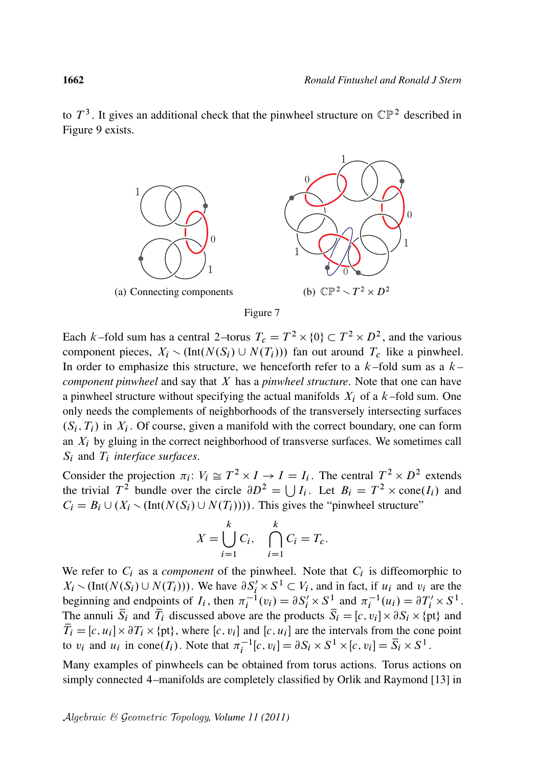to $T^3$. It gives an additional check that the pinwheel structure on $\mathbb{CP}^2$ described in Figure 9 exists.

(a) Connecting components

(b) $\mathbb{CP}^2 \smallsetminus T^2 \times D^2$

Figure 7

Each $k$–fold sum has a central 2–torus $T_c = T^2 \times \{0\} \subset T^2 \times D^2$, and the various component pieces, $X_i \smallsetminus (\mathrm{Int}(N(S_i) \cup N(T_i)))$ fan out around $T_c$ like a pinwheel. In order to emphasize this structure, we henceforth refer to a $k$–fold sum as a *$k$–component pinwheel* and say that $X$ has a *pinwheel structure*. Note that one can have a pinwheel structure without specifying the actual manifolds $X_i$ of a $k$–fold sum. One only needs the complements of neighborhoods of the transversely intersecting surfaces $(S_i, T_i)$ in $X_i$. Of course, given a manifold with the correct boundary, one can form an $X_i$ by gluing in the correct neighborhood of transverse surfaces. We sometimes call $S_i$ and $T_i$ *interface surfaces*.

Consider the projection $\pi_i\colon V_i \cong T^2 \times I \to I = I_i$. The central $T^2 \times D^2$ extends the trivial $T^2$ bundle over the circle $\partial D^2 = \bigcup I_i$. Let $B_i = T^2 \times \mathrm{cone}(I_i)$ and $C_i = B_i \cup (X_i \smallsetminus (\mathrm{Int}(N(S_i) \cup N(T_i))))$. This gives the "pinwheel structure"

$$X = \bigcup_{i=1}^{k} C_i, \quad \bigcap_{i=1}^{k} C_i = T_c.$$

We refer to $C_i$ as a *component* of the pinwheel. Note that $C_i$ is diffeomorphic to $X_i \smallsetminus (\mathrm{Int}(N(S_i) \cup N(T_i)))$. We have $\partial S_i' \times S^1 \subset V_i$, and in fact, if $u_i$ and $v_i$ are the beginning and endpoints of $I_i$, then $\pi_i^{-1}(v_i) = \partial S_i' \times S^1$ and $\pi_i^{-1}(u_i) = \partial T_i' \times S^1$. The annuli $\overline{S}_i$ and $\overline{T}_i$ discussed above are the products $\overline{S}_i = [c, v_i] \times \partial S_i \times \{\mathrm{pt}\}$ and $\overline{T}_i = [c, u_i] \times \partial T_i \times \{\mathrm{pt}\}$, where $[c, v_i]$ and $[c, u_i]$ are the intervals from the cone point to $v_i$ and $u_i$ in $\mathrm{cone}(I_i)$. Note that $\pi_i^{-1}[c, v_i] = \partial S_i \times S^1 \times [c, v_i] = \overline{S}_i \times S^1$.

Many examples of pinwheels can be obtained from torus actions. Torus actions on simply connected 4–manifolds are completely classified by Orlik and Raymond [13] in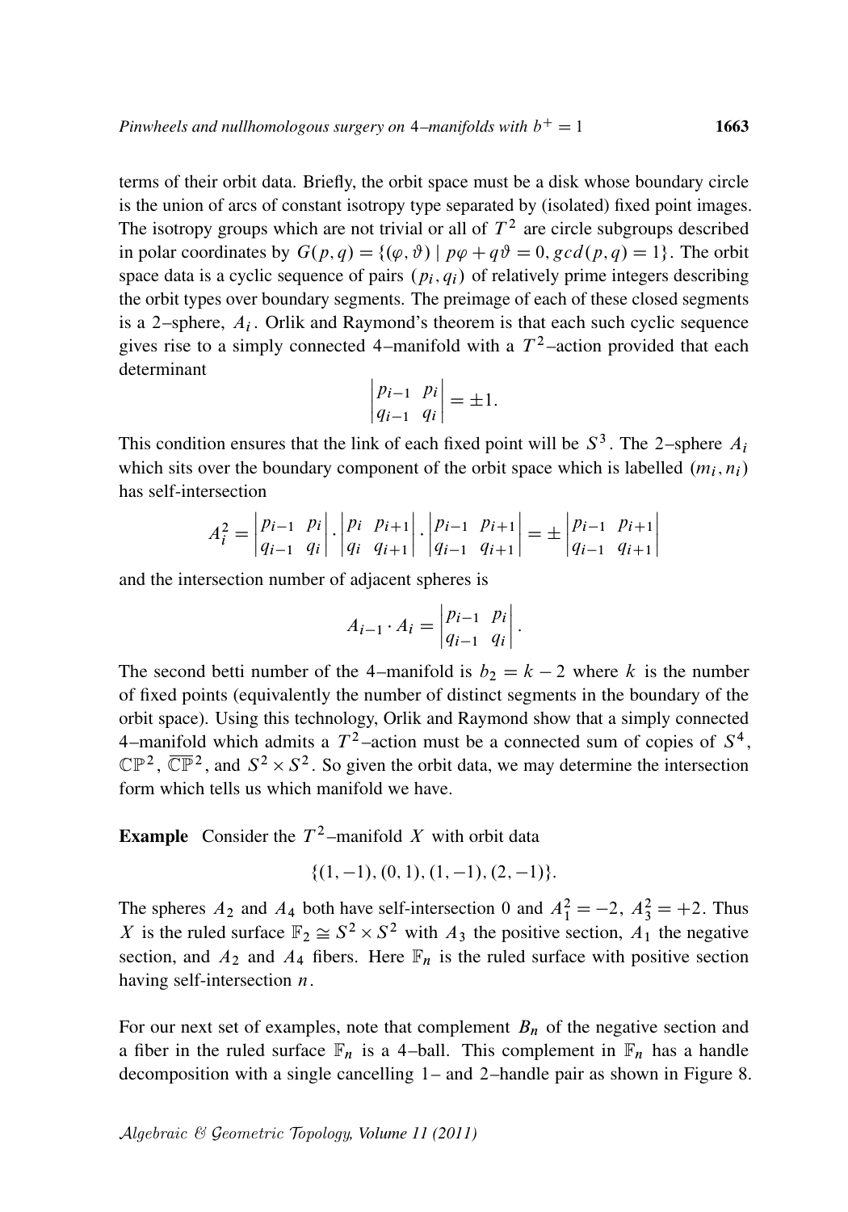terms of their orbit data. Briefly, the orbit space must be a disk whose boundary circle is the union of arcs of constant isotropy type separated by (isolated) fixed point images. The isotropy groups which are not trivial or all of $T^2$ are circle subgroups described in polar coordinates by $G(p,q) = \{(\varphi, \vartheta) \mid p\varphi + q\vartheta = 0, gcd(p,q) = 1\}$. The orbit space data is a cyclic sequence of pairs $(p_i, q_i)$ of relatively prime integers describing the orbit types over boundary segments. The preimage of each of these closed segments is a 2–sphere, $A_i$. Orlik and Raymond's theorem is that each such cyclic sequence gives rise to a simply connected 4–manifold with a $T^2$–action provided that each determinant

$$\begin{vmatrix} p_{i-1} & p_i \\ q_{i-1} & q_i \end{vmatrix} = \pm 1.$$

This condition ensures that the link of each fixed point will be $S^3$. The 2–sphere $A_i$ which sits over the boundary component of the orbit space which is labelled $(m_i, n_i)$ has self-intersection

$$A_i^2 = \begin{vmatrix} p_{i-1} & p_i \\ q_{i-1} & q_i \end{vmatrix} \cdot \begin{vmatrix} p_i & p_{i+1} \\ q_i & q_{i+1} \end{vmatrix} \cdot \begin{vmatrix} p_{i-1} & p_{i+1} \\ q_{i-1} & q_{i+1} \end{vmatrix} = \pm \begin{vmatrix} p_{i-1} & p_{i+1} \\ q_{i-1} & q_{i+1} \end{vmatrix}$$

and the intersection number of adjacent spheres is

$$A_{i-1} \cdot A_i = \begin{vmatrix} p_{i-1} & p_i \\ q_{i-1} & q_i \end{vmatrix}.$$

The second betti number of the 4–manifold is $b_2 = k - 2$ where $k$ is the number of fixed points (equivalently the number of distinct segments in the boundary of the orbit space). Using this technology, Orlik and Raymond show that a simply connected 4–manifold which admits a $T^2$–action must be a connected sum of copies of $S^4$, $\mathbb{CP}^2$, $\overline{\mathbb{CP}}^2$, and $S^2 \times S^2$. So given the orbit data, we may determine the intersection form which tells us which manifold we have.

**Example** Consider the $T^2$–manifold $X$ with orbit data

$$\{(1,-1), (0,1), (1,-1), (2,-1)\}.$$

The spheres $A_2$ and $A_4$ both have self-intersection 0 and $A_1^2 = -2$, $A_3^2 = +2$. Thus $X$ is the ruled surface $\mathbb{F}_2 \cong S^2 \times S^2$ with $A_3$ the positive section, $A_1$ the negative section, and $A_2$ and $A_4$ fibers. Here $\mathbb{F}_n$ is the ruled surface with positive section having self-intersection $n$.

For our next set of examples, note that complement $B_n$ of the negative section and a fiber in the ruled surface $\mathbb{F}_n$ is a 4–ball. This complement in $\mathbb{F}_n$ has a handle decomposition with a single cancelling 1– and 2–handle pair as shown in Figure 8.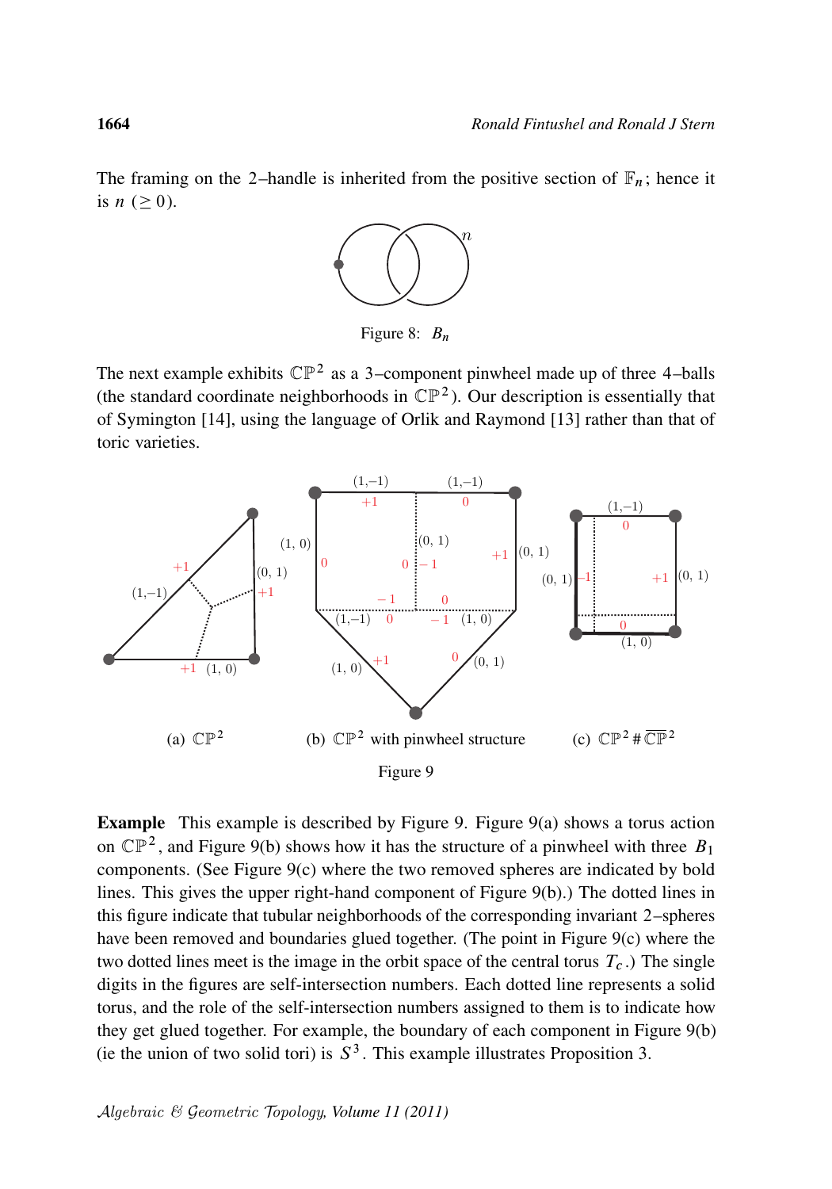The framing on the 2–handle is inherited from the positive section of $\mathbb{F}_n$; hence it is $n$ ($\geq 0$).

Figure 8: $B_n$

The next example exhibits $\mathbb{CP}^2$ as a 3–component pinwheel made up of three 4–balls (the standard coordinate neighborhoods in $\mathbb{CP}^2$). Our description is essentially that of Symington [14], using the language of Orlik and Raymond [13] rather than that of toric varieties.

(a) $\mathbb{CP}^2$ (b) $\mathbb{CP}^2$ with pinwheel structure (c) $\mathbb{CP}^2 \# \overline{\mathbb{CP}}^2$

Figure 9

**Example** This example is described by Figure 9. Figure 9(a) shows a torus action on $\mathbb{CP}^2$, and Figure 9(b) shows how it has the structure of a pinwheel with three $B_1$ components. (See Figure 9(c) where the two removed spheres are indicated by bold lines. This gives the upper right-hand component of Figure 9(b).) The dotted lines in this figure indicate that tubular neighborhoods of the corresponding invariant 2–spheres have been removed and boundaries glued together. (The point in Figure 9(c) where the two dotted lines meet is the image in the orbit space of the central torus $T_c$.) The single digits in the figures are self-intersection numbers. Each dotted line represents a solid torus, and the role of the self-intersection numbers assigned to them is to indicate how they get glued together. For example, the boundary of each component in Figure 9(b) (ie the union of two solid tori) is $S^3$. This example illustrates Proposition 3.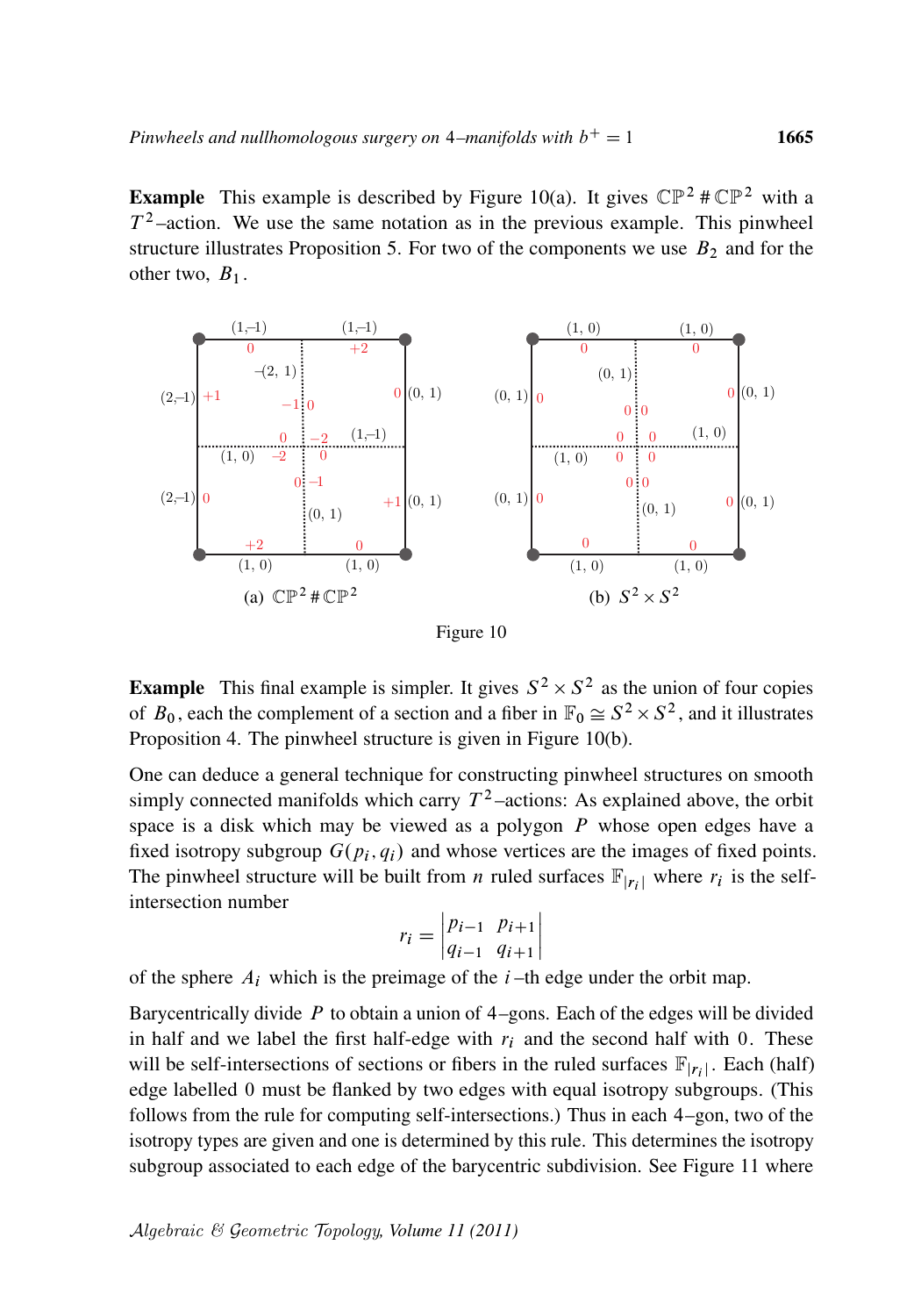**Example** This example is described by Figure 10(a). It gives $\mathbb{CP}^2 \# \mathbb{CP}^2$ with a $T^2$–action. We use the same notation as in the previous example. This pinwheel structure illustrates Proposition 5. For two of the components we use $B_2$ and for the other two, $B_1$.

(a) $\mathbb{CP}^2 \# \mathbb{CP}^2$ (b) $S^2 \times S^2$

Figure 10

**Example** This final example is simpler. It gives $S^2 \times S^2$ as the union of four copies of $B_0$, each the complement of a section and a fiber in $\mathbb{F}_0 \cong S^2 \times S^2$, and it illustrates Proposition 4. The pinwheel structure is given in Figure 10(b).

One can deduce a general technique for constructing pinwheel structures on smooth simply connected manifolds which carry $T^2$–actions: As explained above, the orbit space is a disk which may be viewed as a polygon $P$ whose open edges have a fixed isotropy subgroup $G(p_i, q_i)$ and whose vertices are the images of fixed points. The pinwheel structure will be built from $n$ ruled surfaces $\mathbb{F}_{|r_i|}$ where $r_i$ is the self-intersection number

$$r_i = \begin{vmatrix} p_{i-1} & p_{i+1} \\ q_{i-1} & q_{i+1} \end{vmatrix}$$

of the sphere $A_i$ which is the preimage of the $i$–th edge under the orbit map.

Barycentrically divide $P$ to obtain a union of 4–gons. Each of the edges will be divided in half and we label the first half-edge with $r_i$ and the second half with $0$. These will be self-intersections of sections or fibers in the ruled surfaces $\mathbb{F}_{|r_i|}$. Each (half) edge labelled $0$ must be flanked by two edges with equal isotropy subgroups. (This follows from the rule for computing self-intersections.) Thus in each 4–gon, two of the isotropy types are given and one is determined by this rule. This determines the isotropy subgroup associated to each edge of the barycentric subdivision. See Figure 11 where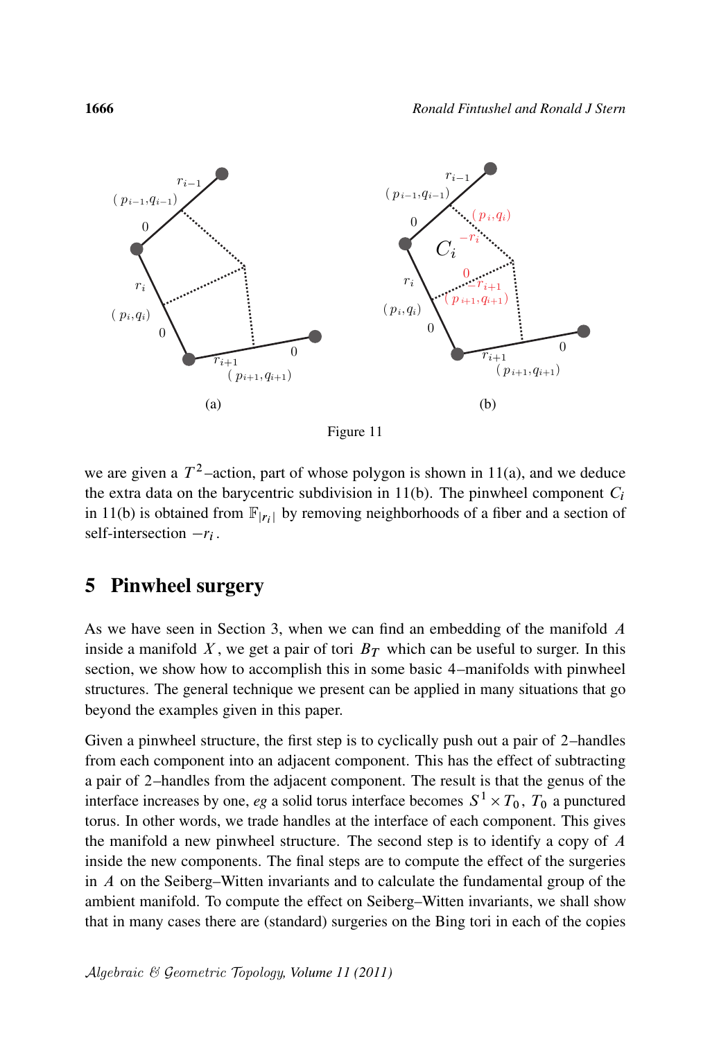Figure 11

we are given a $T^2$–action, part of whose polygon is shown in 11(a), and we deduce the extra data on the barycentric subdivision in 11(b). The pinwheel component $C_i$ in 11(b) is obtained from $\mathbb{F}_{|r_i|}$ by removing neighborhoods of a fiber and a section of self-intersection $-r_i$.

## 5 Pinwheel surgery

As we have seen in Section 3, when we can find an embedding of the manifold $A$ inside a manifold $X$, we get a pair of tori $B_T$ which can be useful to surger. In this section, we show how to accomplish this in some basic 4–manifolds with pinwheel structures. The general technique we present can be applied in many situations that go beyond the examples given in this paper.

Given a pinwheel structure, the first step is to cyclically push out a pair of 2–handles from each component into an adjacent component. This has the effect of subtracting a pair of 2–handles from the adjacent component. The result is that the genus of the interface increases by one, *eg* a solid torus interface becomes $S^1 \times T_0$, $T_0$ a punctured torus. In other words, we trade handles at the interface of each component. This gives the manifold a new pinwheel structure. The second step is to identify a copy of $A$ inside the new components. The final steps are to compute the effect of the surgeries in $A$ on the Seiberg–Witten invariants and to calculate the fundamental group of the ambient manifold. To compute the effect on Seiberg–Witten invariants, we shall show that in many cases there are (standard) surgeries on the Bing tori in each of the copies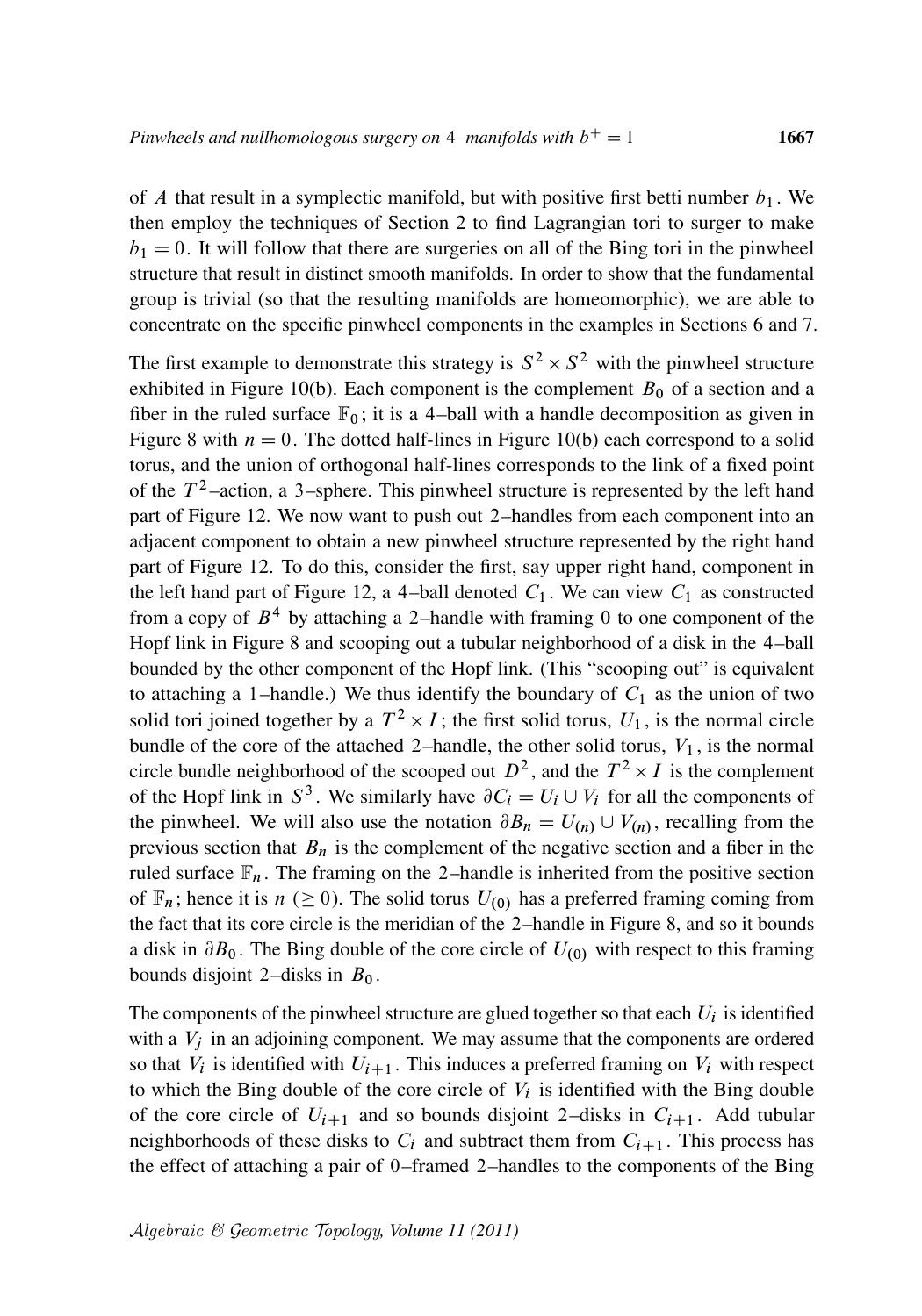of $A$ that result in a symplectic manifold, but with positive first betti number $b_1$. We then employ the techniques of Section 2 to find Lagrangian tori to surger to make $b_1 = 0$. It will follow that there are surgeries on all of the Bing tori in the pinwheel structure that result in distinct smooth manifolds. In order to show that the fundamental group is trivial (so that the resulting manifolds are homeomorphic), we are able to concentrate on the specific pinwheel components in the examples in Sections 6 and 7.

The first example to demonstrate this strategy is $S^2 \times S^2$ with the pinwheel structure exhibited in Figure 10(b). Each component is the complement $B_0$ of a section and a fiber in the ruled surface $\mathbb{F}_0$; it is a 4–ball with a handle decomposition as given in Figure 8 with $n = 0$. The dotted half-lines in Figure 10(b) each correspond to a solid torus, and the union of orthogonal half-lines corresponds to the link of a fixed point of the $T^2$–action, a 3–sphere. This pinwheel structure is represented by the left hand part of Figure 12. We now want to push out 2–handles from each component into an adjacent component to obtain a new pinwheel structure represented by the right hand part of Figure 12. To do this, consider the first, say upper right hand, component in the left hand part of Figure 12, a 4–ball denoted $C_1$. We can view $C_1$ as constructed from a copy of $B^4$ by attaching a 2–handle with framing 0 to one component of the Hopf link in Figure 8 and scooping out a tubular neighborhood of a disk in the 4–ball bounded by the other component of the Hopf link. (This "scooping out" is equivalent to attaching a 1–handle.) We thus identify the boundary of $C_1$ as the union of two solid tori joined together by a $T^2 \times I$; the first solid torus, $U_1$, is the normal circle bundle of the core of the attached 2–handle, the other solid torus, $V_1$, is the normal circle bundle neighborhood of the scooped out $D^2$, and the $T^2 \times I$ is the complement of the Hopf link in $S^3$. We similarly have $\partial C_i = U_i \cup V_i$ for all the components of the pinwheel. We will also use the notation $\partial B_n = U_{(n)} \cup V_{(n)}$, recalling from the previous section that $B_n$ is the complement of the negative section and a fiber in the ruled surface $\mathbb{F}_n$. The framing on the 2–handle is inherited from the positive section of $\mathbb{F}_n$; hence it is $n$ $(\geq 0)$. The solid torus $U_{(0)}$ has a preferred framing coming from the fact that its core circle is the meridian of the 2–handle in Figure 8, and so it bounds a disk in $\partial B_0$. The Bing double of the core circle of $U_{(0)}$ with respect to this framing bounds disjoint 2–disks in $B_0$.

The components of the pinwheel structure are glued together so that each $U_i$ is identified with a $V_j$ in an adjoining component. We may assume that the components are ordered so that $V_i$ is identified with $U_{i+1}$. This induces a preferred framing on $V_i$ with respect to which the Bing double of the core circle of $V_i$ is identified with the Bing double of the core circle of $U_{i+1}$ and so bounds disjoint 2–disks in $C_{i+1}$. Add tubular neighborhoods of these disks to $C_i$ and subtract them from $C_{i+1}$. This process has the effect of attaching a pair of 0–framed 2–handles to the components of the Bing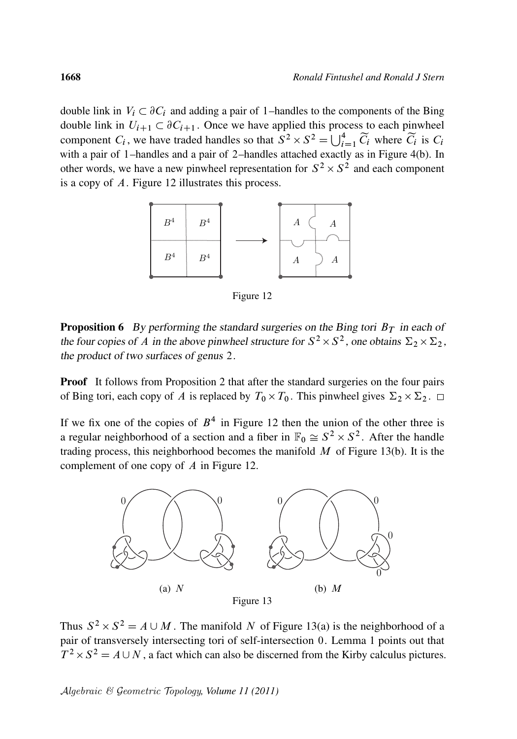double link in $V_i \subset \partial C_i$ and adding a pair of 1–handles to the components of the Bing double link in $U_{i+1} \subset \partial C_{i+1}$. Once we have applied this process to each pinwheel component $C_i$, we have traded handles so that $S^2 \times S^2 = \bigcup_{i=1}^4 \widetilde{C}_i$ where $\widetilde{C}_i$ is $C_i$ with a pair of 1–handles and a pair of 2–handles attached exactly as in Figure 4(b). In other words, we have a new pinwheel representation for $S^2 \times S^2$ and each component is a copy of $A$. Figure 12 illustrates this process.

Figure 12

**Proposition 6** *By performing the standard surgeries on the Bing tori $B_T$ in each of the four copies of $A$ in the above pinwheel structure for $S^2 \times S^2$, one obtains $\Sigma_2 \times \Sigma_2$, the product of two surfaces of genus 2.*

**Proof** It follows from Proposition 2 that after the standard surgeries on the four pairs of Bing tori, each copy of $A$ is replaced by $T_0 \times T_0$. This pinwheel gives $\Sigma_2 \times \Sigma_2$. □

If we fix one of the copies of $B^4$ in Figure 12 then the union of the other three is a regular neighborhood of a section and a fiber in $\mathbb{F}_0 \cong S^2 \times S^2$. After the handle trading process, this neighborhood becomes the manifold $M$ of Figure 13(b). It is the complement of one copy of $A$ in Figure 12.

(a) $N$ (b) $M$

Figure 13

Thus $S^2 \times S^2 = A \cup M$. The manifold $N$ of Figure 13(a) is the neighborhood of a pair of transversely intersecting tori of self-intersection 0. Lemma 1 points out that $T^2 \times S^2 = A \cup N$, a fact which can also be discerned from the Kirby calculus pictures.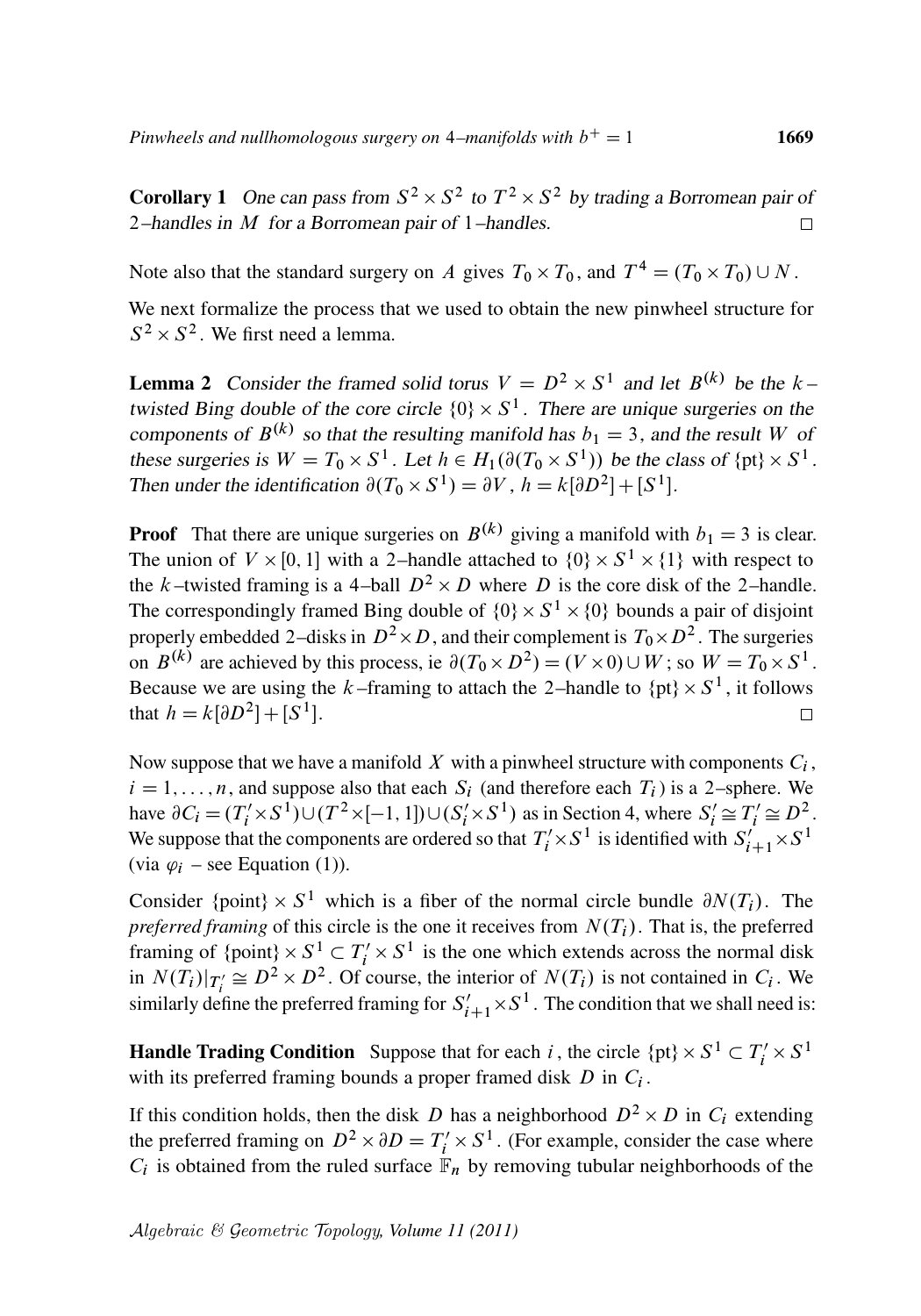**Corollary 1** *One can pass from $S^2 \times S^2$ to $T^2 \times S^2$ by trading a Borromean pair of 2–handles in $M$ for a Borromean pair of 1–handles.* □

Note also that the standard surgery on $A$ gives $T_0 \times T_0$, and $T^4 = (T_0 \times T_0) \cup N$.

We next formalize the process that we used to obtain the new pinwheel structure for $S^2 \times S^2$. We first need a lemma.

**Lemma 2** *Consider the framed solid torus $V = D^2 \times S^1$ and let $B^{(k)}$ be the $k$–twisted Bing double of the core circle $\{0\} \times S^1$. There are unique surgeries on the components of $B^{(k)}$ so that the resulting manifold has $b_1 = 3$, and the result $W$ of these surgeries is $W = T_0 \times S^1$. Let $h \in H_1(\partial(T_0 \times S^1))$ be the class of $\{\text{pt}\} \times S^1$. Then under the identification $\partial(T_0 \times S^1) = \partial V$, $h = k[\partial D^2] + [S^1]$.*

**Proof** That there are unique surgeries on $B^{(k)}$ giving a manifold with $b_1 = 3$ is clear. The union of $V \times [0,1]$ with a 2–handle attached to $\{0\} \times S^1 \times \{1\}$ with respect to the $k$–twisted framing is a 4–ball $D^2 \times D$ where $D$ is the core disk of the 2–handle. The correspondingly framed Bing double of $\{0\} \times S^1 \times \{0\}$ bounds a pair of disjoint properly embedded 2–disks in $D^2 \times D$, and their complement is $T_0 \times D^2$. The surgeries on $B^{(k)}$ are achieved by this process, ie $\partial(T_0 \times D^2) = (V \times 0) \cup W$; so $W = T_0 \times S^1$. Because we are using the $k$–framing to attach the 2–handle to $\{\text{pt}\} \times S^1$, it follows that $h = k[\partial D^2] + [S^1]$. □

Now suppose that we have a manifold $X$ with a pinwheel structure with components $C_i$, $i = 1, \dots, n$, and suppose also that each $S_i$ (and therefore each $T_i$) is a 2–sphere. We have $\partial C_i = (T_i' \times S^1) \cup (T^2 \times [-1,1]) \cup (S_i' \times S^1)$ as in Section 4, where $S_i' \cong T_i' \cong D^2$. We suppose that the components are ordered so that $T_i' \times S^1$ is identified with $S_{i+1}' \times S^1$ (via $\varphi_i$ – see Equation (1)).

Consider $\{\text{point}\} \times S^1$ which is a fiber of the normal circle bundle $\partial N(T_i)$. The *preferred framing* of this circle is the one it receives from $N(T_i)$. That is, the preferred framing of $\{\text{point}\} \times S^1 \subset T_i' \times S^1$ is the one which extends across the normal disk in $N(T_i)|_{T_i'} \cong D^2 \times D^2$. Of course, the interior of $N(T_i)$ is not contained in $C_i$. We similarly define the preferred framing for $S_{i+1}' \times S^1$. The condition that we shall need is:

**Handle Trading Condition** Suppose that for each $i$, the circle $\{\text{pt}\} \times S^1 \subset T_i' \times S^1$ with its preferred framing bounds a proper framed disk $D$ in $C_i$.

If this condition holds, then the disk $D$ has a neighborhood $D^2 \times D$ in $C_i$ extending the preferred framing on $D^2 \times \partial D = T_i' \times S^1$. (For example, consider the case where $C_i$ is obtained from the ruled surface $\mathbb{F}_n$ by removing tubular neighborhoods of the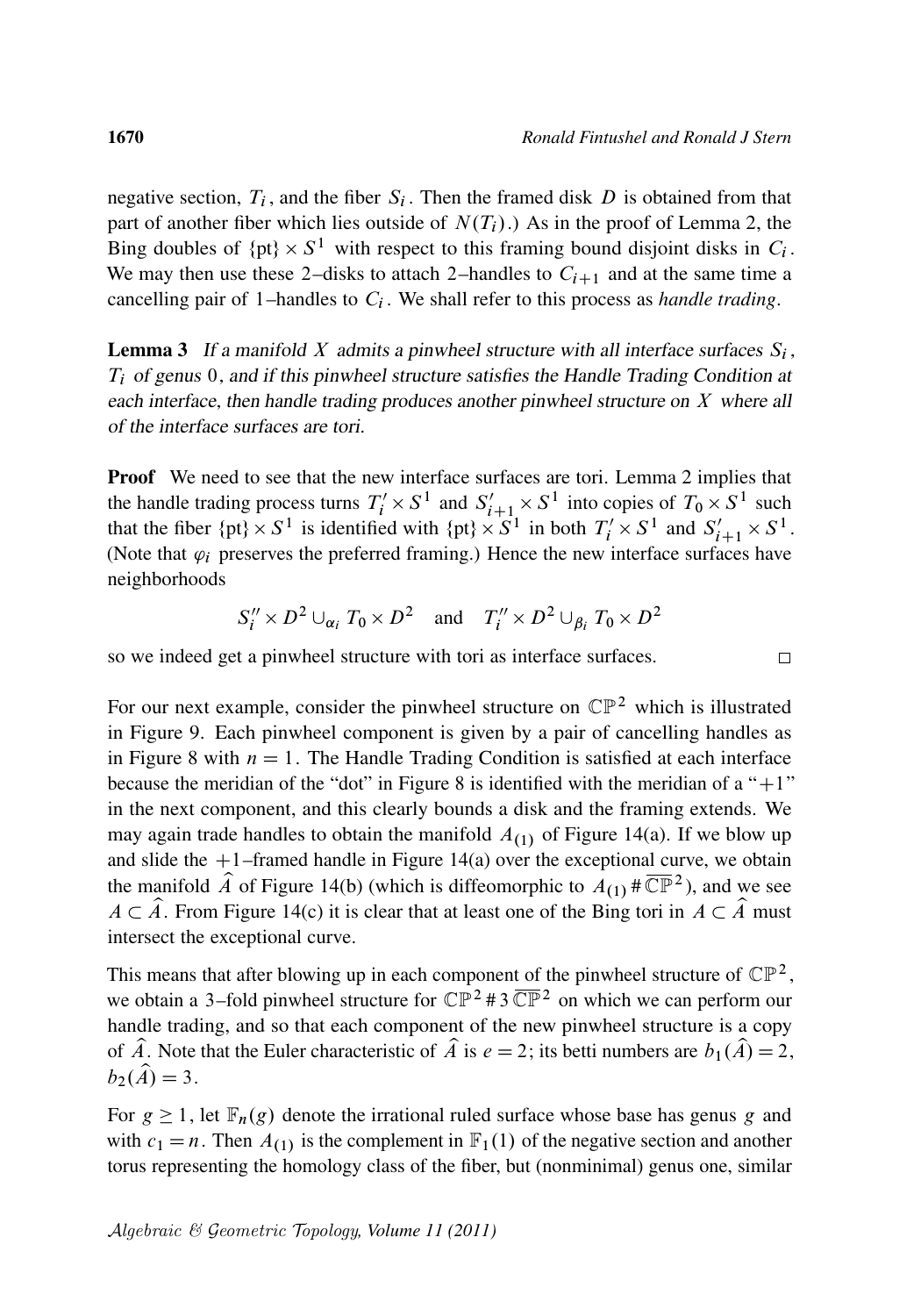negative section, $T_i$, and the fiber $S_i$. Then the framed disk $D$ is obtained from that part of another fiber which lies outside of $N(T_i)$.) As in the proof of Lemma 2, the Bing doubles of $\{pt\} \times S^1$ with respect to this framing bound disjoint disks in $C_i$. We may then use these 2–disks to attach 2–handles to $C_{i+1}$ and at the same time a cancelling pair of 1–handles to $C_i$. We shall refer to this process as *handle trading*.

**Lemma 3** *If a manifold $X$ admits a pinwheel structure with all interface surfaces $S_i$, $T_i$ of genus 0, and if this pinwheel structure satisfies the Handle Trading Condition at each interface, then handle trading produces another pinwheel structure on $X$ where all of the interface surfaces are tori.*

**Proof** We need to see that the new interface surfaces are tori. Lemma 2 implies that the handle trading process turns $T_i' \times S^1$ and $S_{i+1}' \times S^1$ into copies of $T_0 \times S^1$ such that the fiber $\{pt\} \times S^1$ is identified with $\{pt\} \times S^1$ in both $T_i' \times S^1$ and $S_{i+1}' \times S^1$. (Note that $\varphi_i$ preserves the preferred framing.) Hence the new interface surfaces have neighborhoods

$$S_i'' \times D^2 \cup_{\alpha_i} T_0 \times D^2 \quad \text{and} \quad T_i'' \times D^2 \cup_{\beta_i} T_0 \times D^2$$

so we indeed get a pinwheel structure with tori as interface surfaces. □

For our next example, consider the pinwheel structure on $\mathbb{CP}^2$ which is illustrated in Figure 9. Each pinwheel component is given by a pair of cancelling handles as in Figure 8 with $n = 1$. The Handle Trading Condition is satisfied at each interface because the meridian of the "dot" in Figure 8 is identified with the meridian of a "$+1$" in the next component, and this clearly bounds a disk and the framing extends. We may again trade handles to obtain the manifold $A_{(1)}$ of Figure 14(a). If we blow up and slide the $+1$–framed handle in Figure 14(a) over the exceptional curve, we obtain the manifold $\widehat{A}$ of Figure 14(b) (which is diffeomorphic to $A_{(1)} \# \overline{\mathbb{CP}}^2$), and we see $A \subset \widehat{A}$. From Figure 14(c) it is clear that at least one of the Bing tori in $A \subset \widehat{A}$ must intersect the exceptional curve.

This means that after blowing up in each component of the pinwheel structure of $\mathbb{CP}^2$, we obtain a 3–fold pinwheel structure for $\mathbb{CP}^2 \# 3\,\overline{\mathbb{CP}}^2$ on which we can perform our handle trading, and so that each component of the new pinwheel structure is a copy of $\widehat{A}$. Note that the Euler characteristic of $\widehat{A}$ is $e = 2$; its betti numbers are $b_1(\widehat{A}) = 2$, $b_2(\widehat{A}) = 3$.

For $g \geq 1$, let $\mathbb{F}_n(g)$ denote the irrational ruled surface whose base has genus $g$ and with $c_1 = n$. Then $A_{(1)}$ is the complement in $\mathbb{F}_1(1)$ of the negative section and another torus representing the homology class of the fiber, but (nonminimal) genus one, similar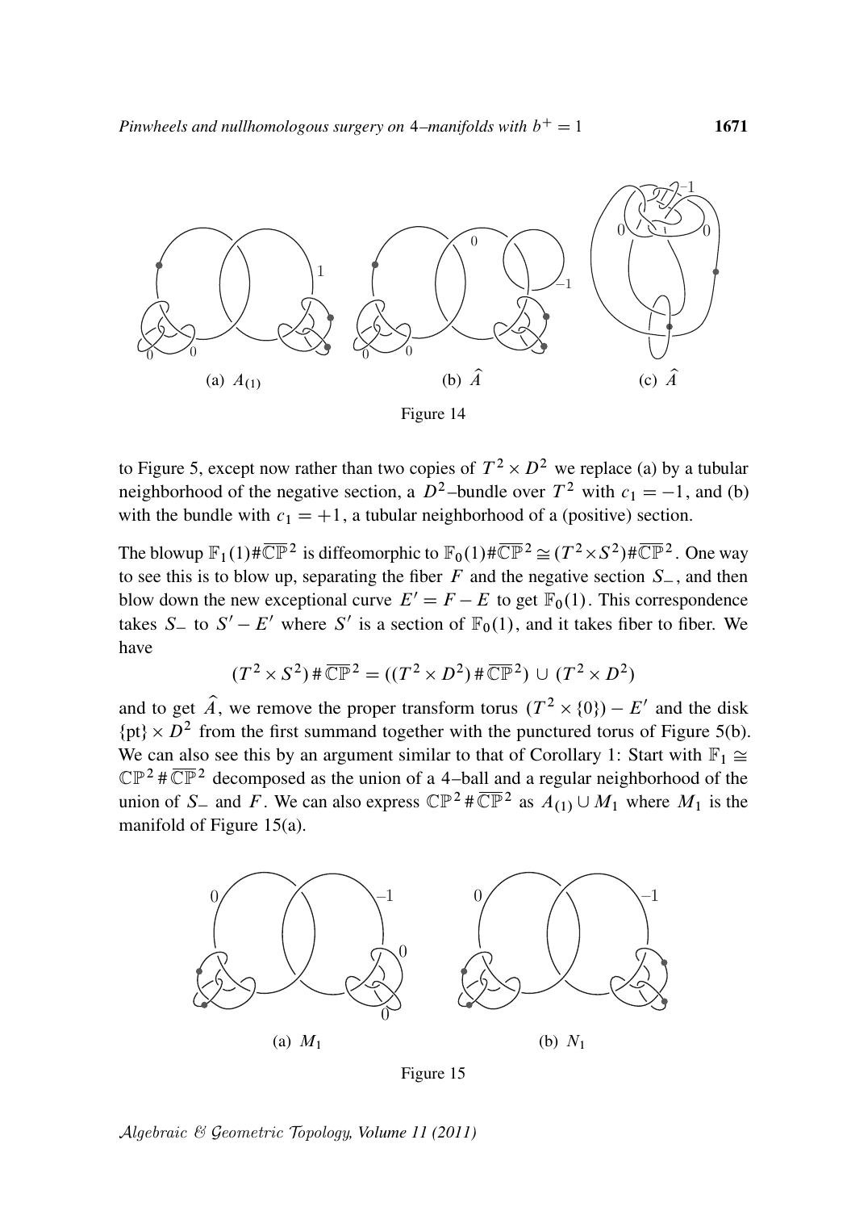(a) $A_{(1)}$ (b) $\hat{A}$ (c) $\hat{A}$

Figure 14

to Figure 5, except now rather than two copies of $T^2 \times D^2$ we replace (a) by a tubular neighborhood of the negative section, a $D^2$–bundle over $T^2$ with $c_1 = -1$, and (b) with the bundle with $c_1 = +1$, a tubular neighborhood of a (positive) section.

The blowup $\mathbb{F}_1(1)\#\overline{\mathbb{CP}}^2$ is diffeomorphic to $\mathbb{F}_0(1)\#\overline{\mathbb{CP}}^2 \cong (T^2 \times S^2)\#\overline{\mathbb{CP}}^2$. One way to see this is to blow up, separating the fiber $F$ and the negative section $S_-$, and then blow down the new exceptional curve $E' = F - E$ to get $\mathbb{F}_0(1)$. This correspondence takes $S_-$ to $S' - E'$ where $S'$ is a section of $\mathbb{F}_0(1)$, and it takes fiber to fiber. We have

$$(T^2 \times S^2) \# \overline{\mathbb{CP}}^2 = ((T^2 \times D^2) \# \overline{\mathbb{CP}}^2) \cup (T^2 \times D^2)$$

and to get $\hat{A}$, we remove the proper transform torus $(T^2 \times \{0\}) - E'$ and the disk $\{\text{pt}\} \times D^2$ from the first summand together with the punctured torus of Figure 5(b). We can also see this by an argument similar to that of Corollary 1: Start with $\mathbb{F}_1 \cong \mathbb{CP}^2 \# \overline{\mathbb{CP}}^2$ decomposed as the union of a 4–ball and a regular neighborhood of the union of $S_-$ and $F$. We can also express $\mathbb{CP}^2 \# \overline{\mathbb{CP}}^2$ as $A_{(1)} \cup M_1$ where $M_1$ is the manifold of Figure 15(a).

(a) $M_1$ (b) $N_1$

Figure 15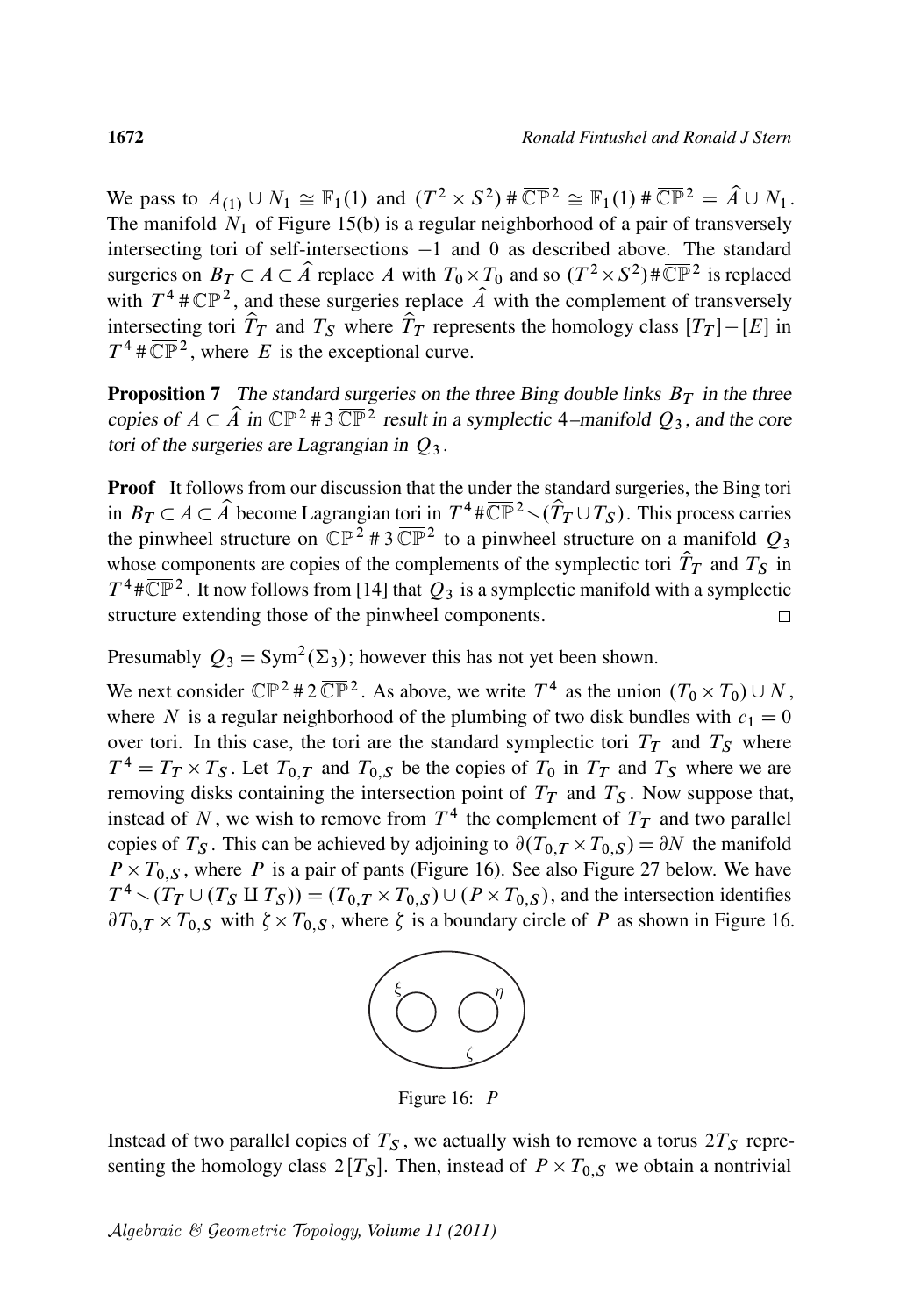We pass to $A_{(1)} \cup N_1 \cong \mathbb{F}_1(1)$ and $(T^2 \times S^2) \# \overline{\mathbb{CP}}^2 \cong \mathbb{F}_1(1) \# \overline{\mathbb{CP}}^2 = \widehat{A} \cup N_1$. The manifold $N_1$ of Figure 15(b) is a regular neighborhood of a pair of transversely intersecting tori of self-intersections $-1$ and 0 as described above. The standard surgeries on $B_T \subset A \subset \widehat{A}$ replace $A$ with $T_0 \times T_0$ and so $(T^2 \times S^2) \# \overline{\mathbb{CP}}^2$ is replaced with $T^4 \# \overline{\mathbb{CP}}^2$, and these surgeries replace $\widehat{A}$ with the complement of transversely intersecting tori $\widehat{T}_T$ and $T_S$ where $\widehat{T}_T$ represents the homology class $[T_T] - [E]$ in $T^4 \# \overline{\mathbb{CP}}^2$, where $E$ is the exceptional curve.

**Proposition 7** *The standard surgeries on the three Bing double links $B_T$ in the three copies of $A \subset \widehat{A}$ in $\mathbb{CP}^2 \# 3\,\overline{\mathbb{CP}}^2$ result in a symplectic 4–manifold $Q_3$, and the core tori of the surgeries are Lagrangian in $Q_3$.*

**Proof** It follows from our discussion that the under the standard surgeries, the Bing tori in $B_T \subset A \subset \widehat{A}$ become Lagrangian tori in $T^4 \# \overline{\mathbb{CP}}^2 \smallsetminus (\widehat{T}_T \cup T_S)$. This process carries the pinwheel structure on $\mathbb{CP}^2 \# 3\,\overline{\mathbb{CP}}^2$ to a pinwheel structure on a manifold $Q_3$ whose components are copies of the complements of the symplectic tori $\widehat{T}_T$ and $T_S$ in $T^4 \# \overline{\mathbb{CP}}^2$. It now follows from [14] that $Q_3$ is a symplectic manifold with a symplectic structure extending those of the pinwheel components. □

Presumably $Q_3 = \mathrm{Sym}^2(\Sigma_3)$; however this has not yet been shown.

We next consider $\mathbb{CP}^2 \# 2\,\overline{\mathbb{CP}}^2$. As above, we write $T^4$ as the union $(T_0 \times T_0) \cup N$, where $N$ is a regular neighborhood of the plumbing of two disk bundles with $c_1 = 0$ over tori. In this case, the tori are the standard symplectic tori $T_T$ and $T_S$ where $T^4 = T_T \times T_S$. Let $T_{0,T}$ and $T_{0,S}$ be the copies of $T_0$ in $T_T$ and $T_S$ where we are removing disks containing the intersection point of $T_T$ and $T_S$. Now suppose that, instead of $N$, we wish to remove from $T^4$ the complement of $T_T$ and two parallel copies of $T_S$. This can be achieved by adjoining to $\partial(T_{0,T} \times T_{0,S}) = \partial N$ the manifold $P \times T_{0,S}$, where $P$ is a pair of pants (Figure 16). See also Figure 27 below. We have $T^4 \smallsetminus (T_T \cup (T_S \amalg T_S)) = (T_{0,T} \times T_{0,S}) \cup (P \times T_{0,S})$, and the intersection identifies $\partial T_{0,T} \times T_{0,S}$ with $\zeta \times T_{0,S}$, where $\zeta$ is a boundary circle of $P$ as shown in Figure 16.

Figure 16: $P$

Instead of two parallel copies of $T_S$, we actually wish to remove a torus $2T_S$ representing the homology class $2[T_S]$. Then, instead of $P \times T_{0,S}$ we obtain a nontrivial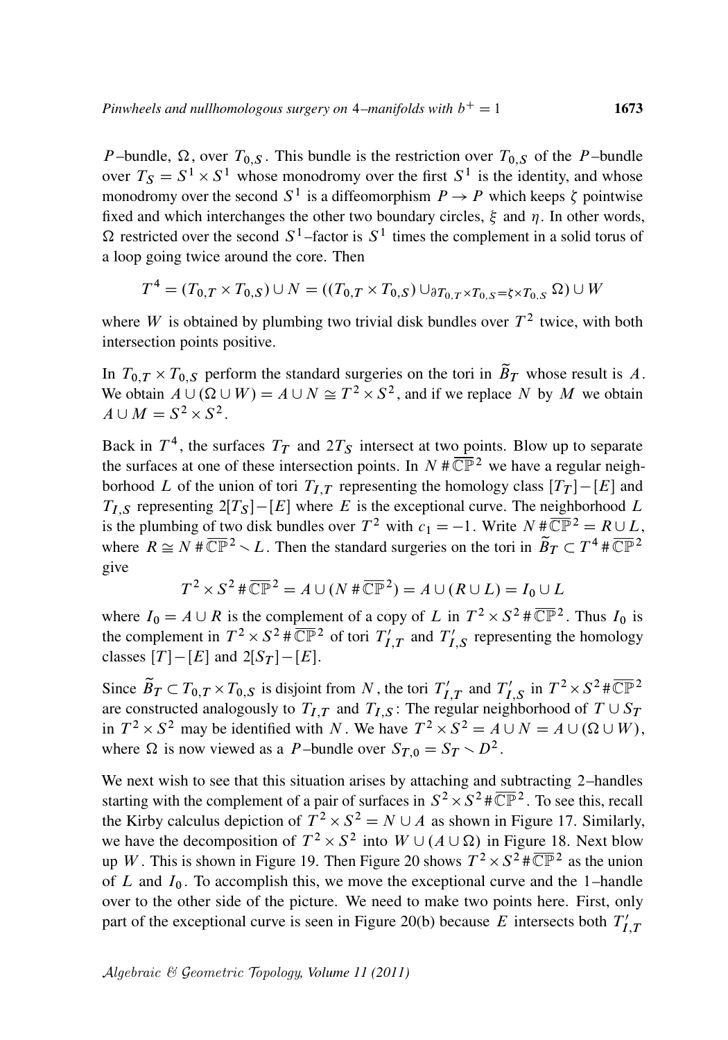$P$–bundle, $\Omega$, over $T_{0,S}$. This bundle is the restriction over $T_{0,S}$ of the $P$–bundle over $T_S = S^1 \times S^1$ whose monodromy over the first $S^1$ is the identity, and whose monodromy over the second $S^1$ is a diffeomorphism $P \to P$ which keeps $\zeta$ pointwise fixed and which interchanges the other two boundary circles, $\xi$ and $\eta$. In other words, $\Omega$ restricted over the second $S^1$–factor is $S^1$ times the complement in a solid torus of a loop going twice around the core. Then

$$T^4 = (T_{0,T} \times T_{0,S}) \cup N = ((T_{0,T} \times T_{0,S}) \cup_{\partial T_{0,T} \times T_{0,S} = \zeta \times T_{0,S}} \Omega) \cup W$$

where $W$ is obtained by plumbing two trivial disk bundles over $T^2$ twice, with both intersection points positive.

In $T_{0,T} \times T_{0,S}$ perform the standard surgeries on the tori in $\widetilde{B}_T$ whose result is $A$. We obtain $A \cup (\Omega \cup W) = A \cup N \cong T^2 \times S^2$, and if we replace $N$ by $M$ we obtain $A \cup M = S^2 \times S^2$.

Back in $T^4$, the surfaces $T_T$ and $2T_S$ intersect at two points. Blow up to separate the surfaces at one of these intersection points. In $N \# \overline{\mathbb{CP}}^2$ we have a regular neighborhood $L$ of the union of tori $T_{I,T}$ representing the homology class $[T_T]-[E]$ and $T_{I,S}$ representing $2[T_S]-[E]$ where $E$ is the exceptional curve. The neighborhood $L$ is the plumbing of two disk bundles over $T^2$ with $c_1 = -1$. Write $N \# \overline{\mathbb{CP}}^2 = R \cup L$, where $R \cong N \# \overline{\mathbb{CP}}^2 \smallsetminus L$. Then the standard surgeries on the tori in $\widetilde{B}_T \subset T^4 \# \overline{\mathbb{CP}}^2$ give

$$T^2 \times S^2 \# \overline{\mathbb{CP}}^2 = A \cup (N \# \overline{\mathbb{CP}}^2) = A \cup (R \cup L) = I_0 \cup L$$

where $I_0 = A \cup R$ is the complement of a copy of $L$ in $T^2 \times S^2 \# \overline{\mathbb{CP}}^2$. Thus $I_0$ is the complement in $T^2 \times S^2 \# \overline{\mathbb{CP}}^2$ of tori $T'_{I,T}$ and $T'_{I,S}$ representing the homology classes $[T]-[E]$ and $2[S_T]-[E]$.

Since $\widetilde{B}_T \subset T_{0,T} \times T_{0,S}$ is disjoint from $N$, the tori $T'_{I,T}$ and $T'_{I,S}$ in $T^2 \times S^2 \# \overline{\mathbb{CP}}^2$ are constructed analogously to $T_{I,T}$ and $T_{I,S}$: The regular neighborhood of $T \cup S_T$ in $T^2 \times S^2$ may be identified with $N$. We have $T^2 \times S^2 = A \cup N = A \cup (\Omega \cup W)$, where $\Omega$ is now viewed as a $P$–bundle over $S_{T,0} = S_T \smallsetminus D^2$.

We next wish to see that this situation arises by attaching and subtracting 2–handles starting with the complement of a pair of surfaces in $S^2 \times S^2 \# \overline{\mathbb{CP}}^2$. To see this, recall the Kirby calculus depiction of $T^2 \times S^2 = N \cup A$ as shown in Figure 17. Similarly, we have the decomposition of $T^2 \times S^2$ into $W \cup (A \cup \Omega)$ in Figure 18. Next blow up $W$. This is shown in Figure 19. Then Figure 20 shows $T^2 \times S^2 \# \overline{\mathbb{CP}}^2$ as the union of $L$ and $I_0$. To accomplish this, we move the exceptional curve and the 1–handle over to the other side of the picture. We need to make two points here. First, only part of the exceptional curve is seen in Figure 20(b) because $E$ intersects both $T'_{I,T}$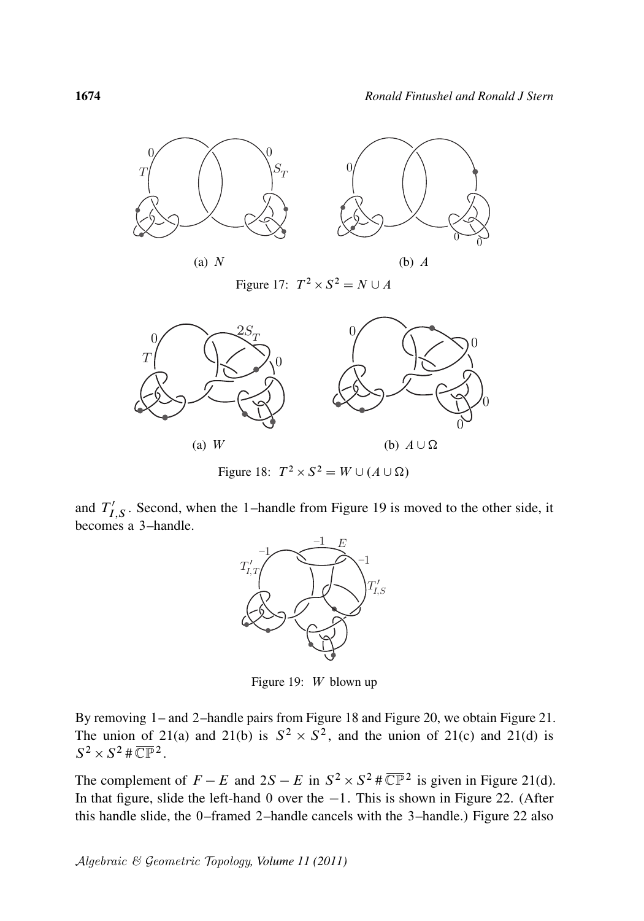(a) $N$

(b) $A$

Figure 17: $T^2 \times S^2 = N \cup A$

(a) $W$

(b) $A \cup \Omega$

Figure 18: $T^2 \times S^2 = W \cup (A \cup \Omega)$

and $T'_{I,S}$. Second, when the 1–handle from Figure 19 is moved to the other side, it becomes a 3–handle.

Figure 19: $W$ blown up

By removing 1– and 2–handle pairs from Figure 18 and Figure 20, we obtain Figure 21. The union of 21(a) and 21(b) is $S^2 \times S^2$, and the union of 21(c) and 21(d) is $S^2 \times S^2 \# \overline{\mathbb{CP}}^2$.

The complement of $F - E$ and $2S - E$ in $S^2 \times S^2 \# \overline{\mathbb{CP}}^2$ is given in Figure 21(d). In that figure, slide the left-hand 0 over the $-1$. This is shown in Figure 22. (After this handle slide, the 0–framed 2–handle cancels with the 3–handle.) Figure 22 also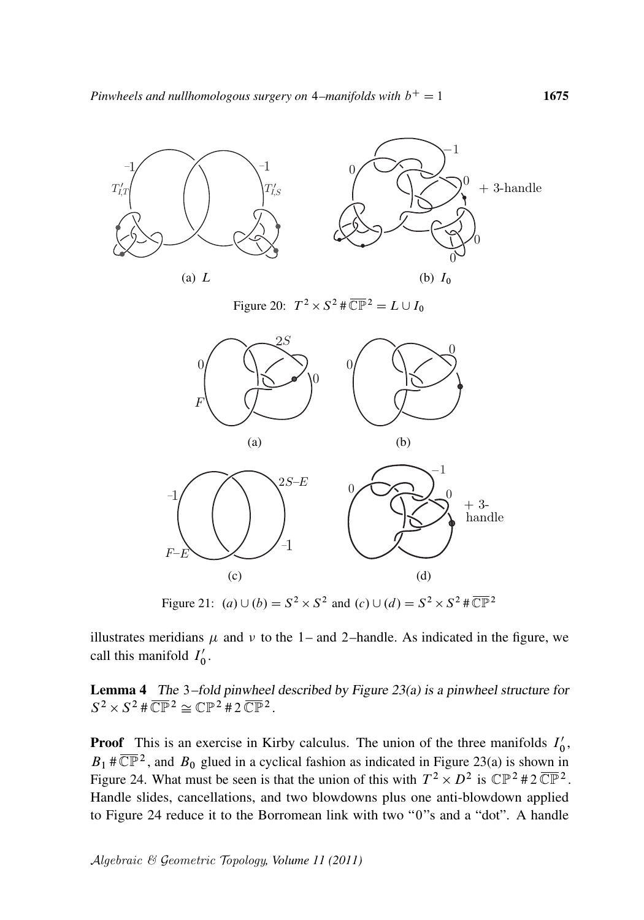Figure 20: $T^2 \times S^2 \# \overline{\mathbb{CP}}^2 = L \cup I_0$

Figure 21: $(a) \cup (b) = S^2 \times S^2$ and $(c) \cup (d) = S^2 \times S^2 \# \overline{\mathbb{CP}}^2$

illustrates meridians $\mu$ and $\nu$ to the 1– and 2–handle. As indicated in the figure, we call this manifold $I_0'$.

**Lemma 4** *The 3–fold pinwheel described by Figure 23(a) is a pinwheel structure for $S^2 \times S^2 \# \overline{\mathbb{CP}}^2 \cong \mathbb{CP}^2 \# 2\,\overline{\mathbb{CP}}^2$.*

**Proof** This is an exercise in Kirby calculus. The union of the three manifolds $I_0'$, $B_1 \# \overline{\mathbb{CP}}^2$, and $B_0$ glued in a cyclical fashion as indicated in Figure 23(a) is shown in Figure 24. What must be seen is that the union of this with $T^2 \times D^2$ is $\mathbb{CP}^2 \# 2\,\overline{\mathbb{CP}}^2$. Handle slides, cancellations, and two blowdowns plus one anti-blowdown applied to Figure 24 reduce it to the Borromean link with two "0"s and a "dot". A handle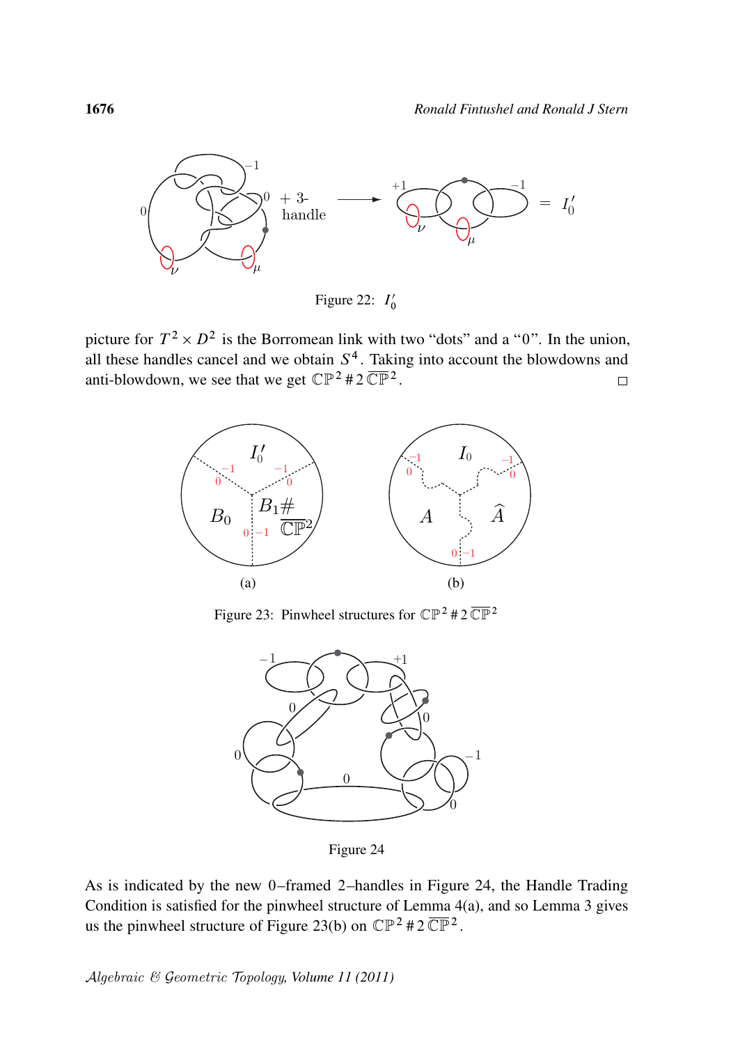Figure 22: $I_0'$

picture for $T^2 \times D^2$ is the Borromean link with two "dots" and a "0". In the union, all these handles cancel and we obtain $S^4$. Taking into account the blowdowns and anti-blowdown, we see that we get $\mathbb{CP}^2 \# 2\,\overline{\mathbb{CP}}^2$. $\square$

Figure 23: Pinwheel structures for $\mathbb{CP}^2 \# 2\,\overline{\mathbb{CP}}^2$

Figure 24

As is indicated by the new 0–framed 2–handles in Figure 24, the Handle Trading Condition is satisfied for the pinwheel structure of Lemma 4(a), and so Lemma 3 gives us the pinwheel structure of Figure 23(b) on $\mathbb{CP}^2 \# 2\,\overline{\mathbb{CP}}^2$.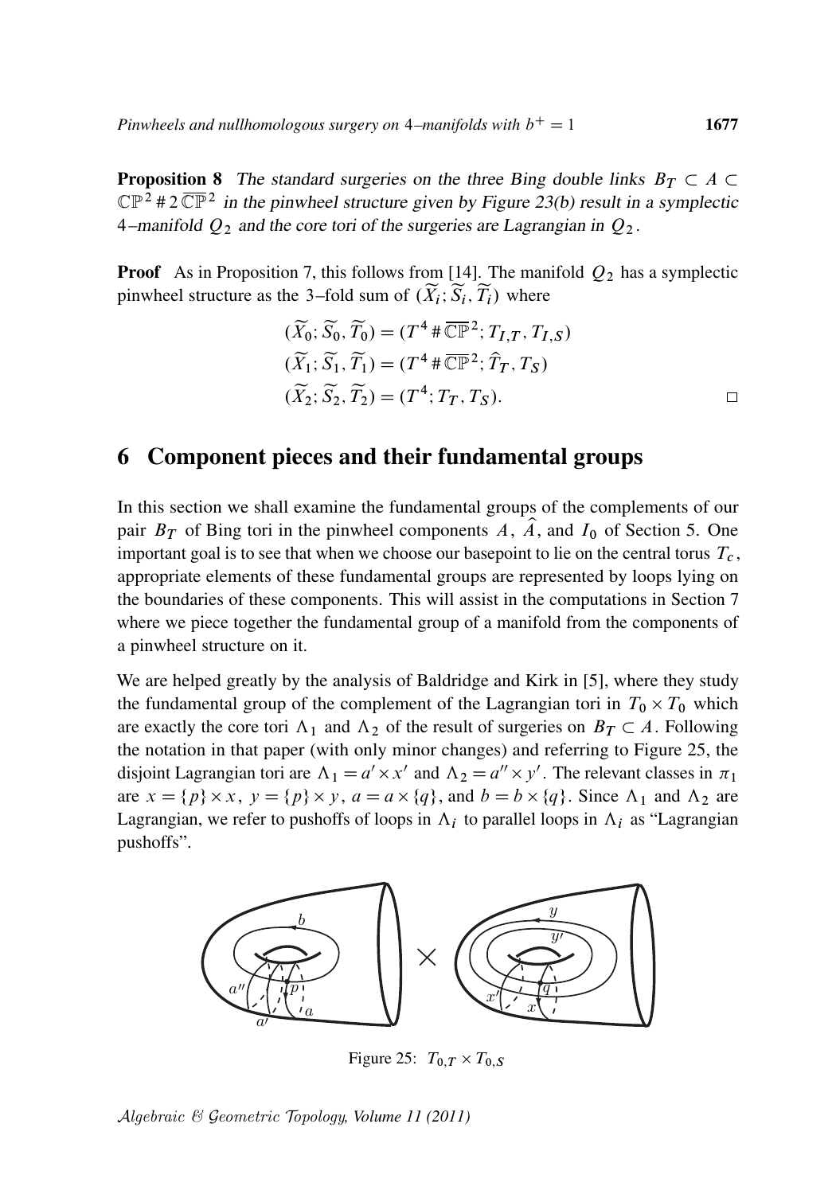**Proposition 8** *The standard surgeries on the three Bing double links $B_T \subset A \subset \mathbb{CP}^2 \# 2\overline{\mathbb{CP}}^2$ in the pinwheel structure given by Figure 23(b) result in a symplectic 4–manifold $Q_2$ and the core tori of the surgeries are Lagrangian in $Q_2$.*

**Proof** As in Proposition 7, this follows from [14]. The manifold $Q_2$ has a symplectic pinwheel structure as the 3–fold sum of $(\widetilde{X}_i; \widetilde{S}_i, \widetilde{T}_i)$ where

$$
\begin{aligned}
(\widetilde{X}_0; \widetilde{S}_0, \widetilde{T}_0) &= (T^4 \# \overline{\mathbb{CP}}^2; T_{I,T}, T_{I,S}) \\
(\widetilde{X}_1; \widetilde{S}_1, \widetilde{T}_1) &= (T^4 \# \overline{\mathbb{CP}}^2; \hat{T}_T, T_S) \\
(\widetilde{X}_2; \widetilde{S}_2, \widetilde{T}_2) &= (T^4; T_T, T_S).
\end{aligned}
$$

□

## 6 Component pieces and their fundamental groups

In this section we shall examine the fundamental groups of the complements of our pair $B_T$ of Bing tori in the pinwheel components $A$, $\widehat{A}$, and $I_0$ of Section 5. One important goal is to see that when we choose our basepoint to lie on the central torus $T_c$, appropriate elements of these fundamental groups are represented by loops lying on the boundaries of these components. This will assist in the computations in Section 7 where we piece together the fundamental group of a manifold from the components of a pinwheel structure on it.

We are helped greatly by the analysis of Baldridge and Kirk in [5], where they study the fundamental group of the complement of the Lagrangian tori in $T_0 \times T_0$ which are exactly the core tori $\Lambda_1$ and $\Lambda_2$ of the result of surgeries on $B_T \subset A$. Following the notation in that paper (with only minor changes) and referring to Figure 25, the disjoint Lagrangian tori are $\Lambda_1 = a' \times x'$ and $\Lambda_2 = a'' \times y'$. The relevant classes in $\pi_1$ are $x = \{p\} \times x$, $y = \{p\} \times y$, $a = a \times \{q\}$, and $b = b \times \{q\}$. Since $\Lambda_1$ and $\Lambda_2$ are Lagrangian, we refer to pushoffs of loops in $\Lambda_i$ to parallel loops in $\Lambda_i$ as "Lagrangian pushoffs".

Figure 25: $T_{0,T} \times T_{0,S}$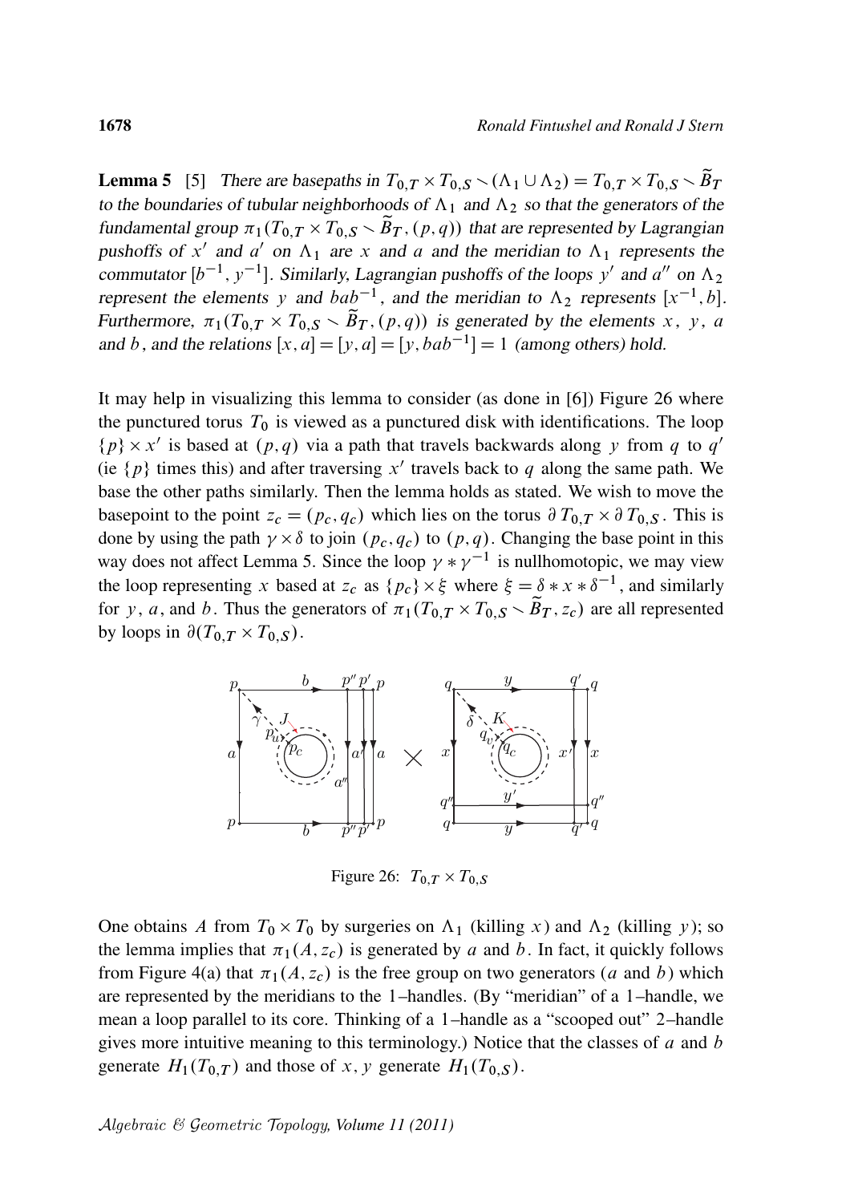**Lemma 5** [5] *There are basepaths in $T_{0,T} \times T_{0,S} \setminus (\Lambda_1 \cup \Lambda_2) = T_{0,T} \times T_{0,S} \setminus \widetilde{B}_T$ to the boundaries of tubular neighborhoods of $\Lambda_1$ and $\Lambda_2$ so that the generators of the fundamental group $\pi_1(T_{0,T} \times T_{0,S} \setminus \widetilde{B}_T, (p,q))$ that are represented by Lagrangian pushoffs of $x'$ and $a'$ on $\Lambda_1$ are $x$ and $a$ and the meridian to $\Lambda_1$ represents the commutator $[b^{-1}, y^{-1}]$. Similarly, Lagrangian pushoffs of the loops $y'$ and $a''$ on $\Lambda_2$ represent the elements $y$ and $bab^{-1}$, and the meridian to $\Lambda_2$ represents $[x^{-1}, b]$. Furthermore, $\pi_1(T_{0,T} \times T_{0,S} \setminus \widetilde{B}_T, (p,q))$ is generated by the elements $x$, $y$, $a$ and $b$, and the relations $[x,a] = [y,a] = [y, bab^{-1}] = 1$ (among others) hold.*

It may help in visualizing this lemma to consider (as done in [6]) Figure 26 where the punctured torus $T_0$ is viewed as a punctured disk with identifications. The loop $\{p\} \times x'$ is based at $(p,q)$ via a path that travels backwards along $y$ from $q$ to $q'$ (ie $\{p\}$ times this) and after traversing $x'$ travels back to $q$ along the same path. We base the other paths similarly. Then the lemma holds as stated. We wish to move the basepoint to the point $z_c = (p_c, q_c)$ which lies on the torus $\partial T_{0,T} \times \partial T_{0,S}$. This is done by using the path $\gamma \times \delta$ to join $(p_c, q_c)$ to $(p,q)$. Changing the base point in this way does not affect Lemma 5. Since the loop $\gamma * \gamma^{-1}$ is nullhomotopic, we may view the loop representing $x$ based at $z_c$ as $\{p_c\} \times \xi$ where $\xi = \delta * x * \delta^{-1}$, and similarly for $y$, $a$, and $b$. Thus the generators of $\pi_1(T_{0,T} \times T_{0,S} \setminus \widetilde{B}_T, z_c)$ are all represented by loops in $\partial(T_{0,T} \times T_{0,S})$.

Figure 26: $T_{0,T} \times T_{0,S}$

One obtains $A$ from $T_0 \times T_0$ by surgeries on $\Lambda_1$ (killing $x$) and $\Lambda_2$ (killing $y$); so the lemma implies that $\pi_1(A, z_c)$ is generated by $a$ and $b$. In fact, it quickly follows from Figure 4(a) that $\pi_1(A, z_c)$ is the free group on two generators ($a$ and $b$) which are represented by the meridians to the 1–handles. (By "meridian" of a 1–handle, we mean a loop parallel to its core. Thinking of a 1–handle as a "scooped out" 2–handle gives more intuitive meaning to this terminology.) Notice that the classes of $a$ and $b$ generate $H_1(T_{0,T})$ and those of $x$, $y$ generate $H_1(T_{0,S})$.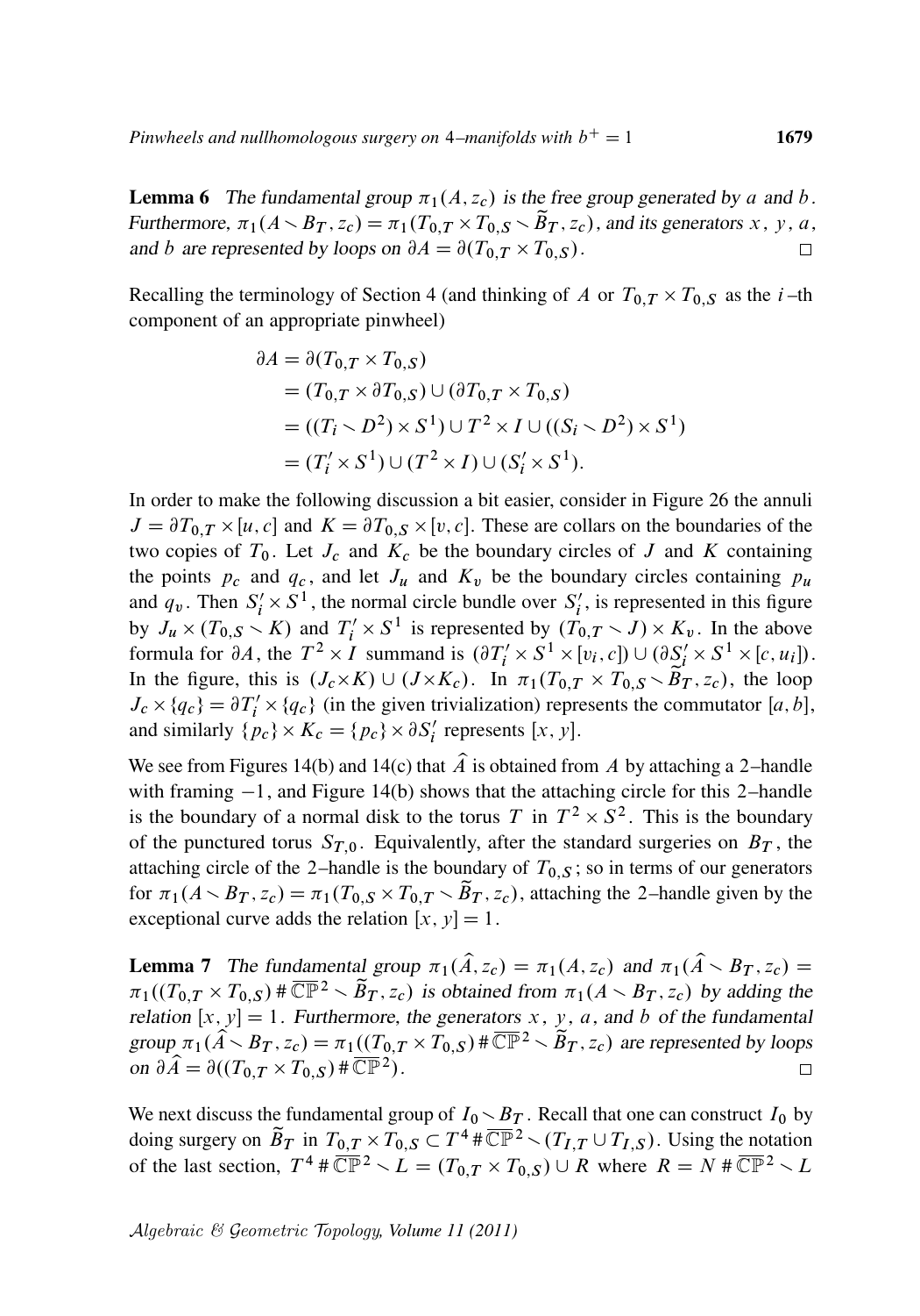**Lemma 6** *The fundamental group $\pi_1(A, z_c)$ is the free group generated by $a$ and $b$. Furthermore, $\pi_1(A \smallsetminus B_T, z_c) = \pi_1(T_{0,T} \times T_{0,S} \smallsetminus \widetilde{B}_T, z_c)$, and its generators $x$, $y$, $a$, and $b$ are represented by loops on $\partial A = \partial(T_{0,T} \times T_{0,S})$.* □

Recalling the terminology of Section 4 (and thinking of $A$ or $T_{0,T} \times T_{0,S}$ as the $i$–th component of an appropriate pinwheel)

$$
\begin{aligned}
\partial A &= \partial(T_{0,T} \times T_{0,S}) \\
&= (T_{0,T} \times \partial T_{0,S}) \cup (\partial T_{0,T} \times T_{0,S}) \\
&= ((T_i \smallsetminus D^2) \times S^1) \cup T^2 \times I \cup ((S_i \smallsetminus D^2) \times S^1) \\
&= (T_i' \times S^1) \cup (T^2 \times I) \cup (S_i' \times S^1).
\end{aligned}
$$

In order to make the following discussion a bit easier, consider in Figure 26 the annuli $J = \partial T_{0,T} \times [u, c]$ and $K = \partial T_{0,S} \times [v, c]$. These are collars on the boundaries of the two copies of $T_0$. Let $J_c$ and $K_c$ be the boundary circles of $J$ and $K$ containing the points $p_c$ and $q_c$, and let $J_u$ and $K_v$ be the boundary circles containing $p_u$ and $q_v$. Then $S_i' \times S^1$, the normal circle bundle over $S_i'$, is represented in this figure by $J_u \times (T_{0,S} \smallsetminus K)$ and $T_i' \times S^1$ is represented by $(T_{0,T} \smallsetminus J) \times K_v$. In the above formula for $\partial A$, the $T^2 \times I$ summand is $(\partial T_i' \times S^1 \times [v_i, c]) \cup (\partial S_i' \times S^1 \times [c, u_i])$. In the figure, this is $(J_c \times K) \cup (J \times K_c)$. In $\pi_1(T_{0,T} \times T_{0,S} \smallsetminus \widetilde{B}_T, z_c)$, the loop $J_c \times \{q_c\} = \partial T_i' \times \{q_c\}$ (in the given trivialization) represents the commutator $[a, b]$, and similarly $\{p_c\} \times K_c = \{p_c\} \times \partial S_i'$ represents $[x, y]$.

We see from Figures 14(b) and 14(c) that $\widehat{A}$ is obtained from $A$ by attaching a 2–handle with framing $-1$, and Figure 14(b) shows that the attaching circle for this 2–handle is the boundary of a normal disk to the torus $T$ in $T^2 \times S^2$. This is the boundary of the punctured torus $S_{T,0}$. Equivalently, after the standard surgeries on $B_T$, the attaching circle of the 2–handle is the boundary of $T_{0,S}$; so in terms of our generators for $\pi_1(A \smallsetminus B_T, z_c) = \pi_1(T_{0,S} \times T_{0,T} \smallsetminus \widetilde{B}_T, z_c)$, attaching the 2–handle given by the exceptional curve adds the relation $[x, y] = 1$.

**Lemma 7** *The fundamental group $\pi_1(\widehat{A}, z_c) = \pi_1(A, z_c)$ and $\pi_1(\widehat{A} \smallsetminus B_T, z_c) = \pi_1((T_{0,T} \times T_{0,S}) \# \overline{\mathbb{CP}}^2 \smallsetminus \widetilde{B}_T, z_c)$ is obtained from $\pi_1(A \smallsetminus B_T, z_c)$ by adding the relation $[x, y] = 1$. Furthermore, the generators $x$, $y$, $a$, and $b$ of the fundamental group $\pi_1(\widehat{A} \smallsetminus B_T, z_c) = \pi_1((T_{0,T} \times T_{0,S}) \# \overline{\mathbb{CP}}^2 \smallsetminus \widetilde{B}_T, z_c)$ are represented by loops on $\partial \widehat{A} = \partial((T_{0,T} \times T_{0,S}) \# \overline{\mathbb{CP}}^2)$.* □

We next discuss the fundamental group of $I_0 \smallsetminus B_T$. Recall that one can construct $I_0$ by doing surgery on $\widetilde{B}_T$ in $T_{0,T} \times T_{0,S} \subset T^4 \# \overline{\mathbb{CP}}^2 \smallsetminus (T_{I,T} \cup T_{I,S})$. Using the notation of the last section, $T^4 \# \overline{\mathbb{CP}}^2 \smallsetminus L = (T_{0,T} \times T_{0,S}) \cup R$ where $R = N \# \overline{\mathbb{CP}}^2 \smallsetminus L$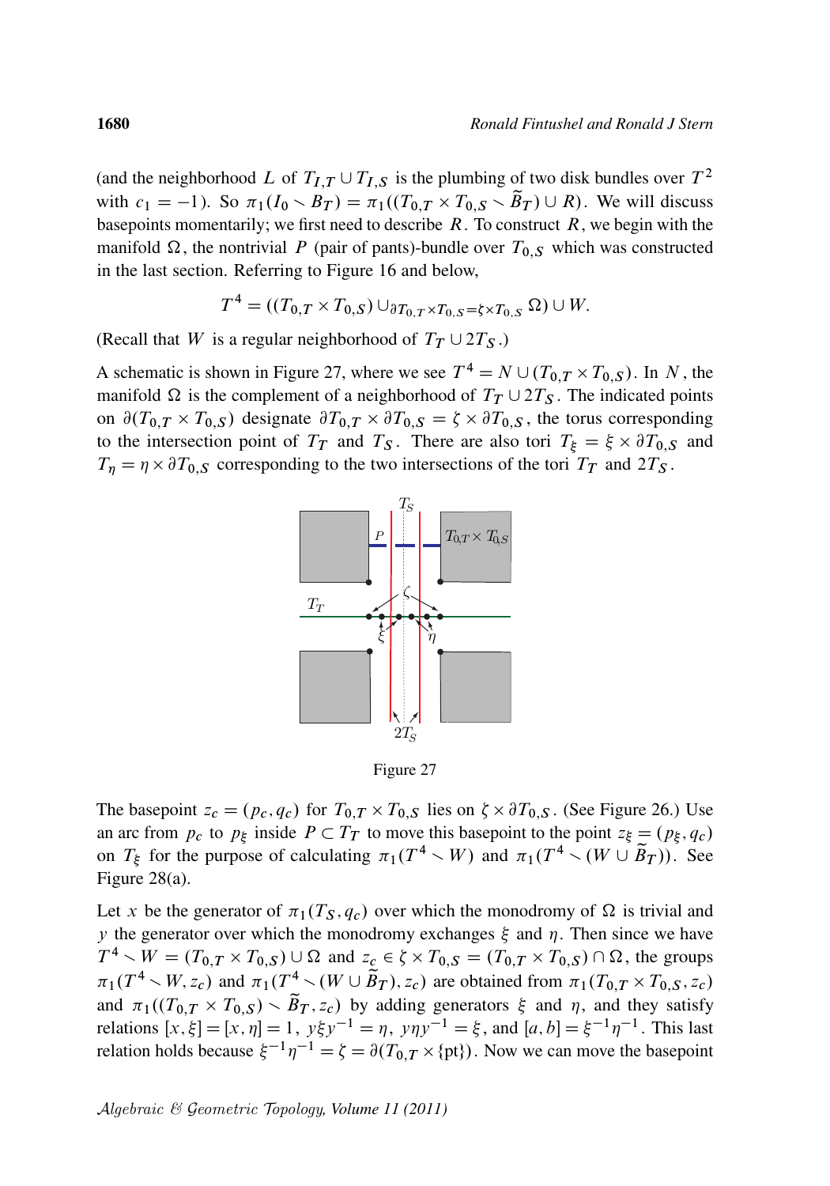(and the neighborhood $L$ of $T_{I,T} \cup T_{I,S}$ is the plumbing of two disk bundles over $T^2$ with $c_1 = -1$). So $\pi_1(I_0 \smallsetminus B_T) = \pi_1((T_{0,T} \times T_{0,S} \smallsetminus \widetilde{B}_T) \cup R)$. We will discuss basepoints momentarily; we first need to describe $R$. To construct $R$, we begin with the manifold $\Omega$, the nontrivial $P$ (pair of pants)-bundle over $T_{0,S}$ which was constructed in the last section. Referring to Figure 16 and below,

$$T^4 = ((T_{0,T} \times T_{0,S}) \cup_{\partial T_{0,T} \times T_{0,S} = \zeta \times T_{0,S}} \Omega) \cup W.$$

(Recall that $W$ is a regular neighborhood of $T_T \cup 2T_S$.)

A schematic is shown in Figure 27, where we see $T^4 = N \cup (T_{0,T} \times T_{0,S})$. In $N$, the manifold $\Omega$ is the complement of a neighborhood of $T_T \cup 2T_S$. The indicated points on $\partial(T_{0,T} \times T_{0,S})$ designate $\partial T_{0,T} \times \partial T_{0,S} = \zeta \times \partial T_{0,S}$, the torus corresponding to the intersection point of $T_T$ and $T_S$. There are also tori $T_\xi = \xi \times \partial T_{0,S}$ and $T_\eta = \eta \times \partial T_{0,S}$ corresponding to the two intersections of the tori $T_T$ and $2T_S$.

Figure 27

The basepoint $z_c = (p_c, q_c)$ for $T_{0,T} \times T_{0,S}$ lies on $\zeta \times \partial T_{0,S}$. (See Figure 26.) Use an arc from $p_c$ to $p_\xi$ inside $P \subset T_T$ to move this basepoint to the point $z_\xi = (p_\xi, q_c)$ on $T_\xi$ for the purpose of calculating $\pi_1(T^4 \smallsetminus W)$ and $\pi_1(T^4 \smallsetminus (W \cup \widetilde{B}_T))$. See Figure 28(a).

Let $x$ be the generator of $\pi_1(T_S, q_c)$ over which the monodromy of $\Omega$ is trivial and $y$ the generator over which the monodromy exchanges $\xi$ and $\eta$. Then since we have $T^4 \smallsetminus W = (T_{0,T} \times T_{0,S}) \cup \Omega$ and $z_c \in \zeta \times T_{0,S} = (T_{0,T} \times T_{0,S}) \cap \Omega$, the groups $\pi_1(T^4 \smallsetminus W, z_c)$ and $\pi_1(T^4 \smallsetminus (W \cup \widetilde{B}_T), z_c)$ are obtained from $\pi_1(T_{0,T} \times T_{0,S}, z_c)$ and $\pi_1((T_{0,T} \times T_{0,S}) \smallsetminus \widetilde{B}_T, z_c)$ by adding generators $\xi$ and $\eta$, and they satisfy relations $[x, \xi] = [x, \eta] = 1$, $y\xi y^{-1} = \eta$, $y\eta y^{-1} = \xi$, and $[a, b] = \xi^{-1}\eta^{-1}$. This last relation holds because $\xi^{-1}\eta^{-1} = \zeta = \partial(T_{0,T} \times \{\text{pt}\})$. Now we can move the basepoint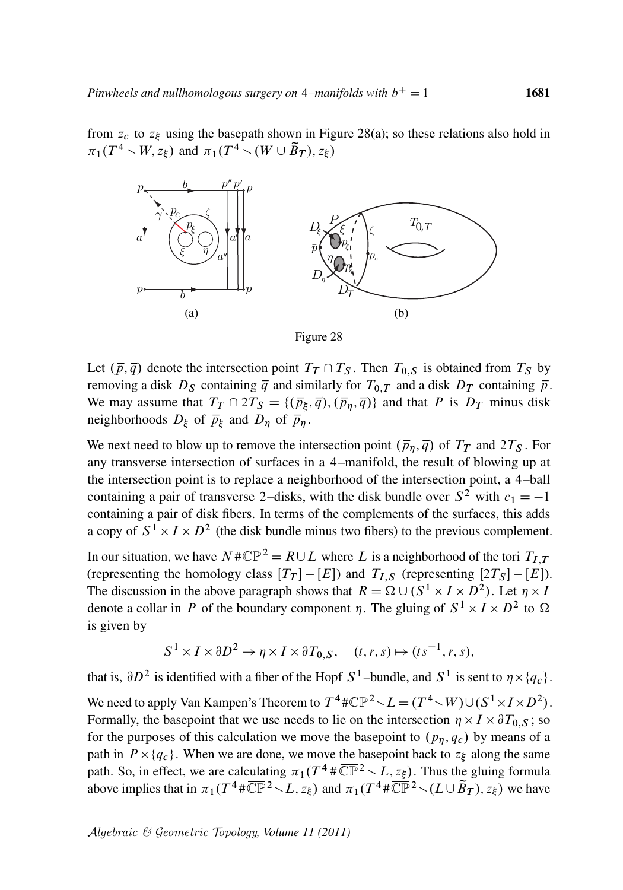from $z_c$ to $z_\xi$ using the basepath shown in Figure 28(a); so these relations also hold in $\pi_1(T^4 \smallsetminus W, z_\xi)$ and $\pi_1(T^4 \smallsetminus (W \cup \widetilde{B}_T), z_\xi)$

(a) (b)

Figure 28

Let $(\bar{p}, \bar{q})$ denote the intersection point $T_T \cap T_S$. Then $T_{0,S}$ is obtained from $T_S$ by removing a disk $D_S$ containing $\bar{q}$ and similarly for $T_{0,T}$ and a disk $D_T$ containing $\bar{p}$. We may assume that $T_T \cap 2T_S = \{(\bar{p}_\xi, \bar{q}), (\bar{p}_\eta, \bar{q})\}$ and that $P$ is $D_T$ minus disk neighborhoods $D_\xi$ of $\bar{p}_\xi$ and $D_\eta$ of $\bar{p}_\eta$.

We next need to blow up to remove the intersection point $(\bar{p}_\eta, \bar{q})$ of $T_T$ and $2T_S$. For any transverse intersection of surfaces in a 4–manifold, the result of blowing up at the intersection point is to replace a neighborhood of the intersection point, a 4–ball containing a pair of transverse 2–disks, with the disk bundle over $S^2$ with $c_1 = -1$ containing a pair of disk fibers. In terms of the complements of the surfaces, this adds a copy of $S^1 \times I \times D^2$ (the disk bundle minus two fibers) to the previous complement.

In our situation, we have $N \# \overline{\mathbb{CP}}^2 = R \cup L$ where $L$ is a neighborhood of the tori $T_{I,T}$ (representing the homology class $[T_T] - [E]$) and $T_{I,S}$ (representing $[2T_S] - [E]$). The discussion in the above paragraph shows that $R = \Omega \cup (S^1 \times I \times D^2)$. Let $\eta \times I$ denote a collar in $P$ of the boundary component $\eta$. The gluing of $S^1 \times I \times D^2$ to $\Omega$ is given by

$$S^1 \times I \times \partial D^2 \to \eta \times I \times \partial T_{0,S}, \quad (t, r, s) \mapsto (ts^{-1}, r, s),$$

that is, $\partial D^2$ is identified with a fiber of the Hopf $S^1$–bundle, and $S^1$ is sent to $\eta \times \{q_c\}$.

We need to apply Van Kampen's Theorem to $T^4 \# \overline{\mathbb{CP}}^2 \smallsetminus L = (T^4 \smallsetminus W) \cup (S^1 \times I \times D^2)$. Formally, the basepoint that we use needs to lie on the intersection $\eta \times I \times \partial T_{0,S}$; so for the purposes of this calculation we move the basepoint to $(p_\eta, q_c)$ by means of a path in $P \times \{q_c\}$. When we are done, we move the basepoint back to $z_\xi$ along the same path. So, in effect, we are calculating $\pi_1(T^4 \# \overline{\mathbb{CP}}^2 \smallsetminus L, z_\xi)$. Thus the gluing formula above implies that in $\pi_1(T^4 \# \overline{\mathbb{CP}}^2 \smallsetminus L, z_\xi)$ and $\pi_1(T^4 \# \overline{\mathbb{CP}}^2 \smallsetminus (L \cup \widetilde{B}_T), z_\xi)$ we have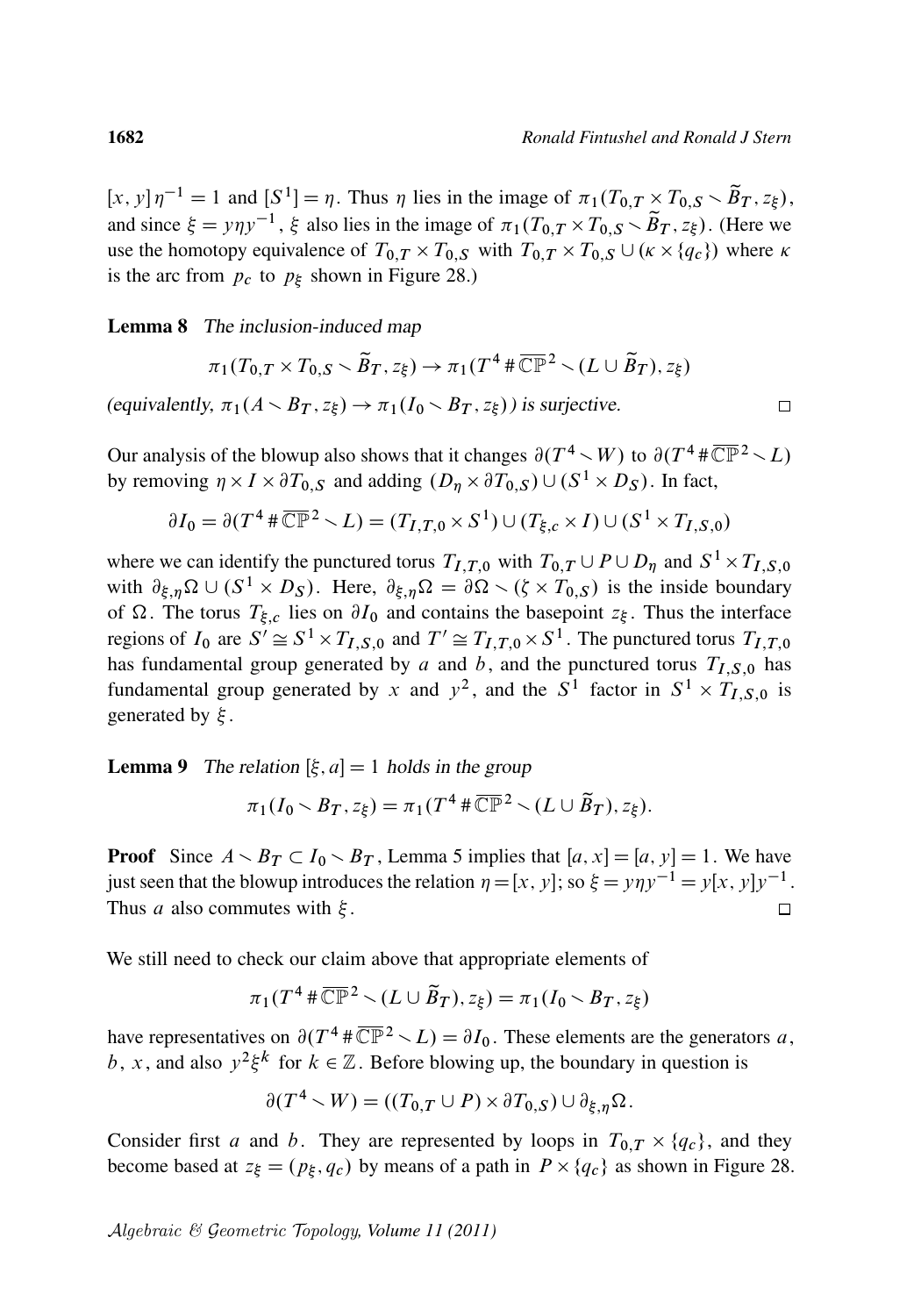$[x,y]\,\eta^{-1}=1$ and $[S^1]=\eta$. Thus $\eta$ lies in the image of $\pi_1(T_{0,T}\times T_{0,S}\smallsetminus \widetilde{B}_T, z_\xi)$, and since $\xi = y\eta y^{-1}$, $\xi$ also lies in the image of $\pi_1(T_{0,T}\times T_{0,S}\smallsetminus \widetilde{B}_T, z_\xi)$. (Here we use the homotopy equivalence of $T_{0,T}\times T_{0,S}$ with $T_{0,T}\times T_{0,S}\cup(\kappa\times\{q_c\})$ where $\kappa$ is the arc from $p_c$ to $p_\xi$ shown in Figure 28.)

**Lemma 8** *The inclusion-induced map*

$$\pi_1(T_{0,T}\times T_{0,S}\smallsetminus \widetilde{B}_T, z_\xi)\to \pi_1(T^4\,\#\,\overline{\mathbb{CP}}^2\smallsetminus(L\cup\widetilde{B}_T), z_\xi)$$

*(equivalently, $\pi_1(A\smallsetminus B_T, z_\xi)\to\pi_1(I_0\smallsetminus B_T, z_\xi)$) is surjective.* □

Our analysis of the blowup also shows that it changes $\partial(T^4\smallsetminus W)$ to $\partial(T^4\,\#\,\overline{\mathbb{CP}}^2\smallsetminus L)$ by removing $\eta\times I\times\partial T_{0,S}$ and adding $(D_\eta\times\partial T_{0,S})\cup(S^1\times D_S)$. In fact,

$$\partial I_0=\partial(T^4\,\#\,\overline{\mathbb{CP}}^2\smallsetminus L)=(T_{I,T,0}\times S^1)\cup(T_{\xi,c}\times I)\cup(S^1\times T_{I,S,0})$$

where we can identify the punctured torus $T_{I,T,0}$ with $T_{0,T}\cup P\cup D_\eta$ and $S^1\times T_{I,S,0}$ with $\partial_{\xi,\eta}\Omega\cup(S^1\times D_S)$. Here, $\partial_{\xi,\eta}\Omega=\partial\Omega\smallsetminus(\zeta\times T_{0,S})$ is the inside boundary of $\Omega$. The torus $T_{\xi,c}$ lies on $\partial I_0$ and contains the basepoint $z_\xi$. Thus the interface regions of $I_0$ are $S'\cong S^1\times T_{I,S,0}$ and $T'\cong T_{I,T,0}\times S^1$. The punctured torus $T_{I,T,0}$ has fundamental group generated by $a$ and $b$, and the punctured torus $T_{I,S,0}$ has fundamental group generated by $x$ and $y^2$, and the $S^1$ factor in $S^1\times T_{I,S,0}$ is generated by $\xi$.

**Lemma 9** *The relation $[\xi,a]=1$ holds in the group*

$$\pi_1(I_0\smallsetminus B_T, z_\xi)=\pi_1(T^4\,\#\,\overline{\mathbb{CP}}^2\smallsetminus(L\cup\widetilde{B}_T), z_\xi).$$

**Proof** Since $A\smallsetminus B_T\subset I_0\smallsetminus B_T$, Lemma 5 implies that $[a,x]=[a,y]=1$. We have just seen that the blowup introduces the relation $\eta=[x,y]$; so $\xi=y\eta y^{-1}=y[x,y]y^{-1}$. Thus $a$ also commutes with $\xi$. □

We still need to check our claim above that appropriate elements of

$$\pi_1(T^4\,\#\,\overline{\mathbb{CP}}^2\smallsetminus(L\cup\widetilde{B}_T), z_\xi)=\pi_1(I_0\smallsetminus B_T, z_\xi)$$

have representatives on $\partial(T^4\,\#\,\overline{\mathbb{CP}}^2\smallsetminus L)=\partial I_0$. These elements are the generators $a$, $b$, $x$, and also $y^2\xi^k$ for $k\in\mathbb{Z}$. Before blowing up, the boundary in question is

$$\partial(T^4\smallsetminus W)=((T_{0,T}\cup P)\times\partial T_{0,S})\cup\partial_{\xi,\eta}\Omega.$$

Consider first $a$ and $b$. They are represented by loops in $T_{0,T}\times\{q_c\}$, and they become based at $z_\xi=(p_\xi,q_c)$ by means of a path in $P\times\{q_c\}$ as shown in Figure 28.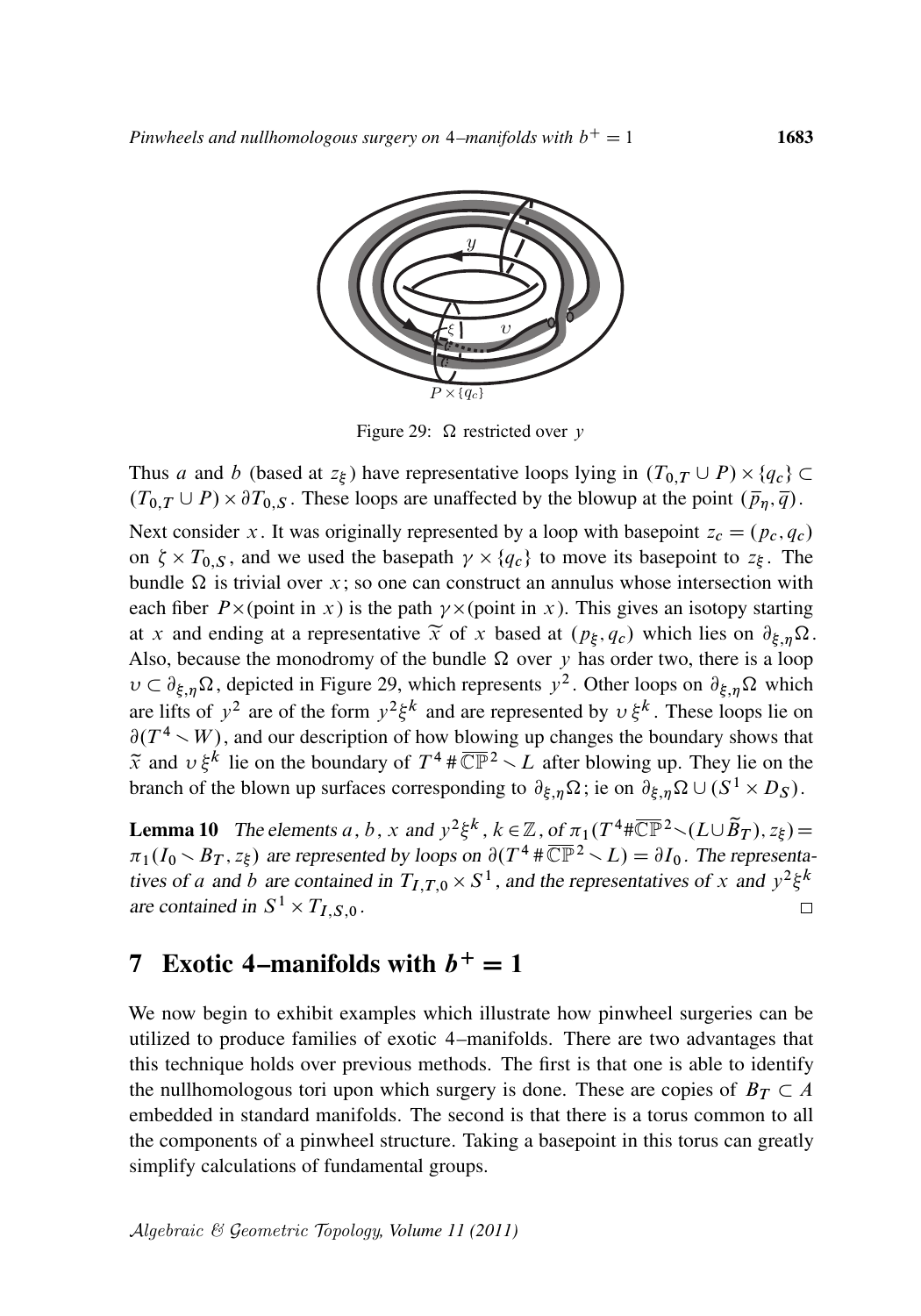Figure 29: $\Omega$ restricted over $y$

Thus $a$ and $b$ (based at $z_\xi$) have representative loops lying in $(T_{0,T} \cup P) \times \{q_c\} \subset (T_{0,T} \cup P) \times \partial T_{0,S}$. These loops are unaffected by the blowup at the point $(\overline{p}_\eta, \overline{q})$.

Next consider $x$. It was originally represented by a loop with basepoint $z_c = (p_c, q_c)$ on $\zeta \times T_{0,S}$, and we used the basepath $\gamma \times \{q_c\}$ to move its basepoint to $z_\xi$. The bundle $\Omega$ is trivial over $x$; so one can construct an annulus whose intersection with each fiber $P \times$(point in $x$) is the path $\gamma \times$(point in $x$). This gives an isotopy starting at $x$ and ending at a representative $\widetilde{x}$ of $x$ based at $(p_\xi, q_c)$ which lies on $\partial_{\xi,\eta}\Omega$. Also, because the monodromy of the bundle $\Omega$ over $y$ has order two, there is a loop $\upsilon \subset \partial_{\xi,\eta}\Omega$, depicted in Figure 29, which represents $y^2$. Other loops on $\partial_{\xi,\eta}\Omega$ which are lifts of $y^2$ are of the form $y^2\xi^k$ and are represented by $\upsilon\,\xi^k$. These loops lie on $\partial(T^4 \smallsetminus W)$, and our description of how blowing up changes the boundary shows that $\widetilde{x}$ and $\upsilon\,\xi^k$ lie on the boundary of $T^4 \# \overline{\mathbb{CP}}^2 \smallsetminus L$ after blowing up. They lie on the branch of the blown up surfaces corresponding to $\partial_{\xi,\eta}\Omega$; ie on $\partial_{\xi,\eta}\Omega \cup (S^1 \times D_S)$.

**Lemma 10** *The elements $a$, $b$, $x$ and $y^2\xi^k$, $k \in \mathbb{Z}$, of $\pi_1(T^4 \# \overline{\mathbb{CP}}^2 \smallsetminus (L \cup \widetilde{B}_T), z_\xi) = \pi_1(I_0 \smallsetminus B_T, z_\xi)$ are represented by loops on $\partial(T^4 \# \overline{\mathbb{CP}}^2 \smallsetminus L) = \partial I_0$. The representatives of $a$ and $b$ are contained in $T_{I,T,0} \times S^1$, and the representatives of $x$ and $y^2\xi^k$ are contained in $S^1 \times T_{I,S,0}$.* □

## 7 Exotic 4–manifolds with $b^+ = 1$

We now begin to exhibit examples which illustrate how pinwheel surgeries can be utilized to produce families of exotic 4–manifolds. There are two advantages that this technique holds over previous methods. The first is that one is able to identify the nullhomologous tori upon which surgery is done. These are copies of $B_T \subset A$ embedded in standard manifolds. The second is that there is a torus common to all the components of a pinwheel structure. Taking a basepoint in this torus can greatly simplify calculations of fundamental groups.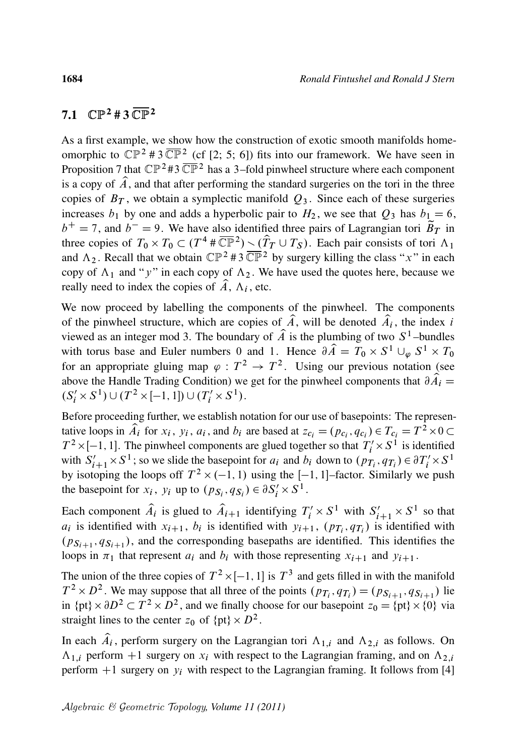## 7.1 $\mathbb{CP}^2 \# 3\,\overline{\mathbb{CP}}^2$

As a first example, we show how the construction of exotic smooth manifolds homeomorphic to $\mathbb{CP}^2 \# 3\,\overline{\mathbb{CP}}^2$ (cf [2; 5; 6]) fits into our framework. We have seen in Proposition 7 that $\mathbb{CP}^2 \# 3\,\overline{\mathbb{CP}}^2$ has a 3–fold pinwheel structure where each component is a copy of $\widehat{A}$, and that after performing the standard surgeries on the tori in the three copies of $B_T$, we obtain a symplectic manifold $Q_3$. Since each of these surgeries increases $b_1$ by one and adds a hyperbolic pair to $H_2$, we see that $Q_3$ has $b_1 = 6$, $b^+ = 7$, and $b^- = 9$. We have also identified three pairs of Lagrangian tori $\widetilde{B}_T$ in three copies of $T_0 \times T_0 \subset (T^4 \# \overline{\mathbb{CP}}^2) \smallsetminus (\widehat{T}_T \cup T_S)$. Each pair consists of tori $\Lambda_1$ and $\Lambda_2$. Recall that we obtain $\mathbb{CP}^2 \# 3\,\overline{\mathbb{CP}}^2$ by surgery killing the class "$x$" in each copy of $\Lambda_1$ and "$y$" in each copy of $\Lambda_2$. We have used the quotes here, because we really need to index the copies of $\widehat{A}$, $\Lambda_i$, etc.

We now proceed by labelling the components of the pinwheel. The components of the pinwheel structure, which are copies of $\widehat{A}$, will be denoted $\widehat{A}_i$, the index $i$ viewed as an integer mod 3. The boundary of $\widehat{A}$ is the plumbing of two $S^1$–bundles with torus base and Euler numbers 0 and 1. Hence $\partial\widehat{A} = T_0 \times S^1 \cup_\varphi S^1 \times T_0$ for an appropriate gluing map $\varphi : T^2 \to T^2$. Using our previous notation (see above the Handle Trading Condition) we get for the pinwheel components that $\partial\widehat{A}_i = (S_i' \times S^1) \cup (T^2 \times [-1,1]) \cup (T_i' \times S^1)$.

Before proceeding further, we establish notation for our use of basepoints: The representative loops in $\widehat{A}_i$ for $x_i$, $y_i$, $a_i$, and $b_i$ are based at $z_{c_i} = (p_{c_i}, q_{c_i}) \in T_{c_i} = T^2 \times 0 \subset T^2 \times [-1,1]$. The pinwheel components are glued together so that $T_i' \times S^1$ is identified with $S_{i+1}' \times S^1$; so we slide the basepoint for $a_i$ and $b_i$ down to $(p_{T_i}, q_{T_i}) \in \partial T_i' \times S^1$ by isotoping the loops off $T^2 \times (-1,1)$ using the $[-1,1]$–factor. Similarly we push the basepoint for $x_i$, $y_i$ up to $(p_{S_i}, q_{S_i}) \in \partial S_i' \times S^1$.

Each component $\widehat{A}_i$ is glued to $\widehat{A}_{i+1}$ identifying $T_i' \times S^1$ with $S_{i+1}' \times S^1$ so that $a_i$ is identified with $x_{i+1}$, $b_i$ is identified with $y_{i+1}$, $(p_{T_i}, q_{T_i})$ is identified with $(p_{S_{i+1}}, q_{S_{i+1}})$, and the corresponding basepaths are identified. This identifies the loops in $\pi_1$ that represent $a_i$ and $b_i$ with those representing $x_{i+1}$ and $y_{i+1}$.

The union of the three copies of $T^2 \times [-1,1]$ is $T^3$ and gets filled in with the manifold $T^2 \times D^2$. We may suppose that all three of the points $(p_{T_i}, q_{T_i}) = (p_{S_{i+1}}, q_{S_{i+1}})$ lie in $\{\text{pt}\} \times \partial D^2 \subset T^2 \times D^2$, and we finally choose for our basepoint $z_0 = \{\text{pt}\} \times \{0\}$ via straight lines to the center $z_0$ of $\{\text{pt}\} \times D^2$.

In each $\widehat{A}_i$, perform surgery on the Lagrangian tori $\Lambda_{1,i}$ and $\Lambda_{2,i}$ as follows. On $\Lambda_{1,i}$ perform $+1$ surgery on $x_i$ with respect to the Lagrangian framing, and on $\Lambda_{2,i}$ perform $+1$ surgery on $y_i$ with respect to the Lagrangian framing. It follows from [4]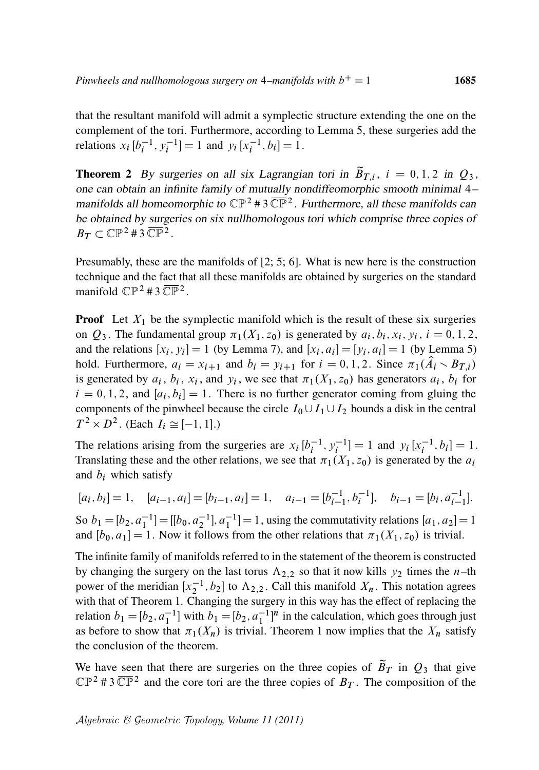that the resultant manifold will admit a symplectic structure extending the one on the complement of the tori. Furthermore, according to Lemma 5, these surgeries add the relations $x_i\,[b_i^{-1}, y_i^{-1}] = 1$ and $y_i\,[x_i^{-1}, b_i] = 1$.

**Theorem 2** *By surgeries on all six Lagrangian tori in $\widetilde{B}_{T,i}$, $i = 0,1,2$ in $Q_3$, one can obtain an infinite family of mutually nondiffeomorphic smooth minimal 4–manifolds all homeomorphic to $\mathbb{CP}^2 \# 3\,\overline{\mathbb{CP}}^2$. Furthermore, all these manifolds can be obtained by surgeries on six nullhomologous tori which comprise three copies of $B_T \subset \mathbb{CP}^2 \# 3\,\overline{\mathbb{CP}}^2$.*

Presumably, these are the manifolds of [2; 5; 6]. What is new here is the construction technique and the fact that all these manifolds are obtained by surgeries on the standard manifold $\mathbb{CP}^2 \# 3\,\overline{\mathbb{CP}}^2$.

**Proof** Let $X_1$ be the symplectic manifold which is the result of these six surgeries on $Q_3$. The fundamental group $\pi_1(X_1, z_0)$ is generated by $a_i, b_i, x_i, y_i$, $i = 0,1,2$, and the relations $[x_i, y_i] = 1$ (by Lemma 7), and $[x_i, a_i] = [y_i, a_i] = 1$ (by Lemma 5) hold. Furthermore, $a_i = x_{i+1}$ and $b_i = y_{i+1}$ for $i = 0,1,2$. Since $\pi_1(\widehat{A}_i \smallsetminus B_{T,i})$ is generated by $a_i$, $b_i$, $x_i$, and $y_i$, we see that $\pi_1(X_1, z_0)$ has generators $a_i$, $b_i$ for $i = 0,1,2$, and $[a_i, b_i] = 1$. There is no further generator coming from gluing the components of the pinwheel because the circle $I_0 \cup I_1 \cup I_2$ bounds a disk in the central $T^2 \times D^2$. (Each $I_i \cong [-1,1]$.)

The relations arising from the surgeries are $x_i\,[b_i^{-1}, y_i^{-1}] = 1$ and $y_i\,[x_i^{-1}, b_i] = 1$. Translating these and the other relations, we see that $\pi_1(X_1, z_0)$ is generated by the $a_i$ and $b_i$ which satisfy

$$[a_i, b_i] = 1, \quad [a_{i-1}, a_i] = [b_{i-1}, a_i] = 1, \quad a_{i-1} = [b_{i-1}^{-1}, b_i^{-1}], \quad b_{i-1} = [b_i, a_{i-1}^{-1}].$$

So $b_1 = [b_2, a_1^{-1}] = [[b_0, a_2^{-1}], a_1^{-1}] = 1$, using the commutativity relations $[a_1, a_2] = 1$ and $[b_0, a_1] = 1$. Now it follows from the other relations that $\pi_1(X_1, z_0)$ is trivial.

The infinite family of manifolds referred to in the statement of the theorem is constructed by changing the surgery on the last torus $\Lambda_{2,2}$ so that it now kills $y_2$ times the $n$–th power of the meridian $[x_2^{-1}, b_2]$ to $\Lambda_{2,2}$. Call this manifold $X_n$. This notation agrees with that of Theorem 1. Changing the surgery in this way has the effect of replacing the relation $b_1 = [b_2, a_1^{-1}]$ with $b_1 = [b_2, a_1^{-1}]^n$ in the calculation, which goes through just as before to show that $\pi_1(X_n)$ is trivial. Theorem 1 now implies that the $X_n$ satisfy the conclusion of the theorem.

We have seen that there are surgeries on the three copies of $\widetilde{B}_T$ in $Q_3$ that give $\mathbb{CP}^2 \# 3\,\overline{\mathbb{CP}}^2$ and the core tori are the three copies of $B_T$. The composition of the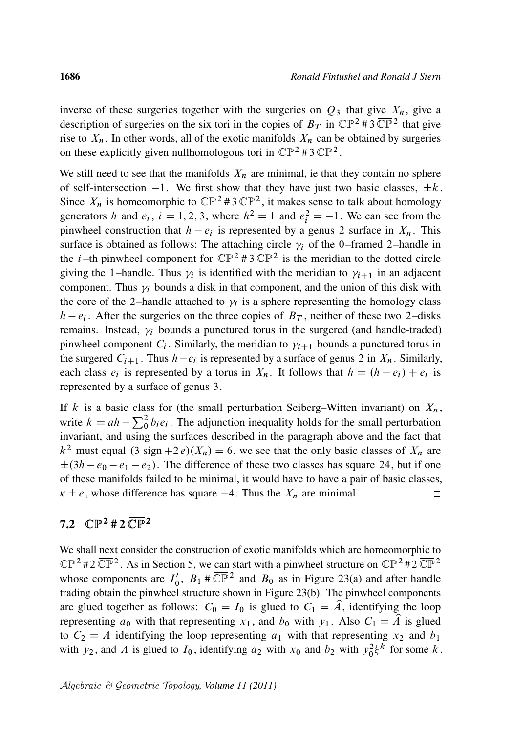inverse of these surgeries together with the surgeries on $Q_3$ that give $X_n$, give a description of surgeries on the six tori in the copies of $B_T$ in $\mathbb{CP}^2 \# 3\,\overline{\mathbb{CP}}^2$ that give rise to $X_n$. In other words, all of the exotic manifolds $X_n$ can be obtained by surgeries on these explicitly given nullhomologous tori in $\mathbb{CP}^2 \# 3\,\overline{\mathbb{CP}}^2$.

We still need to see that the manifolds $X_n$ are minimal, ie that they contain no sphere of self-intersection $-1$. We first show that they have just two basic classes, $\pm k$. Since $X_n$ is homeomorphic to $\mathbb{CP}^2 \# 3\,\overline{\mathbb{CP}}^2$, it makes sense to talk about homology generators $h$ and $e_i$, $i = 1, 2, 3$, where $h^2 = 1$ and $e_i^2 = -1$. We can see from the pinwheel construction that $h - e_i$ is represented by a genus 2 surface in $X_n$. This surface is obtained as follows: The attaching circle $\gamma_i$ of the 0–framed 2–handle in the $i$–th pinwheel component for $\mathbb{CP}^2 \# 3\,\overline{\mathbb{CP}}^2$ is the meridian to the dotted circle giving the 1–handle. Thus $\gamma_i$ is identified with the meridian to $\gamma_{i+1}$ in an adjacent component. Thus $\gamma_i$ bounds a disk in that component, and the union of this disk with the core of the 2–handle attached to $\gamma_i$ is a sphere representing the homology class $h - e_i$. After the surgeries on the three copies of $B_T$, neither of these two 2–disks remains. Instead, $\gamma_i$ bounds a punctured torus in the surgered (and handle-traded) pinwheel component $C_i$. Similarly, the meridian to $\gamma_{i+1}$ bounds a punctured torus in the surgered $C_{i+1}$. Thus $h - e_i$ is represented by a surface of genus 2 in $X_n$. Similarly, each class $e_i$ is represented by a torus in $X_n$. It follows that $h = (h - e_i) + e_i$ is represented by a surface of genus 3.

If $k$ is a basic class for (the small perturbation Seiberg–Witten invariant) on $X_n$, write $k = ah - \sum_0^2 b_i e_i$. The adjunction inequality holds for the small perturbation invariant, and using the surfaces described in the paragraph above and the fact that $k^2$ must equal $(3\,\mathrm{sign} + 2\,e)(X_n) = 6$, we see that the only basic classes of $X_n$ are $\pm(3h - e_0 - e_1 - e_2)$. The difference of these two classes has square 24, but if one of these manifolds failed to be minimal, it would have to have a pair of basic classes, $\kappa \pm e$, whose difference has square $-4$. Thus the $X_n$ are minimal. □

## 7.2 $\mathbb{CP}^2 \# 2\,\overline{\mathbb{CP}}^2$

We shall next consider the construction of exotic manifolds which are homeomorphic to $\mathbb{CP}^2 \# 2\,\overline{\mathbb{CP}}^2$. As in Section 5, we can start with a pinwheel structure on $\mathbb{CP}^2 \# 2\,\overline{\mathbb{CP}}^2$ whose components are $I_0'$, $B_1 \# \overline{\mathbb{CP}}^2$ and $B_0$ as in Figure 23(a) and after handle trading obtain the pinwheel structure shown in Figure 23(b). The pinwheel components are glued together as follows: $C_0 = I_0$ is glued to $C_1 = \widehat{A}$, identifying the loop representing $a_0$ with that representing $x_1$, and $b_0$ with $y_1$. Also $C_1 = \widehat{A}$ is glued to $C_2 = A$ identifying the loop representing $a_1$ with that representing $x_2$ and $b_1$ with $y_2$, and $A$ is glued to $I_0$, identifying $a_2$ with $x_0$ and $b_2$ with $y_0^2 \xi^k$ for some $k$.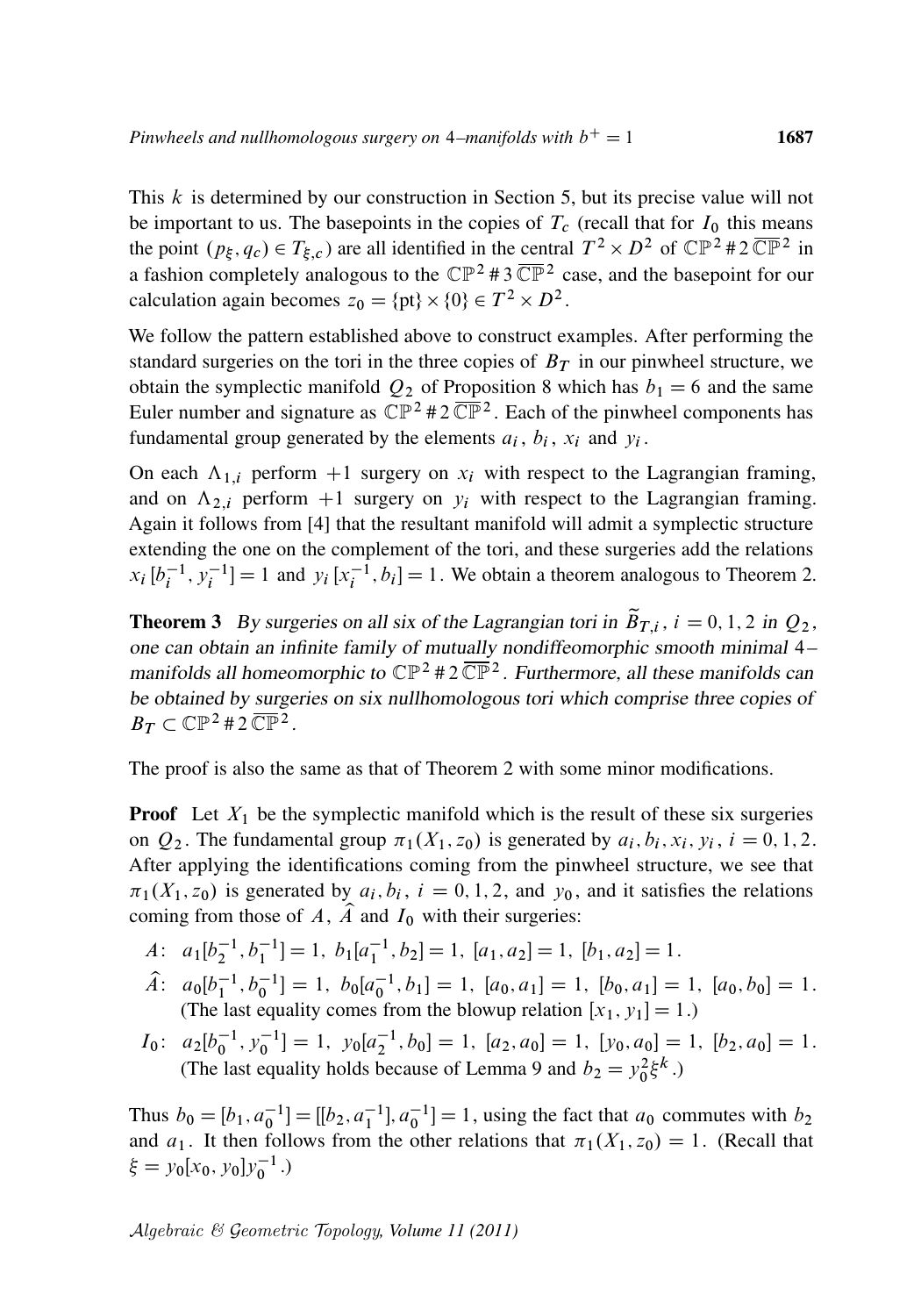This $k$ is determined by our construction in Section 5, but its precise value will not be important to us. The basepoints in the copies of $T_c$ (recall that for $I_0$ this means the point $(p_\xi, q_c) \in T_{\xi,c}$) are all identified in the central $T^2 \times D^2$ of $\mathbb{CP}^2 \# 2\,\overline{\mathbb{CP}}^2$ in a fashion completely analogous to the $\mathbb{CP}^2 \# 3\,\overline{\mathbb{CP}}^2$ case, and the basepoint for our calculation again becomes $z_0 = \{\text{pt}\} \times \{0\} \in T^2 \times D^2$.

We follow the pattern established above to construct examples. After performing the standard surgeries on the tori in the three copies of $B_T$ in our pinwheel structure, we obtain the symplectic manifold $Q_2$ of Proposition 8 which has $b_1 = 6$ and the same Euler number and signature as $\mathbb{CP}^2 \# 2\,\overline{\mathbb{CP}}^2$. Each of the pinwheel components has fundamental group generated by the elements $a_i$, $b_i$, $x_i$ and $y_i$.

On each $\Lambda_{1,i}$ perform $+1$ surgery on $x_i$ with respect to the Lagrangian framing, and on $\Lambda_{2,i}$ perform $+1$ surgery on $y_i$ with respect to the Lagrangian framing. Again it follows from [4] that the resultant manifold will admit a symplectic structure extending the one on the complement of the tori, and these surgeries add the relations $x_i\,[b_i^{-1}, y_i^{-1}] = 1$ and $y_i\,[x_i^{-1}, b_i] = 1$. We obtain a theorem analogous to Theorem 2.

**Theorem 3** *By surgeries on all six of the Lagrangian tori in $\widetilde{B}_{T,i}$, $i = 0, 1, 2$ in $Q_2$, one can obtain an infinite family of mutually nondiffeomorphic smooth minimal 4–manifolds all homeomorphic to $\mathbb{CP}^2 \# 2\,\overline{\mathbb{CP}}^2$. Furthermore, all these manifolds can be obtained by surgeries on six nullhomologous tori which comprise three copies of $B_T \subset \mathbb{CP}^2 \# 2\,\overline{\mathbb{CP}}^2$.*

The proof is also the same as that of Theorem 2 with some minor modifications.

**Proof** Let $X_1$ be the symplectic manifold which is the result of these six surgeries on $Q_2$. The fundamental group $\pi_1(X_1, z_0)$ is generated by $a_i, b_i, x_i, y_i$, $i = 0, 1, 2$. After applying the identifications coming from the pinwheel structure, we see that $\pi_1(X_1, z_0)$ is generated by $a_i, b_i$, $i = 0, 1, 2$, and $y_0$, and it satisfies the relations coming from those of $A$, $\widehat{A}$ and $I_0$ with their surgeries:

- $A$: $a_1[b_2^{-1}, b_1^{-1}] = 1,\ b_1[a_1^{-1}, b_2] = 1,\ [a_1, a_2] = 1,\ [b_1, a_2] = 1.$
- $\widehat{A}$: $a_0[b_1^{-1}, b_0^{-1}] = 1,\ b_0[a_0^{-1}, b_1] = 1,\ [a_0, a_1] = 1,\ [b_0, a_1] = 1,\ [a_0, b_0] = 1.$ (The last equality comes from the blowup relation $[x_1, y_1] = 1$.)
- $I_0$: $a_2[b_0^{-1}, y_0^{-1}] = 1,\ y_0[a_2^{-1}, b_0] = 1,\ [a_2, a_0] = 1,\ [y_0, a_0] = 1,\ [b_2, a_0] = 1.$ (The last equality holds because of Lemma 9 and $b_2 = y_0^2\xi^k$.)

Thus $b_0 = [b_1, a_0^{-1}] = [[b_2, a_1^{-1}], a_0^{-1}] = 1$, using the fact that $a_0$ commutes with $b_2$ and $a_1$. It then follows from the other relations that $\pi_1(X_1, z_0) = 1$. (Recall that $\xi = y_0[x_0, y_0]y_0^{-1}$.)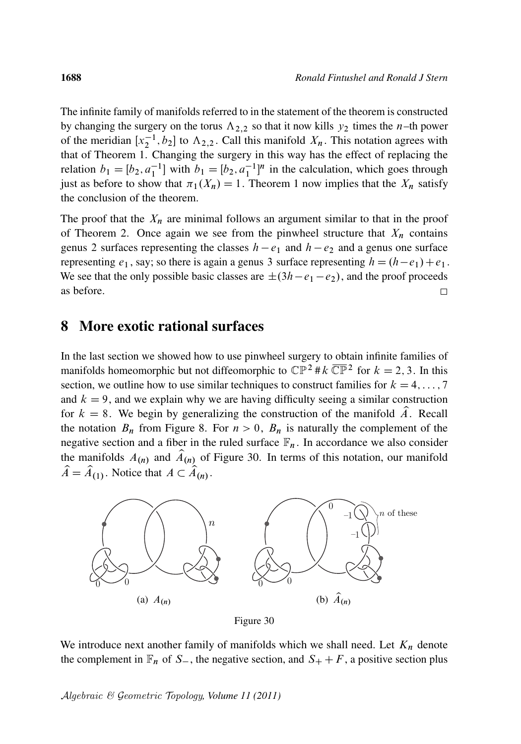The infinite family of manifolds referred to in the statement of the theorem is constructed by changing the surgery on the torus $\Lambda_{2,2}$ so that it now kills $y_2$ times the $n$–th power of the meridian $[x_2^{-1}, b_2]$ to $\Lambda_{2,2}$. Call this manifold $X_n$. This notation agrees with that of Theorem 1. Changing the surgery in this way has the effect of replacing the relation $b_1 = [b_2, a_1^{-1}]$ with $b_1 = [b_2, a_1^{-1}]^n$ in the calculation, which goes through just as before to show that $\pi_1(X_n) = 1$. Theorem 1 now implies that the $X_n$ satisfy the conclusion of the theorem.

The proof that the $X_n$ are minimal follows an argument similar to that in the proof of Theorem 2. Once again we see from the pinwheel structure that $X_n$ contains genus 2 surfaces representing the classes $h - e_1$ and $h - e_2$ and a genus one surface representing $e_1$, say; so there is again a genus 3 surface representing $h = (h - e_1) + e_1$. We see that the only possible basic classes are $\pm(3h - e_1 - e_2)$, and the proof proceeds as before. $\square$

## 8 More exotic rational surfaces

In the last section we showed how to use pinwheel surgery to obtain infinite families of manifolds homeomorphic but not diffeomorphic to $\mathbb{CP}^2 \# k\, \overline{\mathbb{CP}}^2$ for $k = 2, 3$. In this section, we outline how to use similar techniques to construct families for $k = 4, \ldots, 7$ and $k = 9$, and we explain why we are having difficulty seeing a similar construction for $k = 8$. We begin by generalizing the construction of the manifold $\widehat{A}$. Recall the notation $B_n$ from Figure 8. For $n > 0$, $B_n$ is naturally the complement of the negative section and a fiber in the ruled surface $\mathbb{F}_n$. In accordance we also consider the manifolds $A_{(n)}$ and $\widehat{A}_{(n)}$ of Figure 30. In terms of this notation, our manifold $\widehat{A} = \widehat{A}_{(1)}$. Notice that $A \subset \widehat{A}_{(n)}$.

(a) $A_{(n)}$ (b) $\widehat{A}_{(n)}$

Figure 30

We introduce next another family of manifolds which we shall need. Let $K_n$ denote the complement in $\mathbb{F}_n$ of $S_-$, the negative section, and $S_+ + F$, a positive section plus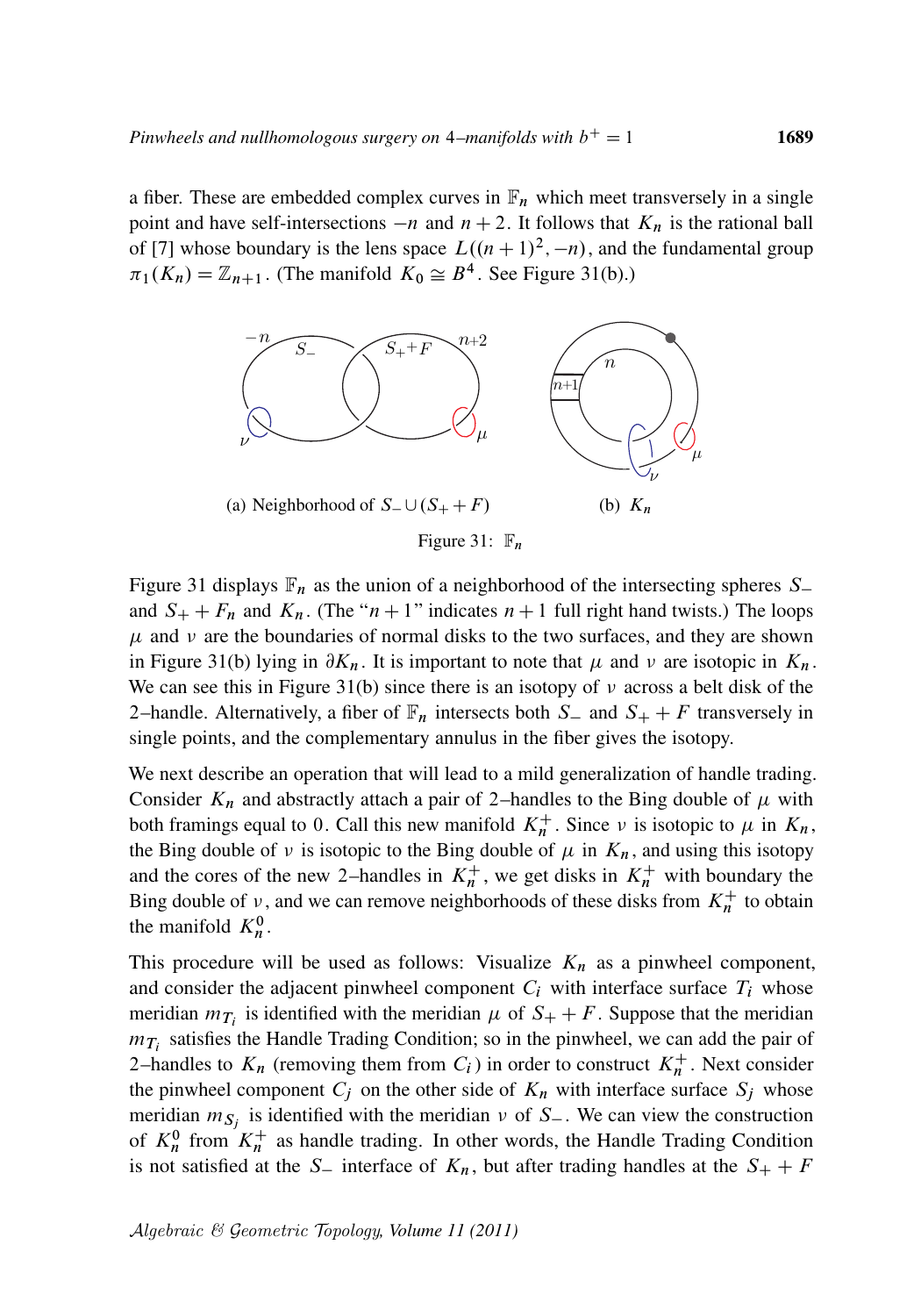a fiber. These are embedded complex curves in $\mathbb{F}_n$ which meet transversely in a single point and have self-intersections $-n$ and $n+2$. It follows that $K_n$ is the rational ball of [7] whose boundary is the lens space $L((n+1)^2, -n)$, and the fundamental group $\pi_1(K_n) = \mathbb{Z}_{n+1}$. (The manifold $K_0 \cong B^4$. See Figure 31(b).)

(a) Neighborhood of $S_- \cup (S_+ + F)$ (b) $K_n$

Figure 31: $\mathbb{F}_n$

Figure 31 displays $\mathbb{F}_n$ as the union of a neighborhood of the intersecting spheres $S_-$ and $S_+ + F_n$ and $K_n$. (The "$n+1$" indicates $n+1$ full right hand twists.) The loops $\mu$ and $\nu$ are the boundaries of normal disks to the two surfaces, and they are shown in Figure 31(b) lying in $\partial K_n$. It is important to note that $\mu$ and $\nu$ are isotopic in $K_n$. We can see this in Figure 31(b) since there is an isotopy of $\nu$ across a belt disk of the 2–handle. Alternatively, a fiber of $\mathbb{F}_n$ intersects both $S_-$ and $S_+ + F$ transversely in single points, and the complementary annulus in the fiber gives the isotopy.

We next describe an operation that will lead to a mild generalization of handle trading. Consider $K_n$ and abstractly attach a pair of 2–handles to the Bing double of $\mu$ with both framings equal to $0$. Call this new manifold $K_n^+$. Since $\nu$ is isotopic to $\mu$ in $K_n$, the Bing double of $\nu$ is isotopic to the Bing double of $\mu$ in $K_n$, and using this isotopy and the cores of the new 2–handles in $K_n^+$, we get disks in $K_n^+$ with boundary the Bing double of $\nu$, and we can remove neighborhoods of these disks from $K_n^+$ to obtain the manifold $K_n^0$.

This procedure will be used as follows: Visualize $K_n$ as a pinwheel component, and consider the adjacent pinwheel component $C_i$ with interface surface $T_i$ whose meridian $m_{T_i}$ is identified with the meridian $\mu$ of $S_+ + F$. Suppose that the meridian $m_{T_i}$ satisfies the Handle Trading Condition; so in the pinwheel, we can add the pair of 2–handles to $K_n$ (removing them from $C_i$) in order to construct $K_n^+$. Next consider the pinwheel component $C_j$ on the other side of $K_n$ with interface surface $S_j$ whose meridian $m_{S_j}$ is identified with the meridian $\nu$ of $S_-$. We can view the construction of $K_n^0$ from $K_n^+$ as handle trading. In other words, the Handle Trading Condition is not satisfied at the $S_-$ interface of $K_n$, but after trading handles at the $S_+ + F$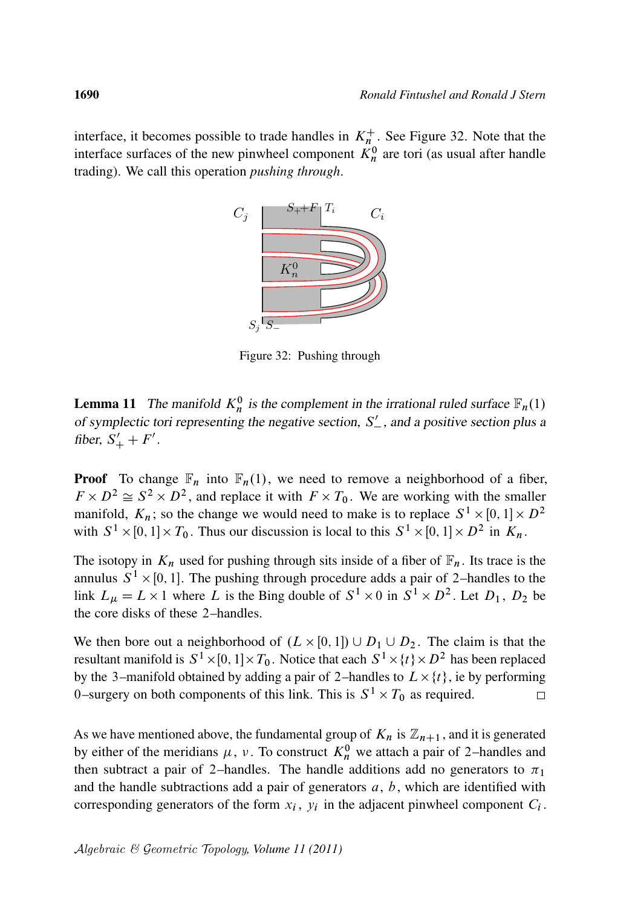interface, it becomes possible to trade handles in $K_n^+$. See Figure 32. Note that the interface surfaces of the new pinwheel component $K_n^0$ are tori (as usual after handle trading). We call this operation *pushing through*.

Figure 32: Pushing through

**Lemma 11** *The manifold $K_n^0$ is the complement in the irrational ruled surface $\mathbb{F}_n(1)$ of symplectic tori representing the negative section, $S'_-$, and a positive section plus a fiber, $S'_+ + F'$.*

**Proof** To change $\mathbb{F}_n$ into $\mathbb{F}_n(1)$, we need to remove a neighborhood of a fiber, $F \times D^2 \cong S^2 \times D^2$, and replace it with $F \times T_0$. We are working with the smaller manifold, $K_n$; so the change we would need to make is to replace $S^1 \times [0,1] \times D^2$ with $S^1 \times [0,1] \times T_0$. Thus our discussion is local to this $S^1 \times [0,1] \times D^2$ in $K_n$.

The isotopy in $K_n$ used for pushing through sits inside of a fiber of $\mathbb{F}_n$. Its trace is the annulus $S^1 \times [0,1]$. The pushing through procedure adds a pair of 2–handles to the link $L_\mu = L \times 1$ where $L$ is the Bing double of $S^1 \times 0$ in $S^1 \times D^2$. Let $D_1$, $D_2$ be the core disks of these 2–handles.

We then bore out a neighborhood of $(L \times [0,1]) \cup D_1 \cup D_2$. The claim is that the resultant manifold is $S^1 \times [0,1] \times T_0$. Notice that each $S^1 \times \{t\} \times D^2$ has been replaced by the 3–manifold obtained by adding a pair of 2–handles to $L \times \{t\}$, ie by performing 0–surgery on both components of this link. This is $S^1 \times T_0$ as required. □

As we have mentioned above, the fundamental group of $K_n$ is $\mathbb{Z}_{n+1}$, and it is generated by either of the meridians $\mu$, $\nu$. To construct $K_n^0$ we attach a pair of 2–handles and then subtract a pair of 2–handles. The handle additions add no generators to $\pi_1$ and the handle subtractions add a pair of generators $a$, $b$, which are identified with corresponding generators of the form $x_i$, $y_i$ in the adjacent pinwheel component $C_i$.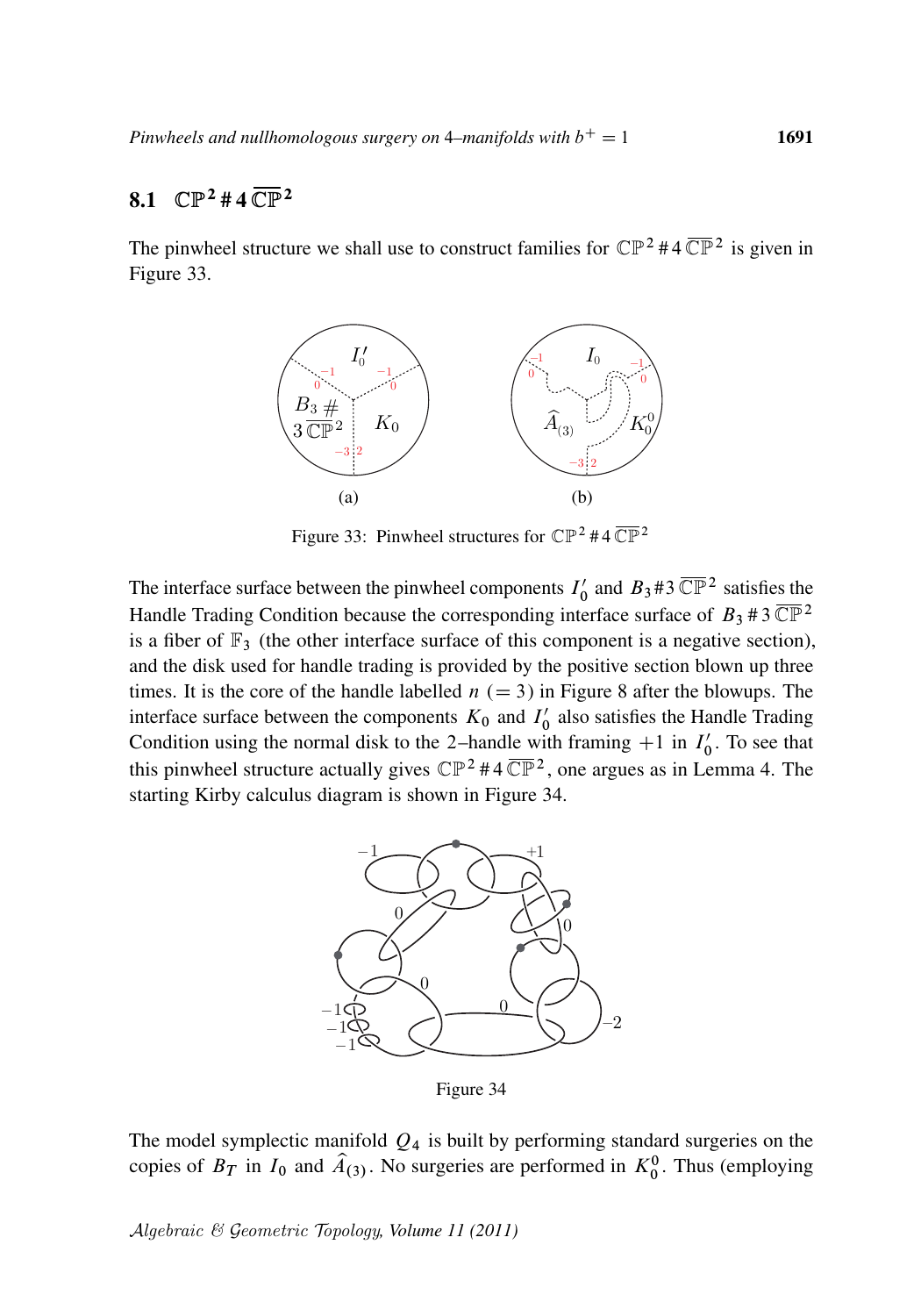## 8.1 $\mathbb{CP}^2 \# 4\,\overline{\mathbb{CP}}^2$

The pinwheel structure we shall use to construct families for $\mathbb{CP}^2 \# 4\,\overline{\mathbb{CP}}^2$ is given in Figure 33.

Figure 33: Pinwheel structures for $\mathbb{CP}^2 \# 4\,\overline{\mathbb{CP}}^2$

The interface surface between the pinwheel components $I_0'$ and $B_3 \# 3\,\overline{\mathbb{CP}}^2$ satisfies the Handle Trading Condition because the corresponding interface surface of $B_3 \# 3\,\overline{\mathbb{CP}}^2$ is a fiber of $\mathbb{F}_3$ (the other interface surface of this component is a negative section), and the disk used for handle trading is provided by the positive section blown up three times. It is the core of the handle labelled $n$ $(=3)$ in Figure 8 after the blowups. The interface surface between the components $K_0$ and $I_0'$ also satisfies the Handle Trading Condition using the normal disk to the 2–handle with framing $+1$ in $I_0'$. To see that this pinwheel structure actually gives $\mathbb{CP}^2 \# 4\,\overline{\mathbb{CP}}^2$, one argues as in Lemma 4. The starting Kirby calculus diagram is shown in Figure 34.

Figure 34

The model symplectic manifold $Q_4$ is built by performing standard surgeries on the copies of $B_T$ in $I_0$ and $\widehat{A}_{(3)}$. No surgeries are performed in $K_0^0$. Thus (employing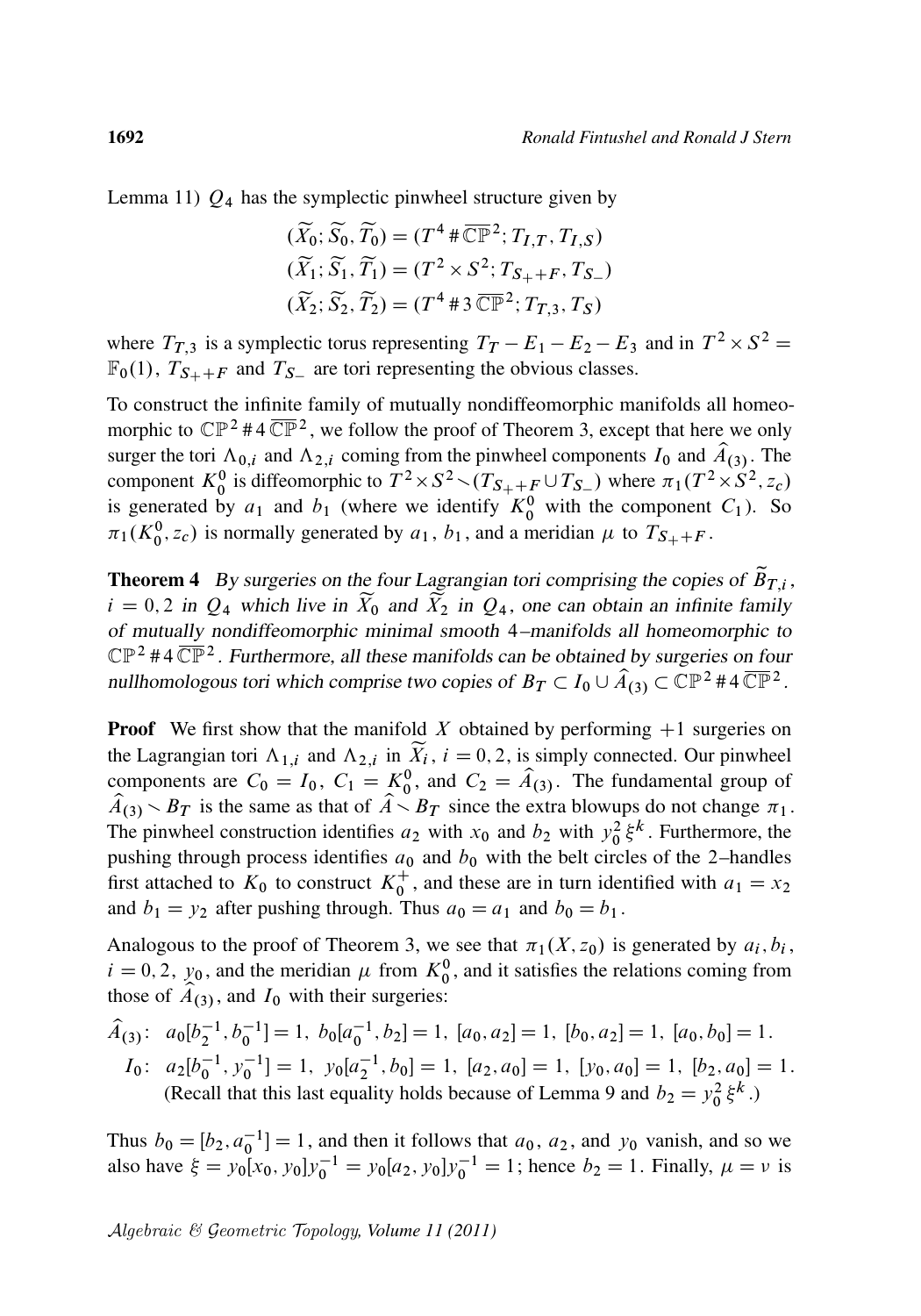Lemma 11) $Q_4$ has the symplectic pinwheel structure given by

$$(\widetilde{X}_0; \widetilde{S}_0, \widetilde{T}_0) = (T^4 \# \overline{\mathbb{CP}}^2; T_{I,T}, T_{I,S})$$
$$(\widetilde{X}_1; \widetilde{S}_1, \widetilde{T}_1) = (T^2 \times S^2; T_{S_+ + F}, T_{S_-})$$
$$(\widetilde{X}_2; \widetilde{S}_2, \widetilde{T}_2) = (T^4 \# 3\, \overline{\mathbb{CP}}^2; T_{T,3}, T_S)$$

where $T_{T,3}$ is a symplectic torus representing $T_T - E_1 - E_2 - E_3$ and in $T^2 \times S^2 = \mathbb{F}_0(1)$, $T_{S_+ + F}$ and $T_{S_-}$ are tori representing the obvious classes.

To construct the infinite family of mutually nondiffeomorphic manifolds all homeomorphic to $\mathbb{CP}^2 \# 4\, \overline{\mathbb{CP}}^2$, we follow the proof of Theorem 3, except that here we only surger the tori $\Lambda_{0,i}$ and $\Lambda_{2,i}$ coming from the pinwheel components $I_0$ and $\widehat{A}_{(3)}$. The component $K_0^0$ is diffeomorphic to $T^2 \times S^2 \smallsetminus (T_{S_+ + F} \cup T_{S_-})$ where $\pi_1(T^2 \times S^2, z_c)$ is generated by $a_1$ and $b_1$ (where we identify $K_0^0$ with the component $C_1$). So $\pi_1(K_0^0, z_c)$ is normally generated by $a_1$, $b_1$, and a meridian $\mu$ to $T_{S_+ + F}$.

**Theorem 4** *By surgeries on the four Lagrangian tori comprising the copies of $\widetilde{B}_{T,i}$, $i = 0, 2$ in $Q_4$ which live in $\widetilde{X}_0$ and $\widetilde{X}_2$ in $Q_4$, one can obtain an infinite family of mutually nondiffeomorphic minimal smooth 4–manifolds all homeomorphic to $\mathbb{CP}^2 \# 4\, \overline{\mathbb{CP}}^2$. Furthermore, all these manifolds can be obtained by surgeries on four nullhomologous tori which comprise two copies of $B_T \subset I_0 \cup \widehat{A}_{(3)} \subset \mathbb{CP}^2 \# 4\, \overline{\mathbb{CP}}^2$.*

**Proof** We first show that the manifold $X$ obtained by performing $+1$ surgeries on the Lagrangian tori $\Lambda_{1,i}$ and $\Lambda_{2,i}$ in $\widetilde{X}_i$, $i = 0, 2$, is simply connected. Our pinwheel components are $C_0 = I_0$, $C_1 = K_0^0$, and $C_2 = \widehat{A}_{(3)}$. The fundamental group of $\widehat{A}_{(3)} \smallsetminus B_T$ is the same as that of $\widehat{A} \smallsetminus B_T$ since the extra blowups do not change $\pi_1$. The pinwheel construction identifies $a_2$ with $x_0$ and $b_2$ with $y_0^2 \xi^k$. Furthermore, the pushing through process identifies $a_0$ and $b_0$ with the belt circles of the 2–handles first attached to $K_0$ to construct $K_0^+$, and these are in turn identified with $a_1 = x_2$ and $b_1 = y_2$ after pushing through. Thus $a_0 = a_1$ and $b_0 = b_1$.

Analogous to the proof of Theorem 3, we see that $\pi_1(X, z_0)$ is generated by $a_i, b_i$, $i = 0, 2$, $y_0$, and the meridian $\mu$ from $K_0^0$, and it satisfies the relations coming from those of $\widehat{A}_{(3)}$, and $I_0$ with their surgeries:

$$\widehat{A}_{(3)}\colon\ a_0[b_2^{-1}, b_0^{-1}] = 1,\ b_0[a_0^{-1}, b_2] = 1,\ [a_0, a_2] = 1,\ [b_0, a_2] = 1,\ [a_0, b_0] = 1.$$
$$I_0\colon\ a_2[b_0^{-1}, y_0^{-1}] = 1,\ y_0[a_2^{-1}, b_0] = 1,\ [a_2, a_0] = 1,\ [y_0, a_0] = 1,\ [b_2, a_0] = 1.$$

(Recall that this last equality holds because of Lemma 9 and $b_2 = y_0^2 \xi^k$.)

Thus $b_0 = [b_2, a_0^{-1}] = 1$, and then it follows that $a_0$, $a_2$, and $y_0$ vanish, and so we also have $\xi = y_0[x_0, y_0]y_0^{-1} = y_0[a_2, y_0]y_0^{-1} = 1$; hence $b_2 = 1$. Finally, $\mu = \nu$ is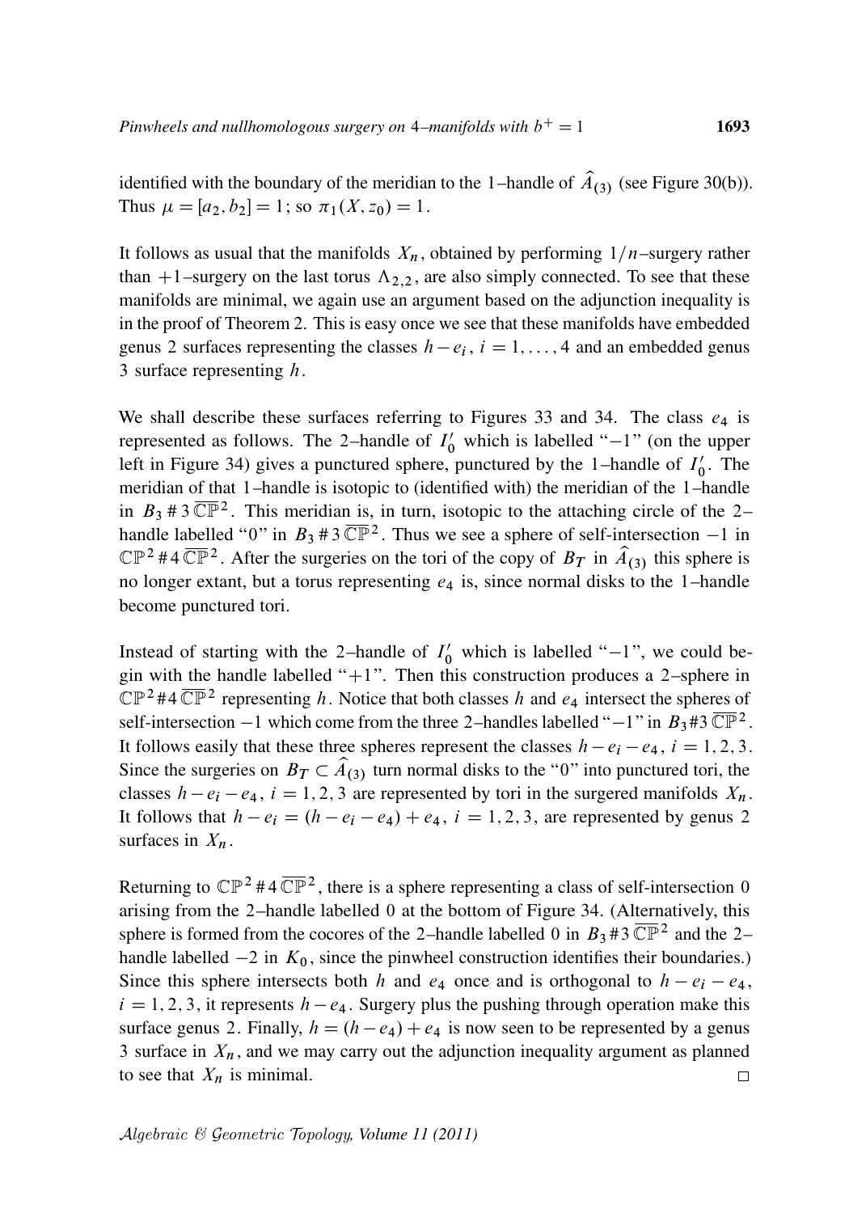identified with the boundary of the meridian to the 1–handle of $\widehat{A}_{(3)}$ (see Figure 30(b)). Thus $\mu = [a_2, b_2] = 1$; so $\pi_1(X, z_0) = 1$.

It follows as usual that the manifolds $X_n$, obtained by performing $1/n$–surgery rather than $+1$–surgery on the last torus $\Lambda_{2,2}$, are also simply connected. To see that these manifolds are minimal, we again use an argument based on the adjunction inequality is in the proof of Theorem 2. This is easy once we see that these manifolds have embedded genus 2 surfaces representing the classes $h - e_i$, $i = 1, \dots, 4$ and an embedded genus 3 surface representing $h$.

We shall describe these surfaces referring to Figures 33 and 34. The class $e_4$ is represented as follows. The 2–handle of $I_0'$ which is labelled "$-1$" (on the upper left in Figure 34) gives a punctured sphere, punctured by the 1–handle of $I_0'$. The meridian of that 1–handle is isotopic to (identified with) the meridian of the 1–handle in $B_3 \# 3\,\overline{\mathbb{CP}}^2$. This meridian is, in turn, isotopic to the attaching circle of the 2–handle labelled "0" in $B_3 \# 3\,\overline{\mathbb{CP}}^2$. Thus we see a sphere of self-intersection $-1$ in $\mathbb{CP}^2 \# 4\,\overline{\mathbb{CP}}^2$. After the surgeries on the tori of the copy of $B_T$ in $\widehat{A}_{(3)}$ this sphere is no longer extant, but a torus representing $e_4$ is, since normal disks to the 1–handle become punctured tori.

Instead of starting with the 2–handle of $I_0'$ which is labelled "$-1$", we could begin with the handle labelled "$+1$". Then this construction produces a 2–sphere in $\mathbb{CP}^2 \# 4\,\overline{\mathbb{CP}}^2$ representing $h$. Notice that both classes $h$ and $e_4$ intersect the spheres of self-intersection $-1$ which come from the three 2–handles labelled "$-1$" in $B_3 \# 3\,\overline{\mathbb{CP}}^2$. It follows easily that these three spheres represent the classes $h - e_i - e_4$, $i = 1, 2, 3$. Since the surgeries on $B_T \subset \widehat{A}_{(3)}$ turn normal disks to the "0" into punctured tori, the classes $h - e_i - e_4$, $i = 1, 2, 3$ are represented by tori in the surgered manifolds $X_n$. It follows that $h - e_i = (h - e_i - e_4) + e_4$, $i = 1, 2, 3$, are represented by genus 2 surfaces in $X_n$.

Returning to $\mathbb{CP}^2 \# 4\,\overline{\mathbb{CP}}^2$, there is a sphere representing a class of self-intersection 0 arising from the 2–handle labelled 0 at the bottom of Figure 34. (Alternatively, this sphere is formed from the cocores of the 2–handle labelled 0 in $B_3 \# 3\,\overline{\mathbb{CP}}^2$ and the 2–handle labelled $-2$ in $K_0$, since the pinwheel construction identifies their boundaries.) Since this sphere intersects both $h$ and $e_4$ once and is orthogonal to $h - e_i - e_4$, $i = 1, 2, 3$, it represents $h - e_4$. Surgery plus the pushing through operation make this surface genus 2. Finally, $h = (h - e_4) + e_4$ is now seen to be represented by a genus 3 surface in $X_n$, and we may carry out the adjunction inequality argument as planned to see that $X_n$ is minimal. $\square$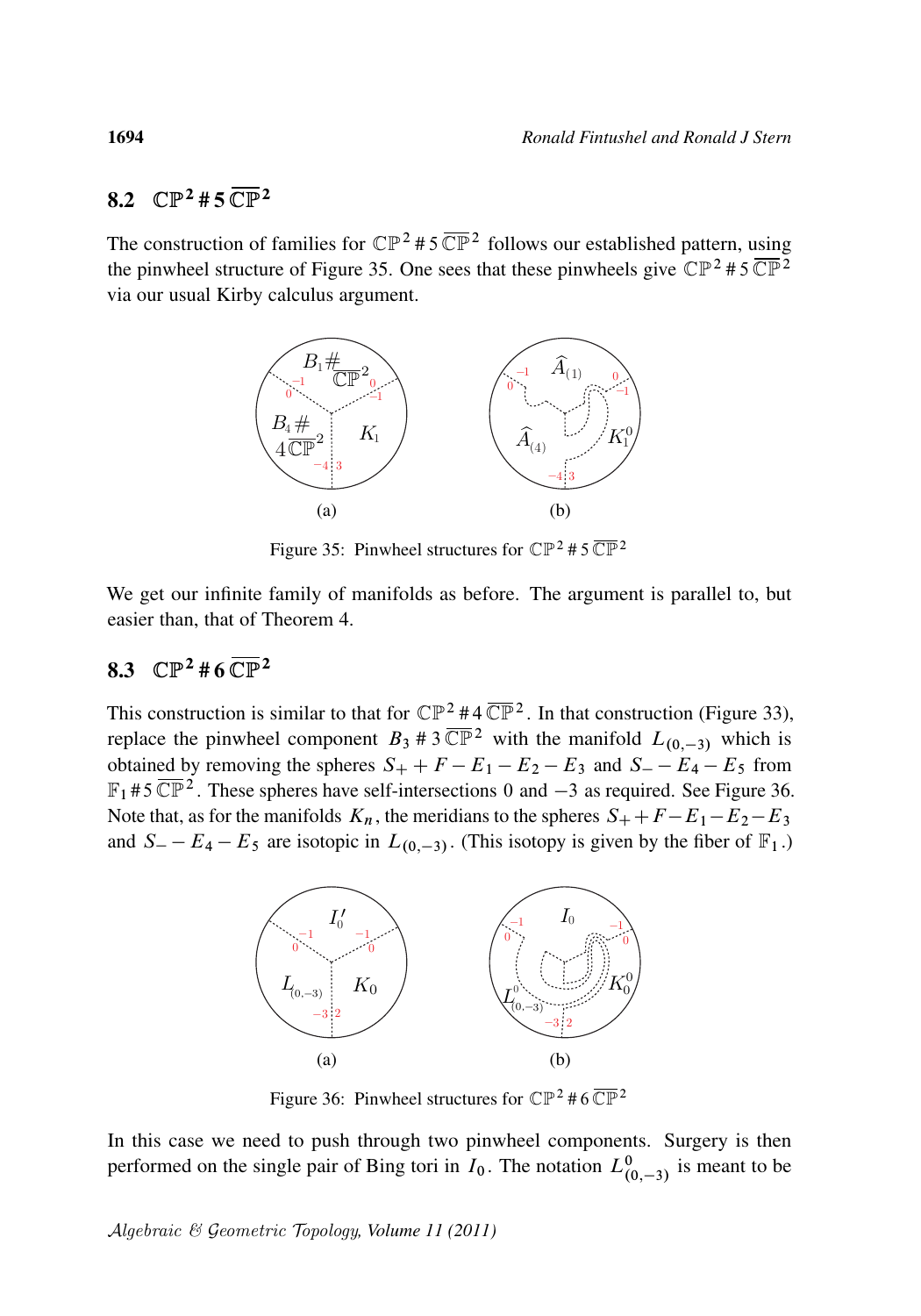## 8.2 $\mathbb{CP}^2 \# 5\,\overline{\mathbb{CP}}^2$

The construction of families for $\mathbb{CP}^2 \# 5\,\overline{\mathbb{CP}}^2$ follows our established pattern, using the pinwheel structure of Figure 35. One sees that these pinwheels give $\mathbb{CP}^2 \# 5\,\overline{\mathbb{CP}}^2$ via our usual Kirby calculus argument.

Figure 35: Pinwheel structures for $\mathbb{CP}^2 \# 5\,\overline{\mathbb{CP}}^2$

We get our infinite family of manifolds as before. The argument is parallel to, but easier than, that of Theorem 4.

## 8.3 $\mathbb{CP}^2 \# 6\,\overline{\mathbb{CP}}^2$

This construction is similar to that for $\mathbb{CP}^2 \# 4\,\overline{\mathbb{CP}}^2$. In that construction (Figure 33), replace the pinwheel component $B_3 \# 3\,\overline{\mathbb{CP}}^2$ with the manifold $L_{(0,-3)}$ which is obtained by removing the spheres $S_+ + F - E_1 - E_2 - E_3$ and $S_- - E_4 - E_5$ from $\mathbb{F}_1 \# 5\,\overline{\mathbb{CP}}^2$. These spheres have self-intersections $0$ and $-3$ as required. See Figure 36. Note that, as for the manifolds $K_n$, the meridians to the spheres $S_+ + F - E_1 - E_2 - E_3$ and $S_- - E_4 - E_5$ are isotopic in $L_{(0,-3)}$. (This isotopy is given by the fiber of $\mathbb{F}_1$.)

Figure 36: Pinwheel structures for $\mathbb{CP}^2 \# 6\,\overline{\mathbb{CP}}^2$

In this case we need to push through two pinwheel components. Surgery is then performed on the single pair of Bing tori in $I_0$. The notation $L^0_{(0,-3)}$ is meant to be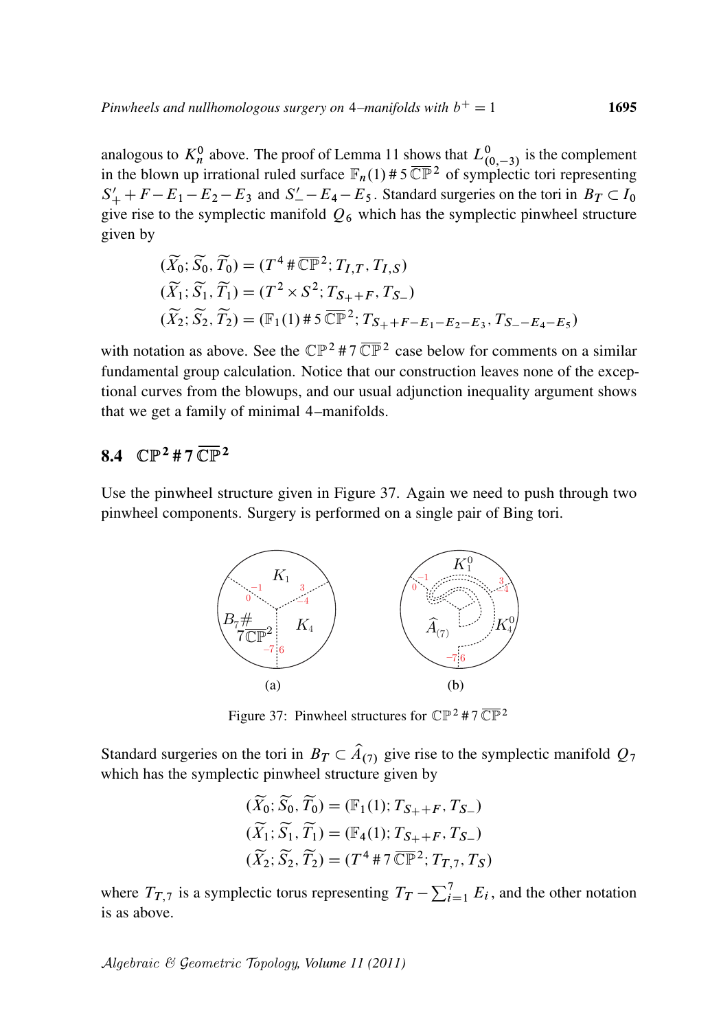analogous to $K_n^0$ above. The proof of Lemma 11 shows that $L^0_{(0,-3)}$ is the complement in the blown up irrational ruled surface $\mathbb{F}_n(1)\,\#\,5\,\overline{\mathbb{CP}}^2$ of symplectic tori representing $S'_+ + F - E_1 - E_2 - E_3$ and $S'_- - E_4 - E_5$. Standard surgeries on the tori in $B_T \subset I_0$ give rise to the symplectic manifold $Q_6$ which has the symplectic pinwheel structure given by

$$
\begin{aligned}
(\widetilde{X}_0; \widetilde{S}_0, \widetilde{T}_0) &= (T^4\,\#\,\overline{\mathbb{CP}}^2; T_{I,T}, T_{I,S})\\
(\widetilde{X}_1; \widetilde{S}_1, \widetilde{T}_1) &= (T^2 \times S^2; T_{S_+ + F}, T_{S_-})\\
(\widetilde{X}_2; \widetilde{S}_2, \widetilde{T}_2) &= (\mathbb{F}_1(1)\,\#\,5\,\overline{\mathbb{CP}}^2; T_{S_+ + F - E_1 - E_2 - E_3}, T_{S_- - E_4 - E_5})
\end{aligned}
$$

with notation as above. See the $\mathbb{CP}^2\,\#\,7\,\overline{\mathbb{CP}}^2$ case below for comments on a similar fundamental group calculation. Notice that our construction leaves none of the exceptional curves from the blowups, and our usual adjunction inequality argument shows that we get a family of minimal 4–manifolds.

## 8.4 $\mathbb{CP}^2\,\#\,7\,\overline{\mathbb{CP}}^2$

Use the pinwheel structure given in Figure 37. Again we need to push through two pinwheel components. Surgery is performed on a single pair of Bing tori.

Figure 37: Pinwheel structures for $\mathbb{CP}^2\,\#\,7\,\overline{\mathbb{CP}}^2$

Standard surgeries on the tori in $B_T \subset \widehat{A}_{(7)}$ give rise to the symplectic manifold $Q_7$ which has the symplectic pinwheel structure given by

$$
\begin{aligned}
(\widetilde{X}_0; \widetilde{S}_0, \widetilde{T}_0) &= (\mathbb{F}_1(1); T_{S_+ + F}, T_{S_-})\\
(\widetilde{X}_1; \widetilde{S}_1, \widetilde{T}_1) &= (\mathbb{F}_4(1); T_{S_+ + F}, T_{S_-})\\
(\widetilde{X}_2; \widetilde{S}_2, \widetilde{T}_2) &= (T^4\,\#\,7\,\overline{\mathbb{CP}}^2; T_{T,7}, T_S)
\end{aligned}
$$

where $T_{T,7}$ is a symplectic torus representing $T_T - \sum_{i=1}^{7} E_i$, and the other notation is as above.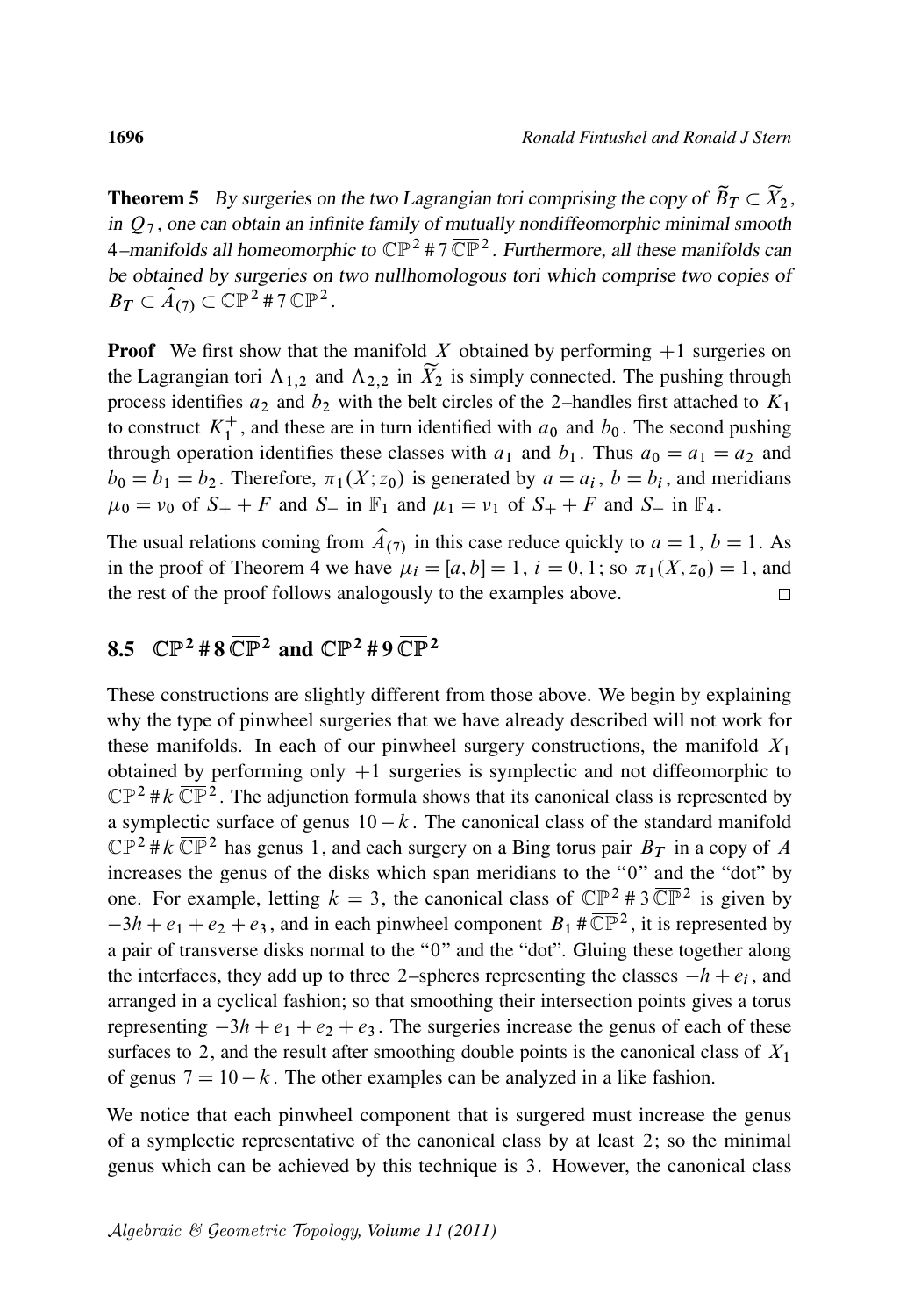**Theorem 5** *By surgeries on the two Lagrangian tori comprising the copy of $\widetilde{B}_T \subset \widetilde{X}_2$, in $Q_7$, one can obtain an infinite family of mutually nondiffeomorphic minimal smooth 4–manifolds all homeomorphic to $\mathbb{CP}^2 \# 7\,\overline{\mathbb{CP}}^2$. Furthermore, all these manifolds can be obtained by surgeries on two nullhomologous tori which comprise two copies of $B_T \subset \widehat{A}_{(7)} \subset \mathbb{CP}^2 \# 7\,\overline{\mathbb{CP}}^2$.*

**Proof** We first show that the manifold $X$ obtained by performing $+1$ surgeries on the Lagrangian tori $\Lambda_{1,2}$ and $\Lambda_{2,2}$ in $\widetilde{X}_2$ is simply connected. The pushing through process identifies $a_2$ and $b_2$ with the belt circles of the 2–handles first attached to $K_1$ to construct $K_1^+$, and these are in turn identified with $a_0$ and $b_0$. The second pushing through operation identifies these classes with $a_1$ and $b_1$. Thus $a_0 = a_1 = a_2$ and $b_0 = b_1 = b_2$. Therefore, $\pi_1(X; z_0)$ is generated by $a = a_i$, $b = b_i$, and meridians $\mu_0 = \nu_0$ of $S_+ + F$ and $S_-$ in $\mathbb{F}_1$ and $\mu_1 = \nu_1$ of $S_+ + F$ and $S_-$ in $\mathbb{F}_4$.

The usual relations coming from $\widehat{A}_{(7)}$ in this case reduce quickly to $a = 1$, $b = 1$. As in the proof of Theorem 4 we have $\mu_i = [a, b] = 1$, $i = 0, 1$; so $\pi_1(X, z_0) = 1$, and the rest of the proof follows analogously to the examples above. □

## 8.5 $\mathbb{CP}^2 \# 8\,\overline{\mathbb{CP}}^2$ and $\mathbb{CP}^2 \# 9\,\overline{\mathbb{CP}}^2$

These constructions are slightly different from those above. We begin by explaining why the type of pinwheel surgeries that we have already described will not work for these manifolds. In each of our pinwheel surgery constructions, the manifold $X_1$ obtained by performing only $+1$ surgeries is symplectic and not diffeomorphic to $\mathbb{CP}^2 \# k\,\overline{\mathbb{CP}}^2$. The adjunction formula shows that its canonical class is represented by a symplectic surface of genus $10 - k$. The canonical class of the standard manifold $\mathbb{CP}^2 \# k\,\overline{\mathbb{CP}}^2$ has genus 1, and each surgery on a Bing torus pair $B_T$ in a copy of $A$ increases the genus of the disks which span meridians to the "0" and the "dot" by one. For example, letting $k = 3$, the canonical class of $\mathbb{CP}^2 \# 3\,\overline{\mathbb{CP}}^2$ is given by $-3h + e_1 + e_2 + e_3$, and in each pinwheel component $B_1 \# \overline{\mathbb{CP}}^2$, it is represented by a pair of transverse disks normal to the "0" and the "dot". Gluing these together along the interfaces, they add up to three 2–spheres representing the classes $-h + e_i$, and arranged in a cyclical fashion; so that smoothing their intersection points gives a torus representing $-3h + e_1 + e_2 + e_3$. The surgeries increase the genus of each of these surfaces to 2, and the result after smoothing double points is the canonical class of $X_1$ of genus $7 = 10 - k$. The other examples can be analyzed in a like fashion.

We notice that each pinwheel component that is surgered must increase the genus of a symplectic representative of the canonical class by at least 2; so the minimal genus which can be achieved by this technique is 3. However, the canonical class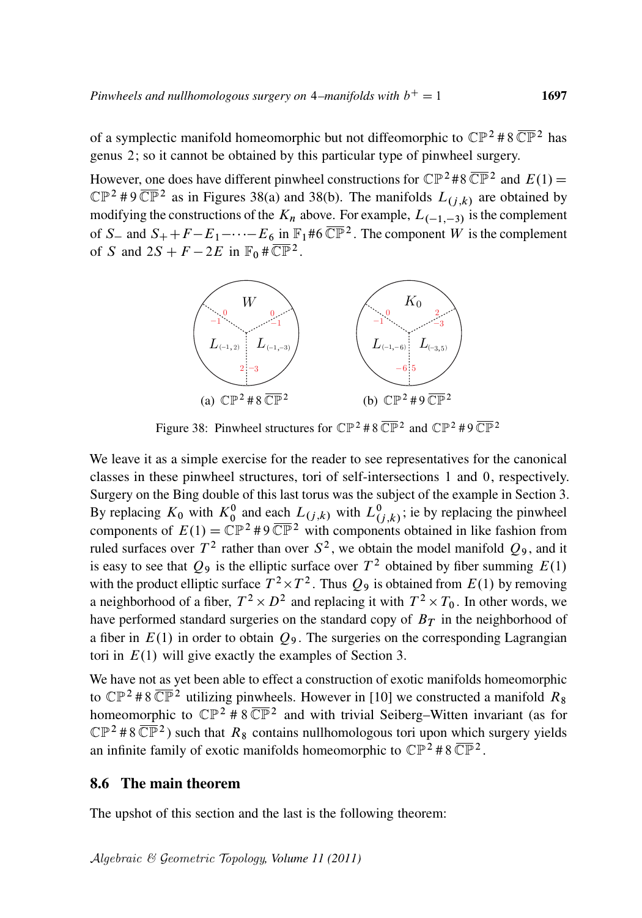of a symplectic manifold homeomorphic but not diffeomorphic to $\mathbb{CP}^2 \# 8\,\overline{\mathbb{CP}}^2$ has genus 2; so it cannot be obtained by this particular type of pinwheel surgery.

However, one does have different pinwheel constructions for $\mathbb{CP}^2 \# 8\,\overline{\mathbb{CP}}^2$ and $E(1) = \mathbb{CP}^2 \# 9\,\overline{\mathbb{CP}}^2$ as in Figures 38(a) and 38(b). The manifolds $L_{(j,k)}$ are obtained by modifying the constructions of the $K_n$ above. For example, $L_{(-1,-3)}$ is the complement of $S_-$ and $S_+ + F - E_1 - \cdots - E_6$ in $\mathbb{F}_1 \# 6\,\overline{\mathbb{CP}}^2$. The component $W$ is the complement of $S$ and $2S + F - 2E$ in $\mathbb{F}_0 \# \overline{\mathbb{CP}}^2$.

(a) $\mathbb{CP}^2 \# 8\,\overline{\mathbb{CP}}^2$ (b) $\mathbb{CP}^2 \# 9\,\overline{\mathbb{CP}}^2$

Figure 38: Pinwheel structures for $\mathbb{CP}^2 \# 8\,\overline{\mathbb{CP}}^2$ and $\mathbb{CP}^2 \# 9\,\overline{\mathbb{CP}}^2$

We leave it as a simple exercise for the reader to see representatives for the canonical classes in these pinwheel structures, tori of self-intersections 1 and 0, respectively. Surgery on the Bing double of this last torus was the subject of the example in Section 3. By replacing $K_0$ with $K_0^0$ and each $L_{(j,k)}$ with $L_{(j,k)}^0$; ie by replacing the pinwheel components of $E(1) = \mathbb{CP}^2 \# 9\,\overline{\mathbb{CP}}^2$ with components obtained in like fashion from ruled surfaces over $T^2$ rather than over $S^2$, we obtain the model manifold $Q_9$, and it is easy to see that $Q_9$ is the elliptic surface over $T^2$ obtained by fiber summing $E(1)$ with the product elliptic surface $T^2 \times T^2$. Thus $Q_9$ is obtained from $E(1)$ by removing a neighborhood of a fiber, $T^2 \times D^2$ and replacing it with $T^2 \times T_0$. In other words, we have performed standard surgeries on the standard copy of $B_T$ in the neighborhood of a fiber in $E(1)$ in order to obtain $Q_9$. The surgeries on the corresponding Lagrangian tori in $E(1)$ will give exactly the examples of Section 3.

We have not as yet been able to effect a construction of exotic manifolds homeomorphic to $\mathbb{CP}^2 \# 8\,\overline{\mathbb{CP}}^2$ utilizing pinwheels. However in [10] we constructed a manifold $R_8$ homeomorphic to $\mathbb{CP}^2 \# 8\,\overline{\mathbb{CP}}^2$ and with trivial Seiberg–Witten invariant (as for $\mathbb{CP}^2 \# 8\,\overline{\mathbb{CP}}^2$) such that $R_8$ contains nullhomologous tori upon which surgery yields an infinite family of exotic manifolds homeomorphic to $\mathbb{CP}^2 \# 8\,\overline{\mathbb{CP}}^2$.

## 8.6 The main theorem

The upshot of this section and the last is the following theorem: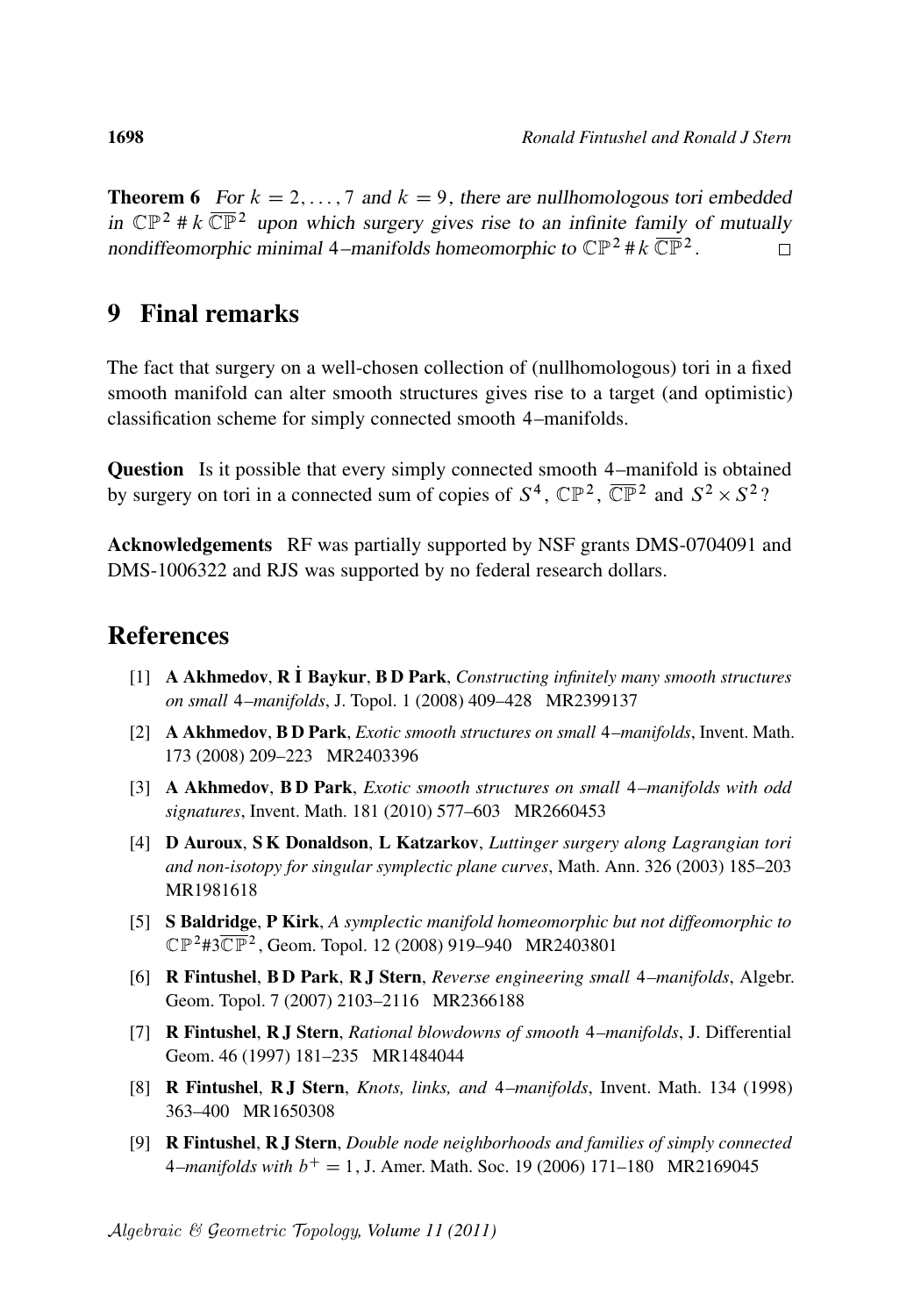**Theorem 6** *For $k = 2, \ldots, 7$ and $k = 9$, there are nullhomologous tori embedded in $\mathbb{CP}^2 \# k\,\overline{\mathbb{CP}}^2$ upon which surgery gives rise to an infinite family of mutually nondiffeomorphic minimal 4–manifolds homeomorphic to $\mathbb{CP}^2 \# k\,\overline{\mathbb{CP}}^2$.* □

## 9 Final remarks

The fact that surgery on a well-chosen collection of (nullhomologous) tori in a fixed smooth manifold can alter smooth structures gives rise to a target (and optimistic) classification scheme for simply connected smooth 4–manifolds.

**Question** Is it possible that every simply connected smooth 4–manifold is obtained by surgery on tori in a connected sum of copies of $S^4$, $\mathbb{CP}^2$, $\overline{\mathbb{CP}}^2$ and $S^2 \times S^2$?

**Acknowledgements** RF was partially supported by NSF grants DMS-0704091 and DMS-1006322 and RJS was supported by no federal research dollars.

## References

[1] **A Akhmedov**, **R İ Baykur**, **B D Park**, *Constructing infinitely many smooth structures on small 4–manifolds*, J. Topol. 1 (2008) 409–428 MR2399137

[2] **A Akhmedov**, **B D Park**, *Exotic smooth structures on small 4–manifolds*, Invent. Math. 173 (2008) 209–223 MR2403396

[3] **A Akhmedov**, **B D Park**, *Exotic smooth structures on small 4–manifolds with odd signatures*, Invent. Math. 181 (2010) 577–603 MR2660453

[4] **D Auroux**, **S K Donaldson**, **L Katzarkov**, *Luttinger surgery along Lagrangian tori and non-isotopy for singular symplectic plane curves*, Math. Ann. 326 (2003) 185–203 MR1981618

[5] **S Baldridge**, **P Kirk**, *A symplectic manifold homeomorphic but not diffeomorphic to $\mathbb{CP}^2 \# 3\overline{\mathbb{CP}}^2$*, Geom. Topol. 12 (2008) 919–940 MR2403801

[6] **R Fintushel**, **B D Park**, **R J Stern**, *Reverse engineering small 4–manifolds*, Algebr. Geom. Topol. 7 (2007) 2103–2116 MR2366188

[7] **R Fintushel**, **R J Stern**, *Rational blowdowns of smooth 4–manifolds*, J. Differential Geom. 46 (1997) 181–235 MR1484044

[8] **R Fintushel**, **R J Stern**, *Knots, links, and 4–manifolds*, Invent. Math. 134 (1998) 363–400 MR1650308

[9] **R Fintushel**, **R J Stern**, *Double node neighborhoods and families of simply connected 4–manifolds with $b^+ = 1$*, J. Amer. Math. Soc. 19 (2006) 171–180 MR2169045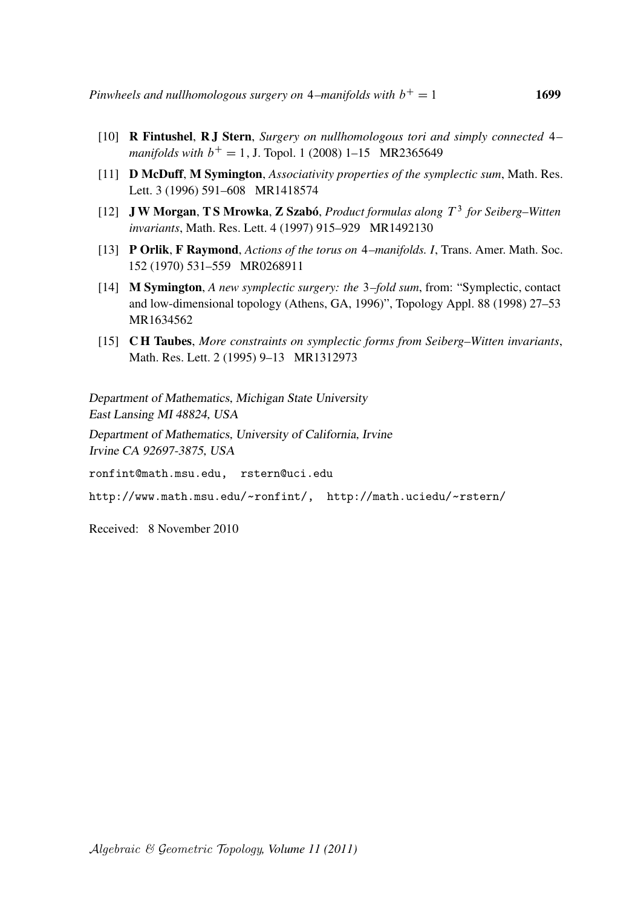[10] **R Fintushel**, **R J Stern**, *Surgery on nullhomologous tori and simply connected 4–manifolds with $b^+ = 1$*, J. Topol. 1 (2008) 1–15 MR2365649

[11] **D McDuff**, **M Symington**, *Associativity properties of the symplectic sum*, Math. Res. Lett. 3 (1996) 591–608 MR1418574

[12] **J W Morgan**, **T S Mrowka**, **Z Szabó**, *Product formulas along $T^3$ for Seiberg–Witten invariants*, Math. Res. Lett. 4 (1997) 915–929 MR1492130

[13] **P Orlik**, **F Raymond**, *Actions of the torus on 4–manifolds. I*, Trans. Amer. Math. Soc. 152 (1970) 531–559 MR0268911

[14] **M Symington**, *A new symplectic surgery: the 3–fold sum*, from: "Symplectic, contact and low-dimensional topology (Athens, GA, 1996)", Topology Appl. 88 (1998) 27–53 MR1634562

[15] **C H Taubes**, *More constraints on symplectic forms from Seiberg–Witten invariants*, Math. Res. Lett. 2 (1995) 9–13 MR1312973

*Department of Mathematics, Michigan State University*
*East Lansing MI 48824, USA*

*Department of Mathematics, University of California, Irvine*
*Irvine CA 92697-3875, USA*

ronfint@math.msu.edu, rstern@uci.edu

http://www.math.msu.edu/~ronfint/, http://math.uciedu/~rstern/

Received: 8 November 2010